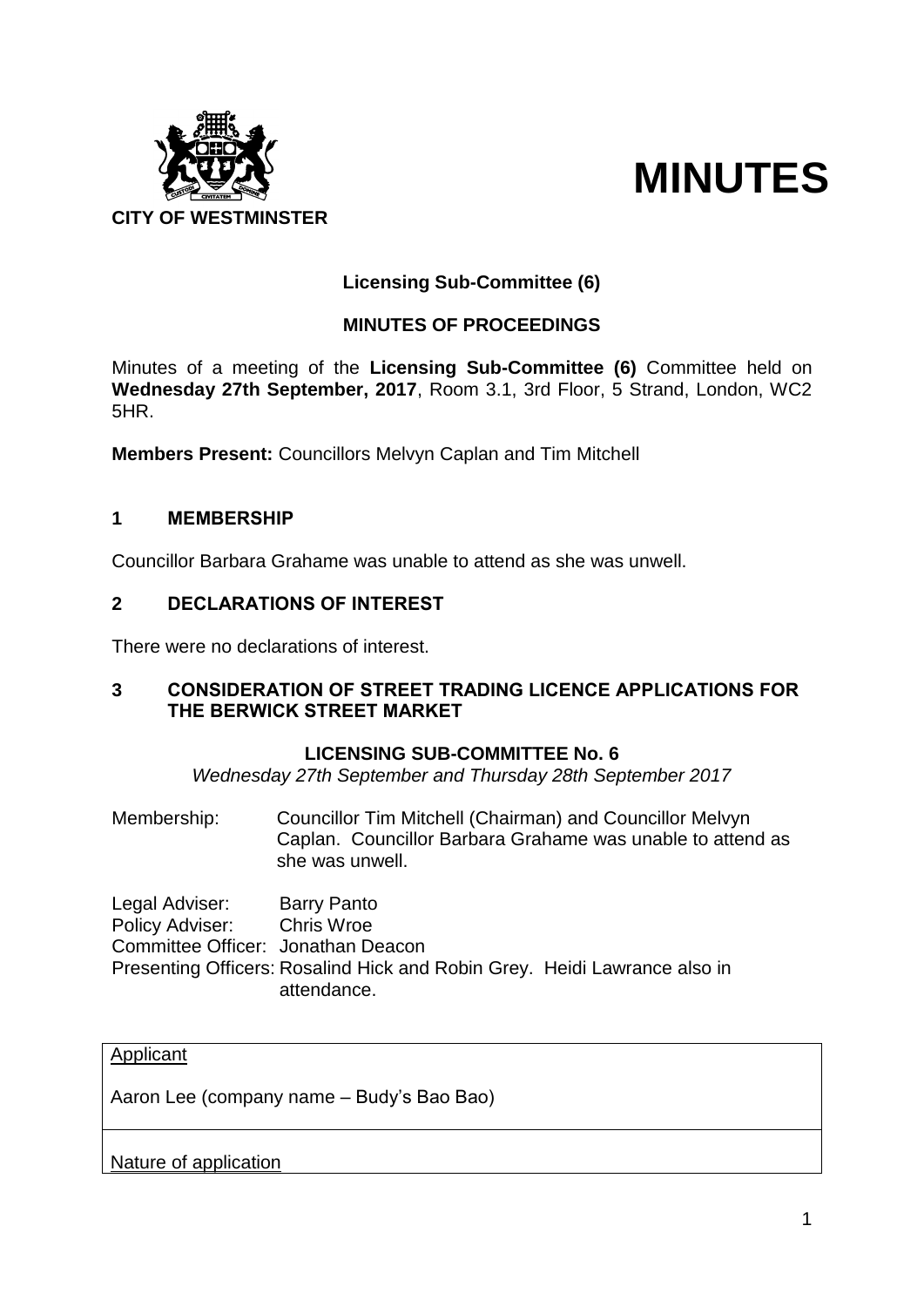**CITY OF WESTMINSTER**

# MINUTES

**Licensing Sub-Committee (6)**

**MINUTES OF PROCEEDINGS**

Minutes of a meeting of the **Licensing Sub-Committee (6)** Committee held on **Wednesday 27th September, 2017**, Room 3.1, 3rd Floor, 5 Strand, London, WC2 5HR.

**Members Present:** Councillors Melvyn Caplan and Tim Mitchell

## 1 MEMBERSHIP

Councillor Barbara Grahame was unable to attend as she was unwell.

## 2 DECLARATIONS OF INTEREST

There were no declarations of interest.

## 3 CONSIDERATION OF STREET TRADING LICENCE APPLICATIONS FOR THE BERWICK STREET MARKET

**LICENSING SUB-COMMITTEE No. 6**

*Wednesday 27th September and Thursday 28th September 2017*

Membership: Councillor Tim Mitchell (Chairman) and Councillor Melvyn Caplan. Councillor Barbara Grahame was unable to attend as she was unwell.

Legal Adviser: Barry Panto
Policy Adviser: Chris Wroe
Committee Officer: Jonathan Deacon
Presenting Officers: Rosalind Hick and Robin Grey. Heidi Lawrance also in attendance.

| Applicant |
|---|
| Aaron Lee (company name – Budy's Bao Bao) |
| Nature of application |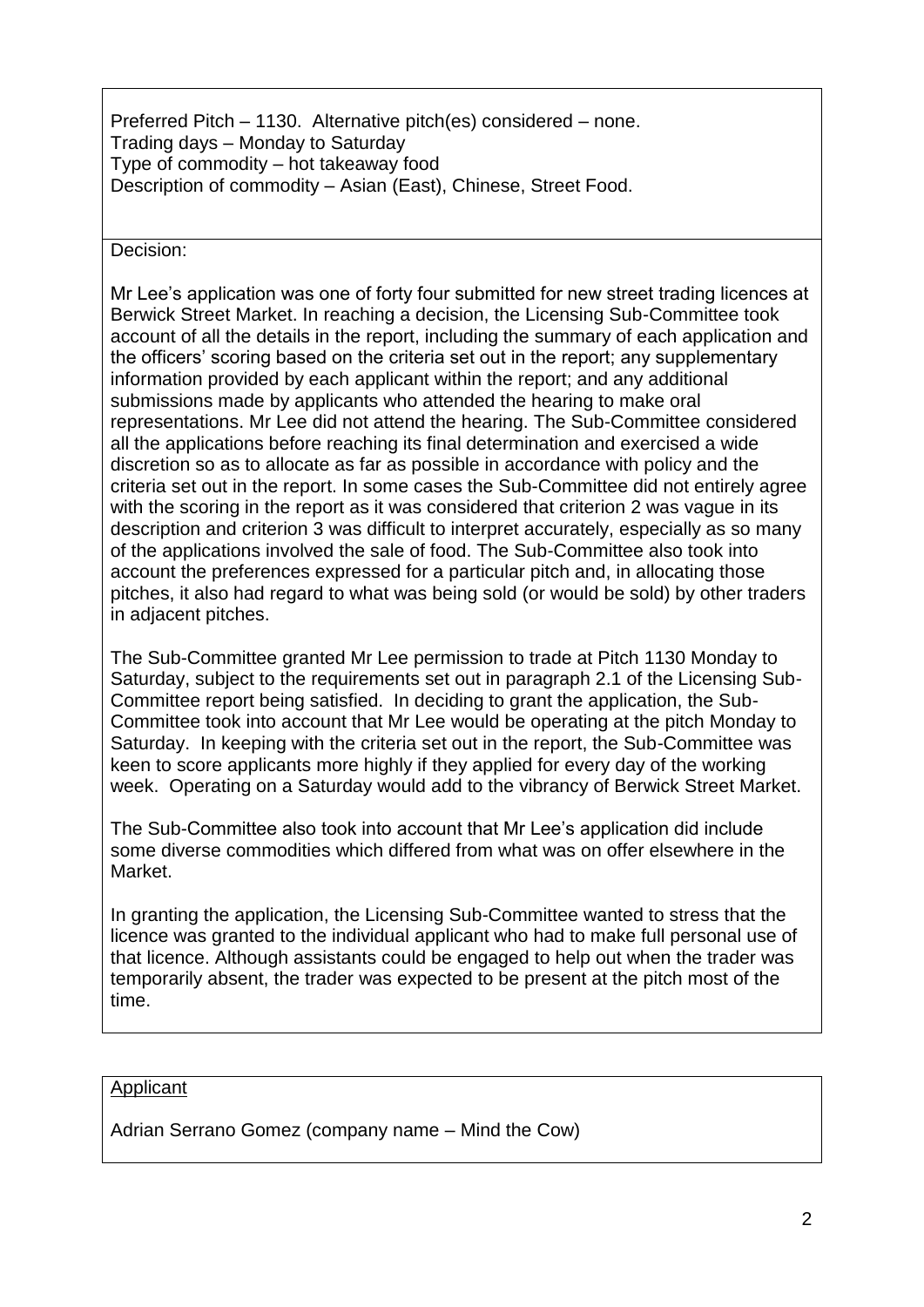Preferred Pitch – 1130. Alternative pitch(es) considered – none.
Trading days – Monday to Saturday
Type of commodity – hot takeaway food
Description of commodity – Asian (East), Chinese, Street Food.

Decision:

Mr Lee's application was one of forty four submitted for new street trading licences at Berwick Street Market. In reaching a decision, the Licensing Sub-Committee took account of all the details in the report, including the summary of each application and the officers' scoring based on the criteria set out in the report; any supplementary information provided by each applicant within the report; and any additional submissions made by applicants who attended the hearing to make oral representations. Mr Lee did not attend the hearing. The Sub-Committee considered all the applications before reaching its final determination and exercised a wide discretion so as to allocate as far as possible in accordance with policy and the criteria set out in the report. In some cases the Sub-Committee did not entirely agree with the scoring in the report as it was considered that criterion 2 was vague in its description and criterion 3 was difficult to interpret accurately, especially as so many of the applications involved the sale of food. The Sub-Committee also took into account the preferences expressed for a particular pitch and, in allocating those pitches, it also had regard to what was being sold (or would be sold) by other traders in adjacent pitches.

The Sub-Committee granted Mr Lee permission to trade at Pitch 1130 Monday to Saturday, subject to the requirements set out in paragraph 2.1 of the Licensing Sub-Committee report being satisfied. In deciding to grant the application, the Sub-Committee took into account that Mr Lee would be operating at the pitch Monday to Saturday. In keeping with the criteria set out in the report, the Sub-Committee was keen to score applicants more highly if they applied for every day of the working week. Operating on a Saturday would add to the vibrancy of Berwick Street Market.

The Sub-Committee also took into account that Mr Lee's application did include some diverse commodities which differed from what was on offer elsewhere in the Market.

In granting the application, the Licensing Sub-Committee wanted to stress that the licence was granted to the individual applicant who had to make full personal use of that licence. Although assistants could be engaged to help out when the trader was temporarily absent, the trader was expected to be present at the pitch most of the time.

Applicant

Adrian Serrano Gomez (company name – Mind the Cow)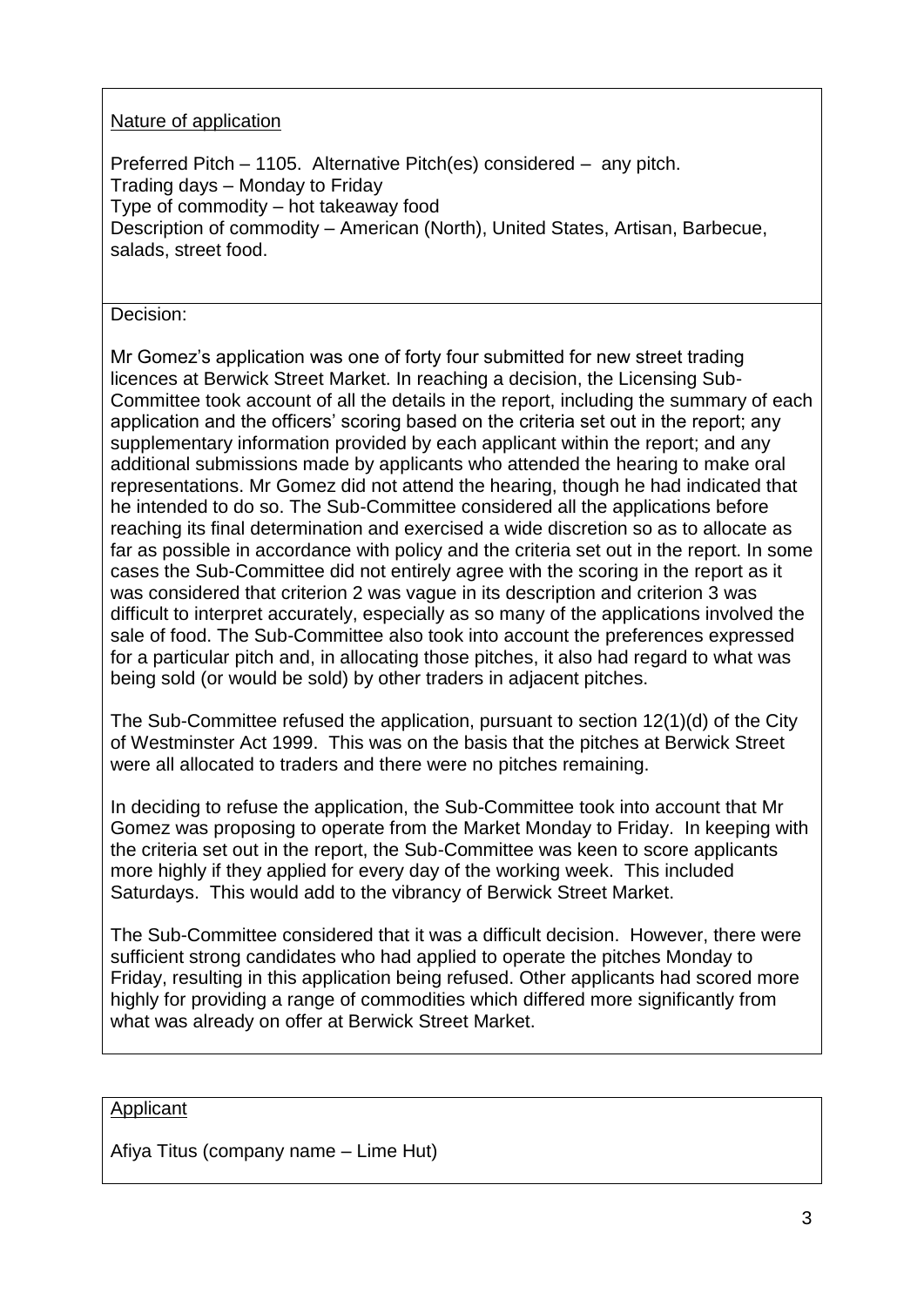Nature of application

Preferred Pitch – 1105. Alternative Pitch(es) considered – any pitch.
Trading days – Monday to Friday
Type of commodity – hot takeaway food
Description of commodity – American (North), United States, Artisan, Barbecue, salads, street food.

Decision:

Mr Gomez's application was one of forty four submitted for new street trading licences at Berwick Street Market. In reaching a decision, the Licensing Sub-Committee took account of all the details in the report, including the summary of each application and the officers' scoring based on the criteria set out in the report; any supplementary information provided by each applicant within the report; and any additional submissions made by applicants who attended the hearing to make oral representations. Mr Gomez did not attend the hearing, though he had indicated that he intended to do so. The Sub-Committee considered all the applications before reaching its final determination and exercised a wide discretion so as to allocate as far as possible in accordance with policy and the criteria set out in the report. In some cases the Sub-Committee did not entirely agree with the scoring in the report as it was considered that criterion 2 was vague in its description and criterion 3 was difficult to interpret accurately, especially as so many of the applications involved the sale of food. The Sub-Committee also took into account the preferences expressed for a particular pitch and, in allocating those pitches, it also had regard to what was being sold (or would be sold) by other traders in adjacent pitches.

The Sub-Committee refused the application, pursuant to section 12(1)(d) of the City of Westminster Act 1999. This was on the basis that the pitches at Berwick Street were all allocated to traders and there were no pitches remaining.

In deciding to refuse the application, the Sub-Committee took into account that Mr Gomez was proposing to operate from the Market Monday to Friday. In keeping with the criteria set out in the report, the Sub-Committee was keen to score applicants more highly if they applied for every day of the working week. This included Saturdays. This would add to the vibrancy of Berwick Street Market.

The Sub-Committee considered that it was a difficult decision. However, there were sufficient strong candidates who had applied to operate the pitches Monday to Friday, resulting in this application being refused. Other applicants had scored more highly for providing a range of commodities which differed more significantly from what was already on offer at Berwick Street Market.

Applicant

Afiya Titus (company name – Lime Hut)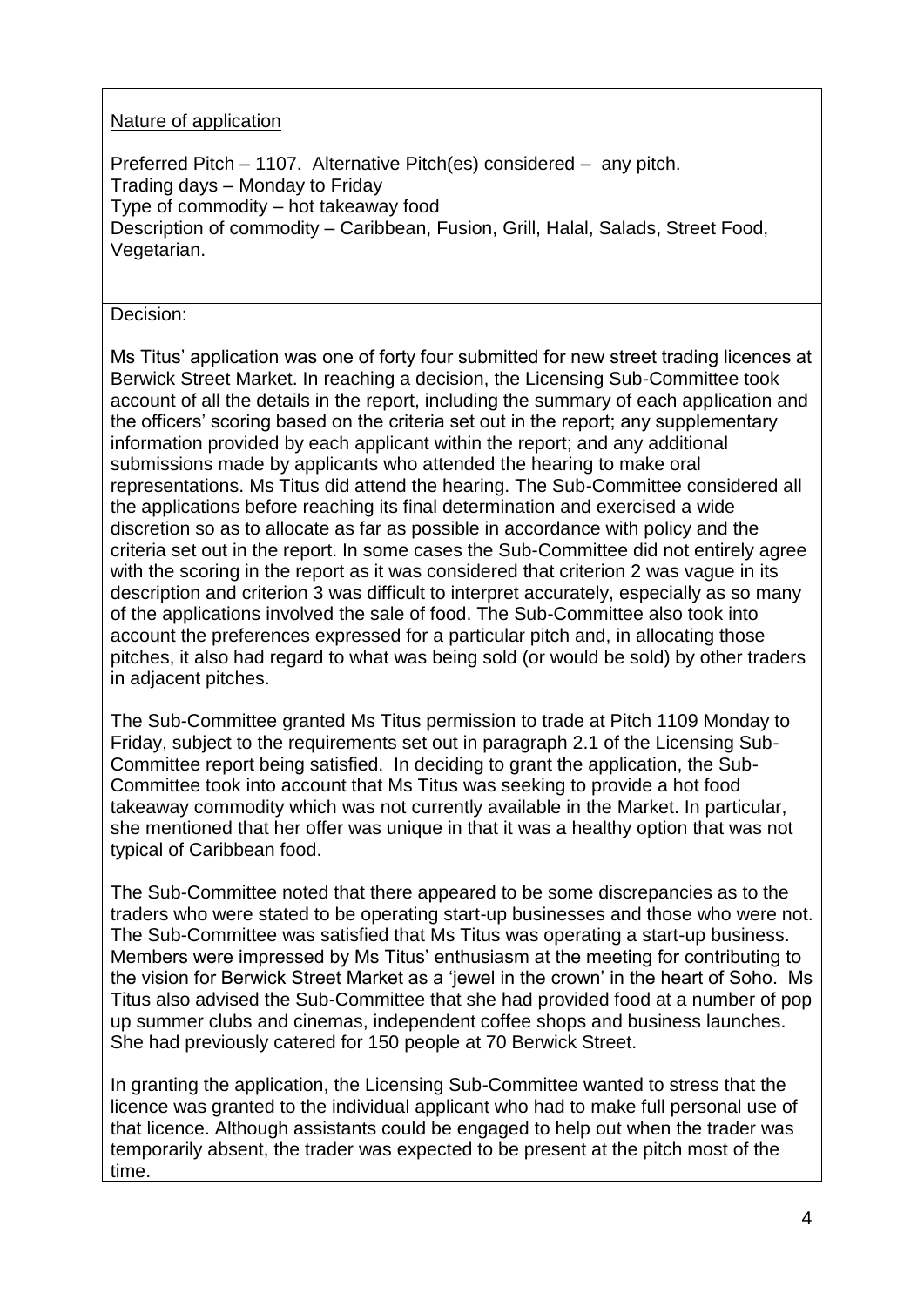Nature of application

Preferred Pitch – 1107. Alternative Pitch(es) considered – any pitch.
Trading days – Monday to Friday
Type of commodity – hot takeaway food
Description of commodity – Caribbean, Fusion, Grill, Halal, Salads, Street Food, Vegetarian.

Decision:

Ms Titus' application was one of forty four submitted for new street trading licences at Berwick Street Market. In reaching a decision, the Licensing Sub-Committee took account of all the details in the report, including the summary of each application and the officers' scoring based on the criteria set out in the report; any supplementary information provided by each applicant within the report; and any additional submissions made by applicants who attended the hearing to make oral representations. Ms Titus did attend the hearing. The Sub-Committee considered all the applications before reaching its final determination and exercised a wide discretion so as to allocate as far as possible in accordance with policy and the criteria set out in the report. In some cases the Sub-Committee did not entirely agree with the scoring in the report as it was considered that criterion 2 was vague in its description and criterion 3 was difficult to interpret accurately, especially as so many of the applications involved the sale of food. The Sub-Committee also took into account the preferences expressed for a particular pitch and, in allocating those pitches, it also had regard to what was being sold (or would be sold) by other traders in adjacent pitches.

The Sub-Committee granted Ms Titus permission to trade at Pitch 1109 Monday to Friday, subject to the requirements set out in paragraph 2.1 of the Licensing Sub-Committee report being satisfied. In deciding to grant the application, the Sub-Committee took into account that Ms Titus was seeking to provide a hot food takeaway commodity which was not currently available in the Market. In particular, she mentioned that her offer was unique in that it was a healthy option that was not typical of Caribbean food.

The Sub-Committee noted that there appeared to be some discrepancies as to the traders who were stated to be operating start-up businesses and those who were not. The Sub-Committee was satisfied that Ms Titus was operating a start-up business. Members were impressed by Ms Titus' enthusiasm at the meeting for contributing to the vision for Berwick Street Market as a 'jewel in the crown' in the heart of Soho. Ms Titus also advised the Sub-Committee that she had provided food at a number of pop up summer clubs and cinemas, independent coffee shops and business launches. She had previously catered for 150 people at 70 Berwick Street.

In granting the application, the Licensing Sub-Committee wanted to stress that the licence was granted to the individual applicant who had to make full personal use of that licence. Although assistants could be engaged to help out when the trader was temporarily absent, the trader was expected to be present at the pitch most of the time.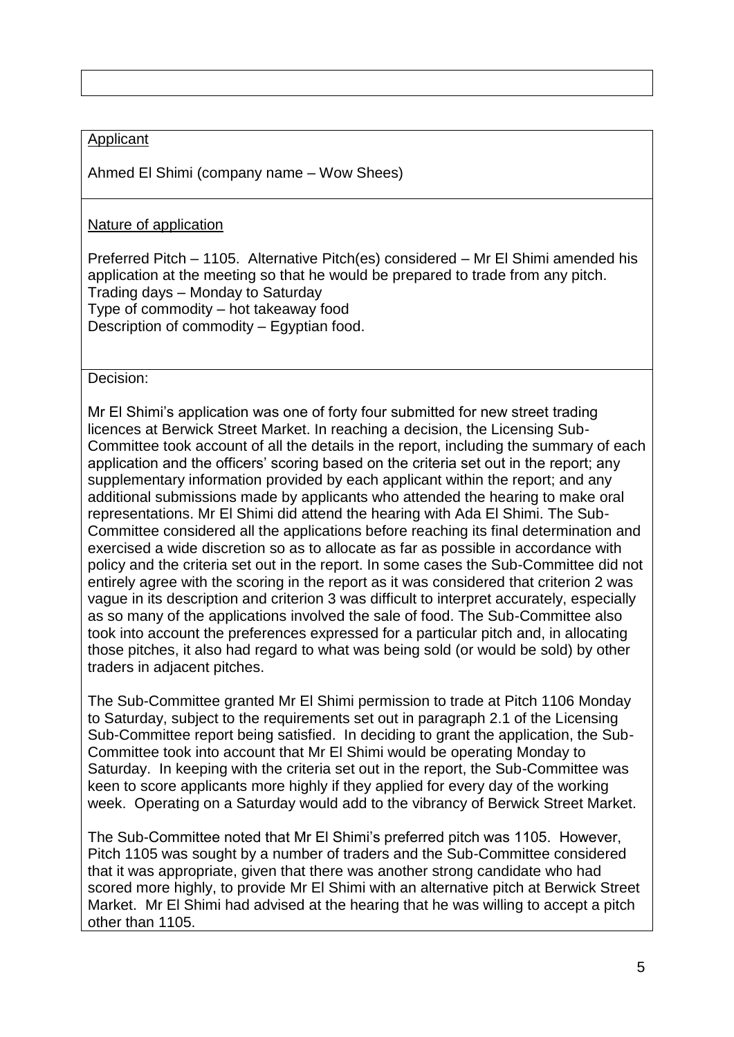Applicant

Ahmed El Shimi (company name – Wow Shees)

Nature of application

Preferred Pitch – 1105. Alternative Pitch(es) considered – Mr El Shimi amended his application at the meeting so that he would be prepared to trade from any pitch.
Trading days – Monday to Saturday
Type of commodity – hot takeaway food
Description of commodity – Egyptian food.

Decision:

Mr El Shimi's application was one of forty four submitted for new street trading licences at Berwick Street Market. In reaching a decision, the Licensing Sub-Committee took account of all the details in the report, including the summary of each application and the officers' scoring based on the criteria set out in the report; any supplementary information provided by each applicant within the report; and any additional submissions made by applicants who attended the hearing to make oral representations. Mr El Shimi did attend the hearing with Ada El Shimi. The Sub-Committee considered all the applications before reaching its final determination and exercised a wide discretion so as to allocate as far as possible in accordance with policy and the criteria set out in the report. In some cases the Sub-Committee did not entirely agree with the scoring in the report as it was considered that criterion 2 was vague in its description and criterion 3 was difficult to interpret accurately, especially as so many of the applications involved the sale of food. The Sub-Committee also took into account the preferences expressed for a particular pitch and, in allocating those pitches, it also had regard to what was being sold (or would be sold) by other traders in adjacent pitches.

The Sub-Committee granted Mr El Shimi permission to trade at Pitch 1106 Monday to Saturday, subject to the requirements set out in paragraph 2.1 of the Licensing Sub-Committee report being satisfied. In deciding to grant the application, the Sub-Committee took into account that Mr El Shimi would be operating Monday to Saturday. In keeping with the criteria set out in the report, the Sub-Committee was keen to score applicants more highly if they applied for every day of the working week. Operating on a Saturday would add to the vibrancy of Berwick Street Market.

The Sub-Committee noted that Mr El Shimi's preferred pitch was 1105. However, Pitch 1105 was sought by a number of traders and the Sub-Committee considered that it was appropriate, given that there was another strong candidate who had scored more highly, to provide Mr El Shimi with an alternative pitch at Berwick Street Market. Mr El Shimi had advised at the hearing that he was willing to accept a pitch other than 1105.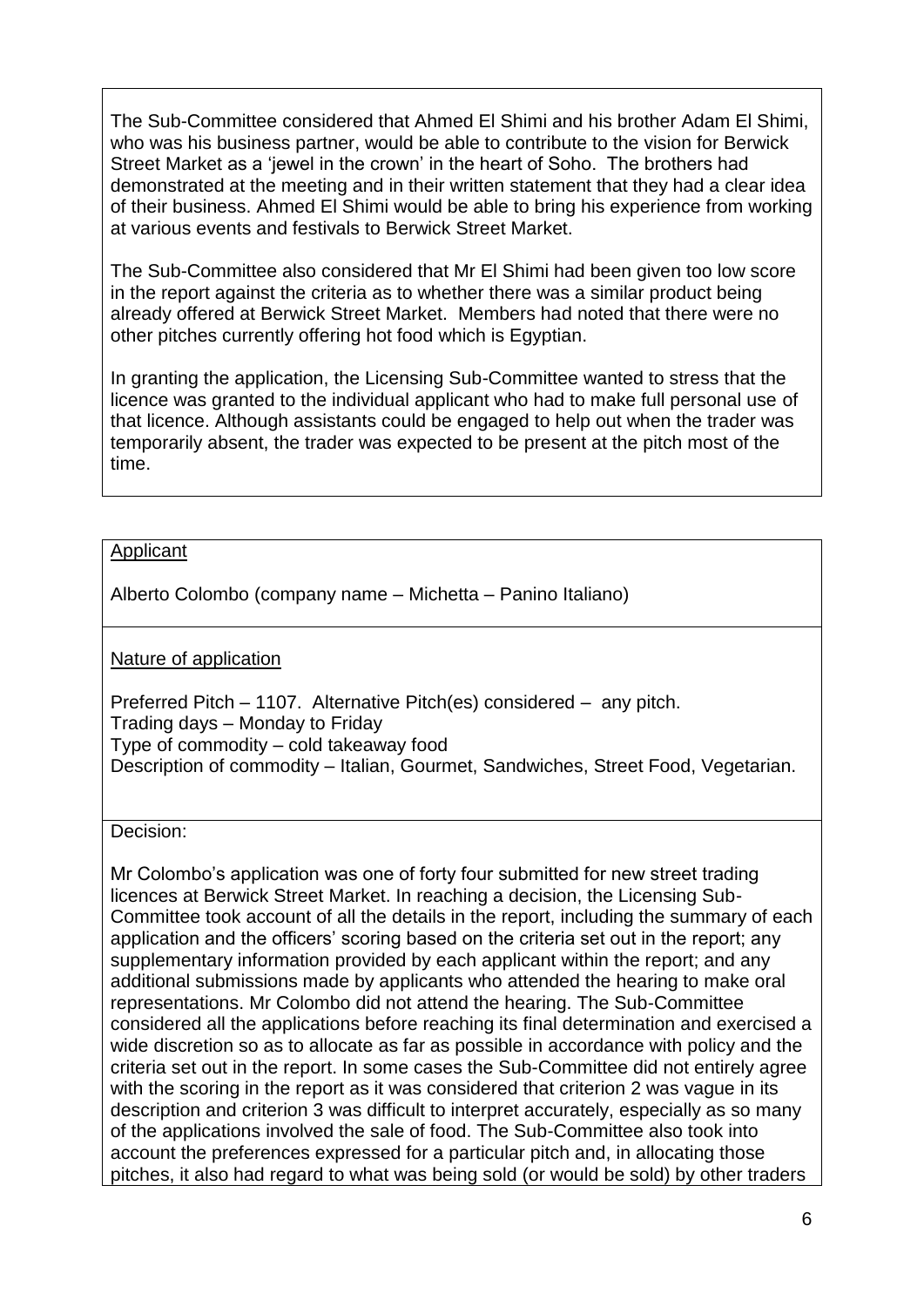The Sub-Committee considered that Ahmed El Shimi and his brother Adam El Shimi, who was his business partner, would be able to contribute to the vision for Berwick Street Market as a 'jewel in the crown' in the heart of Soho. The brothers had demonstrated at the meeting and in their written statement that they had a clear idea of their business. Ahmed El Shimi would be able to bring his experience from working at various events and festivals to Berwick Street Market.

The Sub-Committee also considered that Mr El Shimi had been given too low score in the report against the criteria as to whether there was a similar product being already offered at Berwick Street Market. Members had noted that there were no other pitches currently offering hot food which is Egyptian.

In granting the application, the Licensing Sub-Committee wanted to stress that the licence was granted to the individual applicant who had to make full personal use of that licence. Although assistants could be engaged to help out when the trader was temporarily absent, the trader was expected to be present at the pitch most of the time.

Applicant

Alberto Colombo (company name – Michetta – Panino Italiano)

Nature of application

Preferred Pitch – 1107. Alternative Pitch(es) considered – any pitch.
Trading days – Monday to Friday
Type of commodity – cold takeaway food
Description of commodity – Italian, Gourmet, Sandwiches, Street Food, Vegetarian.

Decision:

Mr Colombo's application was one of forty four submitted for new street trading licences at Berwick Street Market. In reaching a decision, the Licensing Sub-Committee took account of all the details in the report, including the summary of each application and the officers' scoring based on the criteria set out in the report; any supplementary information provided by each applicant within the report; and any additional submissions made by applicants who attended the hearing to make oral representations. Mr Colombo did not attend the hearing. The Sub-Committee considered all the applications before reaching its final determination and exercised a wide discretion so as to allocate as far as possible in accordance with policy and the criteria set out in the report. In some cases the Sub-Committee did not entirely agree with the scoring in the report as it was considered that criterion 2 was vague in its description and criterion 3 was difficult to interpret accurately, especially as so many of the applications involved the sale of food. The Sub-Committee also took into account the preferences expressed for a particular pitch and, in allocating those pitches, it also had regard to what was being sold (or would be sold) by other traders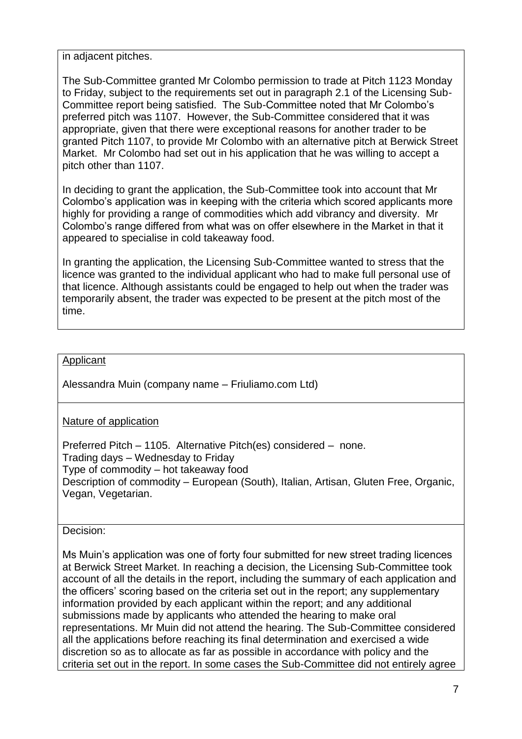in adjacent pitches.

The Sub-Committee granted Mr Colombo permission to trade at Pitch 1123 Monday to Friday, subject to the requirements set out in paragraph 2.1 of the Licensing Sub-Committee report being satisfied. The Sub-Committee noted that Mr Colombo's preferred pitch was 1107. However, the Sub-Committee considered that it was appropriate, given that there were exceptional reasons for another trader to be granted Pitch 1107, to provide Mr Colombo with an alternative pitch at Berwick Street Market. Mr Colombo had set out in his application that he was willing to accept a pitch other than 1107.

In deciding to grant the application, the Sub-Committee took into account that Mr Colombo's application was in keeping with the criteria which scored applicants more highly for providing a range of commodities which add vibrancy and diversity. Mr Colombo's range differed from what was on offer elsewhere in the Market in that it appeared to specialise in cold takeaway food.

In granting the application, the Licensing Sub-Committee wanted to stress that the licence was granted to the individual applicant who had to make full personal use of that licence. Although assistants could be engaged to help out when the trader was temporarily absent, the trader was expected to be present at the pitch most of the time.

Applicant

Alessandra Muin (company name – Friuliamo.com Ltd)

Nature of application

Preferred Pitch – 1105. Alternative Pitch(es) considered – none.
Trading days – Wednesday to Friday
Type of commodity – hot takeaway food
Description of commodity – European (South), Italian, Artisan, Gluten Free, Organic, Vegan, Vegetarian.

Decision:

Ms Muin's application was one of forty four submitted for new street trading licences at Berwick Street Market. In reaching a decision, the Licensing Sub-Committee took account of all the details in the report, including the summary of each application and the officers' scoring based on the criteria set out in the report; any supplementary information provided by each applicant within the report; and any additional submissions made by applicants who attended the hearing to make oral representations. Mr Muin did not attend the hearing. The Sub-Committee considered all the applications before reaching its final determination and exercised a wide discretion so as to allocate as far as possible in accordance with policy and the criteria set out in the report. In some cases the Sub-Committee did not entirely agree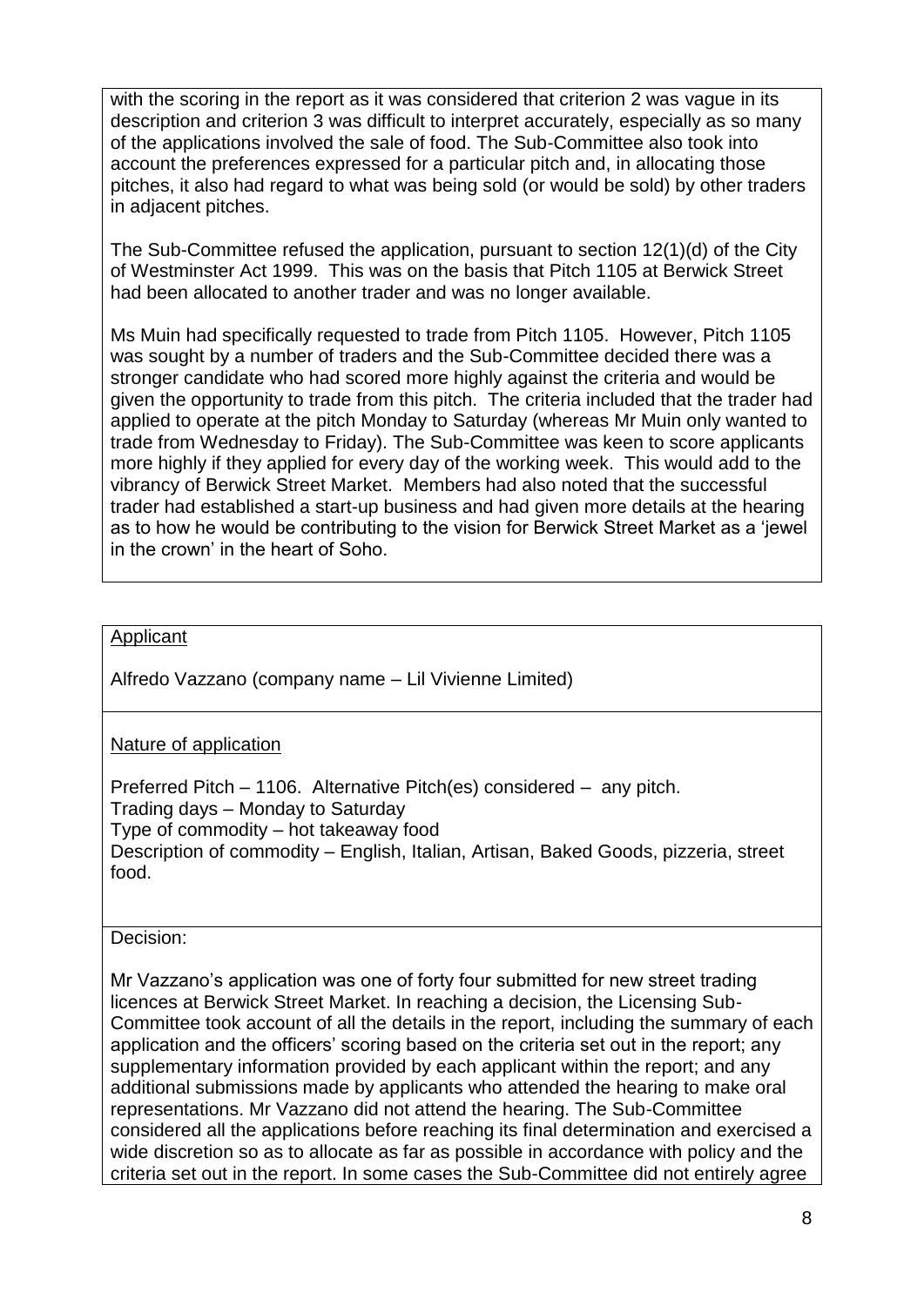with the scoring in the report as it was considered that criterion 2 was vague in its description and criterion 3 was difficult to interpret accurately, especially as so many of the applications involved the sale of food. The Sub-Committee also took into account the preferences expressed for a particular pitch and, in allocating those pitches, it also had regard to what was being sold (or would be sold) by other traders in adjacent pitches.

The Sub-Committee refused the application, pursuant to section 12(1)(d) of the City of Westminster Act 1999. This was on the basis that Pitch 1105 at Berwick Street had been allocated to another trader and was no longer available.

Ms Muin had specifically requested to trade from Pitch 1105. However, Pitch 1105 was sought by a number of traders and the Sub-Committee decided there was a stronger candidate who had scored more highly against the criteria and would be given the opportunity to trade from this pitch. The criteria included that the trader had applied to operate at the pitch Monday to Saturday (whereas Mr Muin only wanted to trade from Wednesday to Friday). The Sub-Committee was keen to score applicants more highly if they applied for every day of the working week. This would add to the vibrancy of Berwick Street Market. Members had also noted that the successful trader had established a start-up business and had given more details at the hearing as to how he would be contributing to the vision for Berwick Street Market as a 'jewel in the crown' in the heart of Soho.

Applicant

Alfredo Vazzano (company name – Lil Vivienne Limited)

Nature of application

Preferred Pitch – 1106. Alternative Pitch(es) considered – any pitch.
Trading days – Monday to Saturday
Type of commodity – hot takeaway food
Description of commodity – English, Italian, Artisan, Baked Goods, pizzeria, street food.

Decision:

Mr Vazzano's application was one of forty four submitted for new street trading licences at Berwick Street Market. In reaching a decision, the Licensing Sub-Committee took account of all the details in the report, including the summary of each application and the officers' scoring based on the criteria set out in the report; any supplementary information provided by each applicant within the report; and any additional submissions made by applicants who attended the hearing to make oral representations. Mr Vazzano did not attend the hearing. The Sub-Committee considered all the applications before reaching its final determination and exercised a wide discretion so as to allocate as far as possible in accordance with policy and the criteria set out in the report. In some cases the Sub-Committee did not entirely agree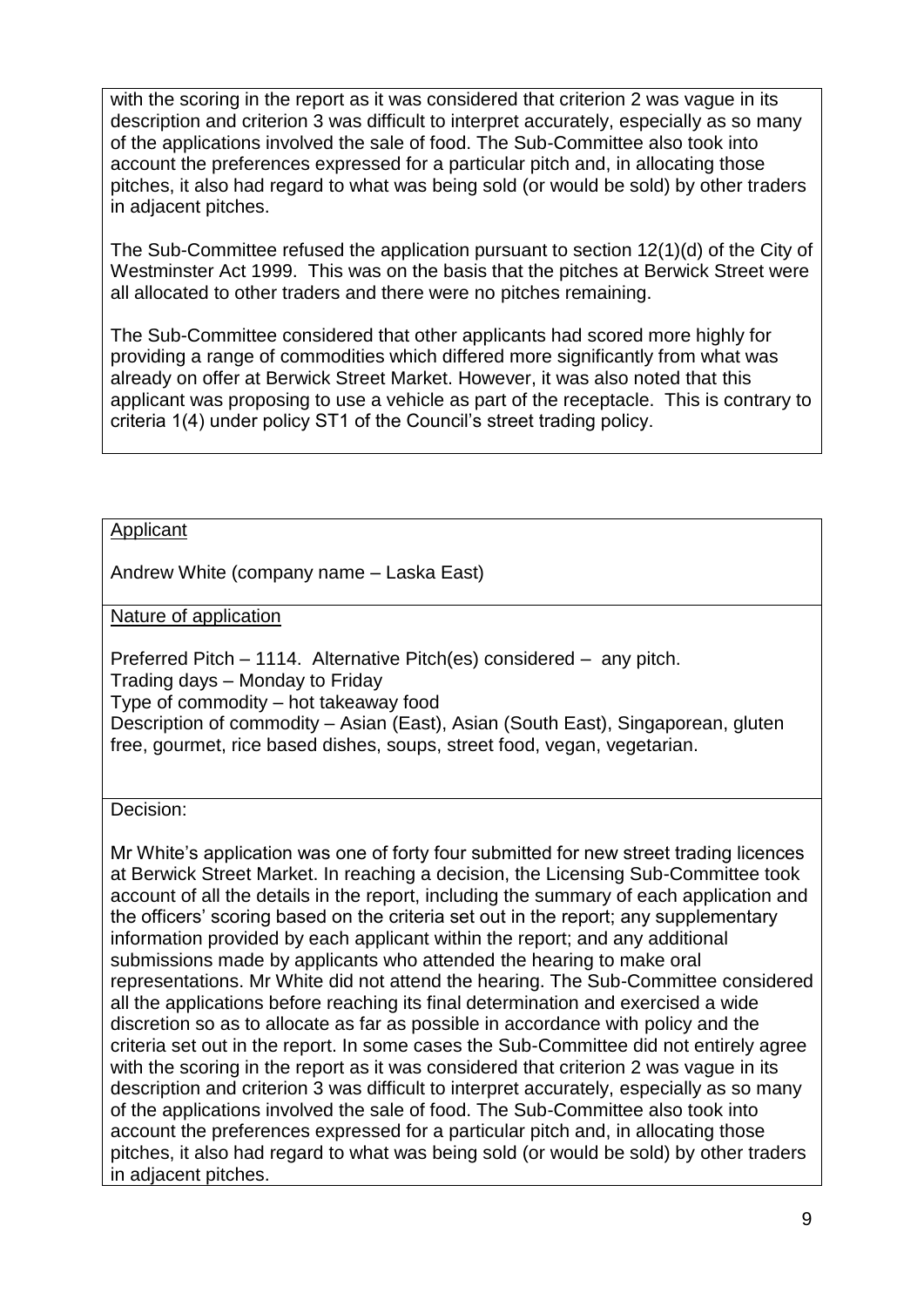with the scoring in the report as it was considered that criterion 2 was vague in its description and criterion 3 was difficult to interpret accurately, especially as so many of the applications involved the sale of food. The Sub-Committee also took into account the preferences expressed for a particular pitch and, in allocating those pitches, it also had regard to what was being sold (or would be sold) by other traders in adjacent pitches.

The Sub-Committee refused the application pursuant to section 12(1)(d) of the City of Westminster Act 1999. This was on the basis that the pitches at Berwick Street were all allocated to other traders and there were no pitches remaining.

The Sub-Committee considered that other applicants had scored more highly for providing a range of commodities which differed more significantly from what was already on offer at Berwick Street Market. However, it was also noted that this applicant was proposing to use a vehicle as part of the receptacle. This is contrary to criteria 1(4) under policy ST1 of the Council's street trading policy.

Applicant

Andrew White (company name – Laska East)

Nature of application

Preferred Pitch – 1114. Alternative Pitch(es) considered – any pitch.
Trading days – Monday to Friday
Type of commodity – hot takeaway food
Description of commodity – Asian (East), Asian (South East), Singaporean, gluten free, gourmet, rice based dishes, soups, street food, vegan, vegetarian.

Decision:

Mr White's application was one of forty four submitted for new street trading licences at Berwick Street Market. In reaching a decision, the Licensing Sub-Committee took account of all the details in the report, including the summary of each application and the officers' scoring based on the criteria set out in the report; any supplementary information provided by each applicant within the report; and any additional submissions made by applicants who attended the hearing to make oral representations. Mr White did not attend the hearing. The Sub-Committee considered all the applications before reaching its final determination and exercised a wide discretion so as to allocate as far as possible in accordance with policy and the criteria set out in the report. In some cases the Sub-Committee did not entirely agree with the scoring in the report as it was considered that criterion 2 was vague in its description and criterion 3 was difficult to interpret accurately, especially as so many of the applications involved the sale of food. The Sub-Committee also took into account the preferences expressed for a particular pitch and, in allocating those pitches, it also had regard to what was being sold (or would be sold) by other traders in adjacent pitches.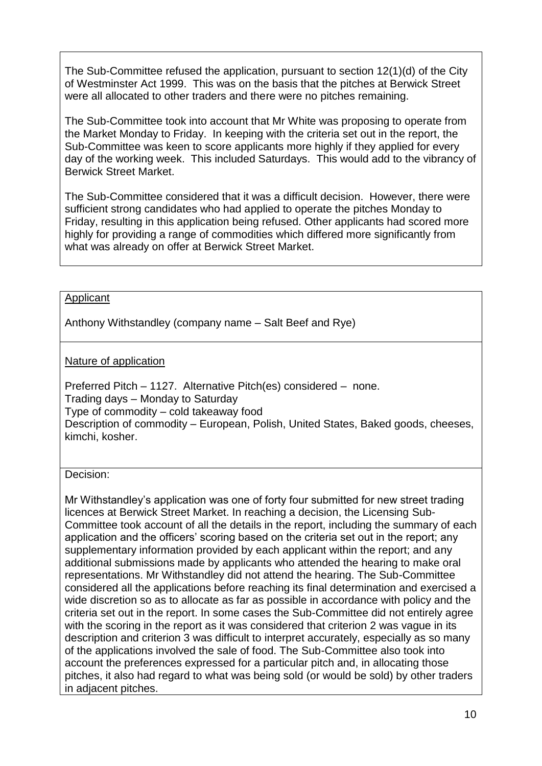The Sub-Committee refused the application, pursuant to section 12(1)(d) of the City of Westminster Act 1999. This was on the basis that the pitches at Berwick Street were all allocated to other traders and there were no pitches remaining.

The Sub-Committee took into account that Mr White was proposing to operate from the Market Monday to Friday. In keeping with the criteria set out in the report, the Sub-Committee was keen to score applicants more highly if they applied for every day of the working week. This included Saturdays. This would add to the vibrancy of Berwick Street Market.

The Sub-Committee considered that it was a difficult decision. However, there were sufficient strong candidates who had applied to operate the pitches Monday to Friday, resulting in this application being refused. Other applicants had scored more highly for providing a range of commodities which differed more significantly from what was already on offer at Berwick Street Market.

Applicant

Anthony Withstandley (company name – Salt Beef and Rye)

Nature of application

Preferred Pitch – 1127. Alternative Pitch(es) considered – none.
Trading days – Monday to Saturday
Type of commodity – cold takeaway food
Description of commodity – European, Polish, United States, Baked goods, cheeses, kimchi, kosher.

Decision:

Mr Withstandley's application was one of forty four submitted for new street trading licences at Berwick Street Market. In reaching a decision, the Licensing Sub-Committee took account of all the details in the report, including the summary of each application and the officers' scoring based on the criteria set out in the report; any supplementary information provided by each applicant within the report; and any additional submissions made by applicants who attended the hearing to make oral representations. Mr Withstandley did not attend the hearing. The Sub-Committee considered all the applications before reaching its final determination and exercised a wide discretion so as to allocate as far as possible in accordance with policy and the criteria set out in the report. In some cases the Sub-Committee did not entirely agree with the scoring in the report as it was considered that criterion 2 was vague in its description and criterion 3 was difficult to interpret accurately, especially as so many of the applications involved the sale of food. The Sub-Committee also took into account the preferences expressed for a particular pitch and, in allocating those pitches, it also had regard to what was being sold (or would be sold) by other traders in adjacent pitches.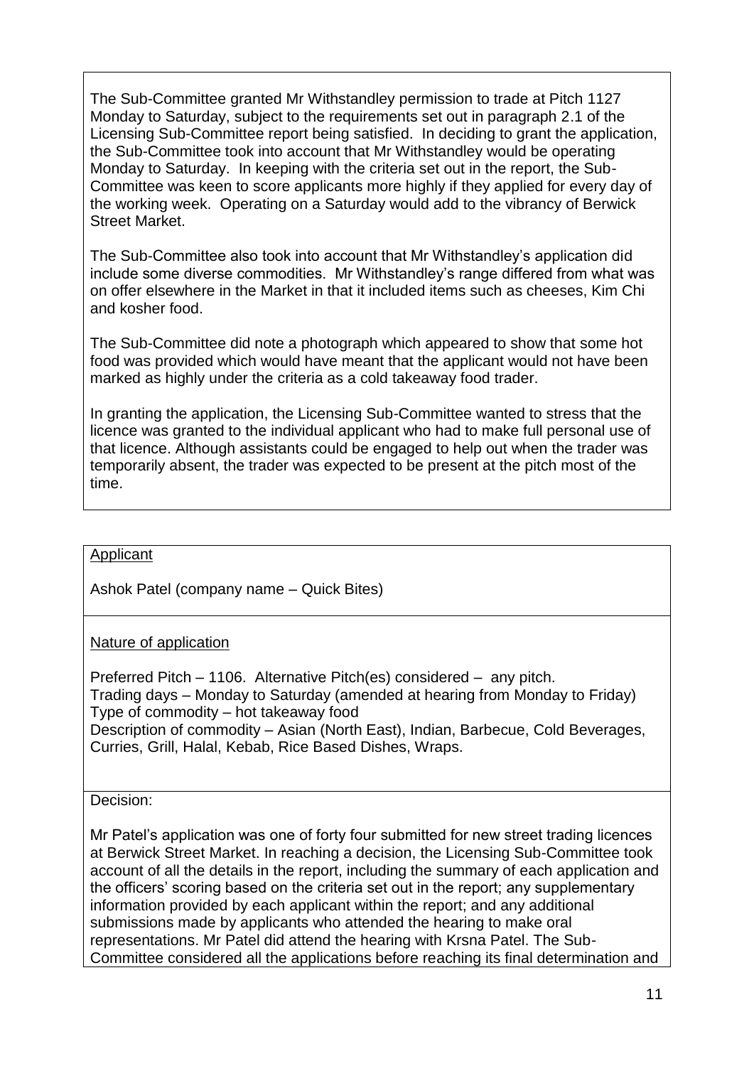The Sub-Committee granted Mr Withstandley permission to trade at Pitch 1127 Monday to Saturday, subject to the requirements set out in paragraph 2.1 of the Licensing Sub-Committee report being satisfied. In deciding to grant the application, the Sub-Committee took into account that Mr Withstandley would be operating Monday to Saturday. In keeping with the criteria set out in the report, the Sub-Committee was keen to score applicants more highly if they applied for every day of the working week. Operating on a Saturday would add to the vibrancy of Berwick Street Market.

The Sub-Committee also took into account that Mr Withstandley's application did include some diverse commodities. Mr Withstandley's range differed from what was on offer elsewhere in the Market in that it included items such as cheeses, Kim Chi and kosher food.

The Sub-Committee did note a photograph which appeared to show that some hot food was provided which would have meant that the applicant would not have been marked as highly under the criteria as a cold takeaway food trader.

In granting the application, the Licensing Sub-Committee wanted to stress that the licence was granted to the individual applicant who had to make full personal use of that licence. Although assistants could be engaged to help out when the trader was temporarily absent, the trader was expected to be present at the pitch most of the time.

Applicant

Ashok Patel (company name – Quick Bites)

Nature of application

Preferred Pitch – 1106. Alternative Pitch(es) considered – any pitch.
Trading days – Monday to Saturday (amended at hearing from Monday to Friday)
Type of commodity – hot takeaway food
Description of commodity – Asian (North East), Indian, Barbecue, Cold Beverages, Curries, Grill, Halal, Kebab, Rice Based Dishes, Wraps.

Decision:

Mr Patel's application was one of forty four submitted for new street trading licences at Berwick Street Market. In reaching a decision, the Licensing Sub-Committee took account of all the details in the report, including the summary of each application and the officers' scoring based on the criteria set out in the report; any supplementary information provided by each applicant within the report; and any additional submissions made by applicants who attended the hearing to make oral representations. Mr Patel did attend the hearing with Krsna Patel. The Sub-Committee considered all the applications before reaching its final determination and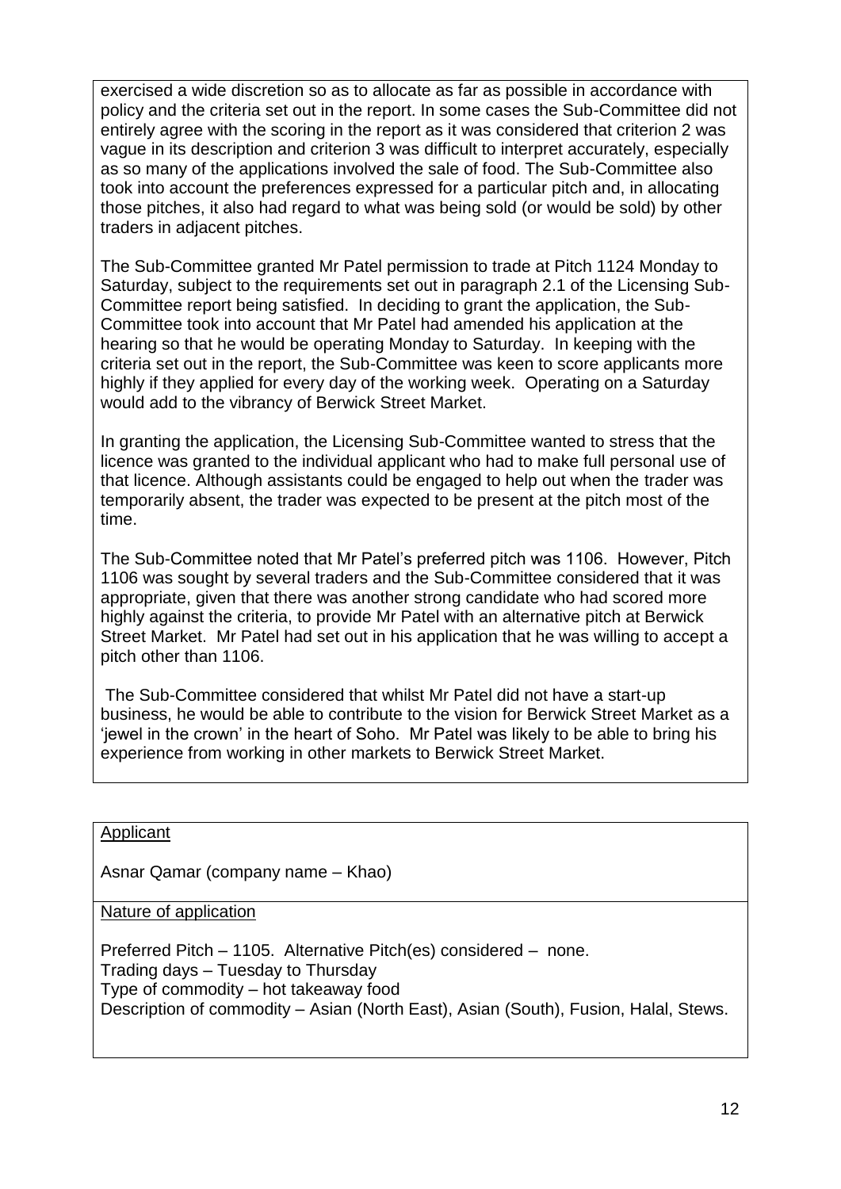exercised a wide discretion so as to allocate as far as possible in accordance with policy and the criteria set out in the report. In some cases the Sub-Committee did not entirely agree with the scoring in the report as it was considered that criterion 2 was vague in its description and criterion 3 was difficult to interpret accurately, especially as so many of the applications involved the sale of food. The Sub-Committee also took into account the preferences expressed for a particular pitch and, in allocating those pitches, it also had regard to what was being sold (or would be sold) by other traders in adjacent pitches.

The Sub-Committee granted Mr Patel permission to trade at Pitch 1124 Monday to Saturday, subject to the requirements set out in paragraph 2.1 of the Licensing Sub-Committee report being satisfied. In deciding to grant the application, the Sub-Committee took into account that Mr Patel had amended his application at the hearing so that he would be operating Monday to Saturday. In keeping with the criteria set out in the report, the Sub-Committee was keen to score applicants more highly if they applied for every day of the working week. Operating on a Saturday would add to the vibrancy of Berwick Street Market.

In granting the application, the Licensing Sub-Committee wanted to stress that the licence was granted to the individual applicant who had to make full personal use of that licence. Although assistants could be engaged to help out when the trader was temporarily absent, the trader was expected to be present at the pitch most of the time.

The Sub-Committee noted that Mr Patel's preferred pitch was 1106. However, Pitch 1106 was sought by several traders and the Sub-Committee considered that it was appropriate, given that there was another strong candidate who had scored more highly against the criteria, to provide Mr Patel with an alternative pitch at Berwick Street Market. Mr Patel had set out in his application that he was willing to accept a pitch other than 1106.

The Sub-Committee considered that whilst Mr Patel did not have a start-up business, he would be able to contribute to the vision for Berwick Street Market as a 'jewel in the crown' in the heart of Soho. Mr Patel was likely to be able to bring his experience from working in other markets to Berwick Street Market.

Applicant

Asnar Qamar (company name – Khao)

Nature of application

Preferred Pitch – 1105. Alternative Pitch(es) considered – none.
Trading days – Tuesday to Thursday
Type of commodity – hot takeaway food
Description of commodity – Asian (North East), Asian (South), Fusion, Halal, Stews.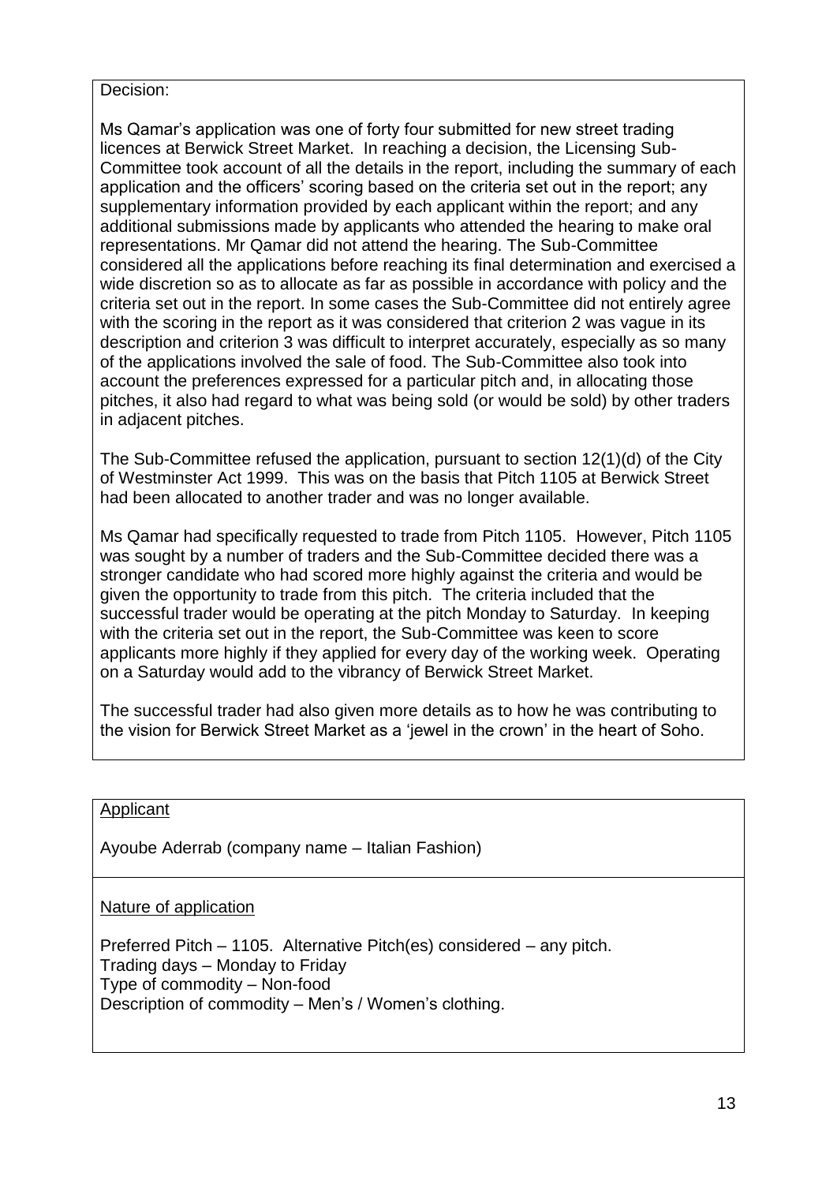Decision:

Ms Qamar's application was one of forty four submitted for new street trading licences at Berwick Street Market. In reaching a decision, the Licensing Sub-Committee took account of all the details in the report, including the summary of each application and the officers' scoring based on the criteria set out in the report; any supplementary information provided by each applicant within the report; and any additional submissions made by applicants who attended the hearing to make oral representations. Mr Qamar did not attend the hearing. The Sub-Committee considered all the applications before reaching its final determination and exercised a wide discretion so as to allocate as far as possible in accordance with policy and the criteria set out in the report. In some cases the Sub-Committee did not entirely agree with the scoring in the report as it was considered that criterion 2 was vague in its description and criterion 3 was difficult to interpret accurately, especially as so many of the applications involved the sale of food. The Sub-Committee also took into account the preferences expressed for a particular pitch and, in allocating those pitches, it also had regard to what was being sold (or would be sold) by other traders in adjacent pitches.

The Sub-Committee refused the application, pursuant to section 12(1)(d) of the City of Westminster Act 1999. This was on the basis that Pitch 1105 at Berwick Street had been allocated to another trader and was no longer available.

Ms Qamar had specifically requested to trade from Pitch 1105. However, Pitch 1105 was sought by a number of traders and the Sub-Committee decided there was a stronger candidate who had scored more highly against the criteria and would be given the opportunity to trade from this pitch. The criteria included that the successful trader would be operating at the pitch Monday to Saturday. In keeping with the criteria set out in the report, the Sub-Committee was keen to score applicants more highly if they applied for every day of the working week. Operating on a Saturday would add to the vibrancy of Berwick Street Market.

The successful trader had also given more details as to how he was contributing to the vision for Berwick Street Market as a 'jewel in the crown' in the heart of Soho.

Applicant

Ayoube Aderrab (company name – Italian Fashion)

Nature of application

Preferred Pitch – 1105. Alternative Pitch(es) considered – any pitch.
Trading days – Monday to Friday
Type of commodity – Non-food
Description of commodity – Men's / Women's clothing.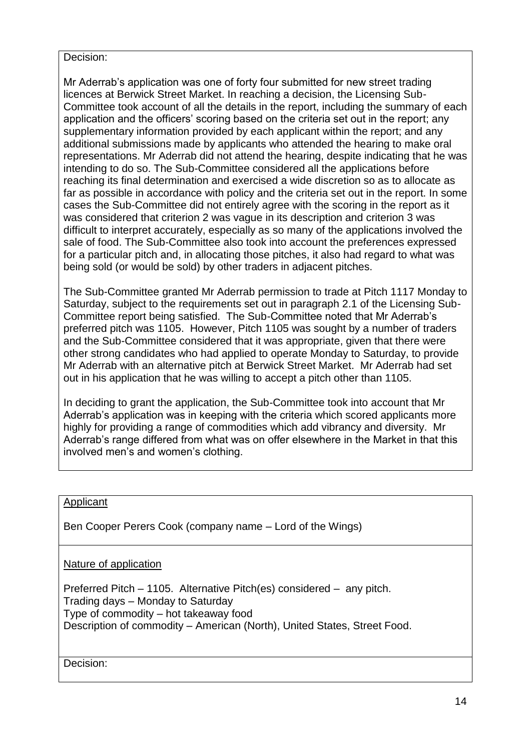Decision:

Mr Aderrab's application was one of forty four submitted for new street trading licences at Berwick Street Market. In reaching a decision, the Licensing Sub-Committee took account of all the details in the report, including the summary of each application and the officers' scoring based on the criteria set out in the report; any supplementary information provided by each applicant within the report; and any additional submissions made by applicants who attended the hearing to make oral representations. Mr Aderrab did not attend the hearing, despite indicating that he was intending to do so. The Sub-Committee considered all the applications before reaching its final determination and exercised a wide discretion so as to allocate as far as possible in accordance with policy and the criteria set out in the report. In some cases the Sub-Committee did not entirely agree with the scoring in the report as it was considered that criterion 2 was vague in its description and criterion 3 was difficult to interpret accurately, especially as so many of the applications involved the sale of food. The Sub-Committee also took into account the preferences expressed for a particular pitch and, in allocating those pitches, it also had regard to what was being sold (or would be sold) by other traders in adjacent pitches.

The Sub-Committee granted Mr Aderrab permission to trade at Pitch 1117 Monday to Saturday, subject to the requirements set out in paragraph 2.1 of the Licensing Sub-Committee report being satisfied. The Sub-Committee noted that Mr Aderrab's preferred pitch was 1105. However, Pitch 1105 was sought by a number of traders and the Sub-Committee considered that it was appropriate, given that there were other strong candidates who had applied to operate Monday to Saturday, to provide Mr Aderrab with an alternative pitch at Berwick Street Market. Mr Aderrab had set out in his application that he was willing to accept a pitch other than 1105.

In deciding to grant the application, the Sub-Committee took into account that Mr Aderrab's application was in keeping with the criteria which scored applicants more highly for providing a range of commodities which add vibrancy and diversity. Mr Aderrab's range differed from what was on offer elsewhere in the Market in that this involved men's and women's clothing.

Applicant

Ben Cooper Perers Cook (company name – Lord of the Wings)

Nature of application

Preferred Pitch – 1105. Alternative Pitch(es) considered – any pitch.
Trading days – Monday to Saturday
Type of commodity – hot takeaway food
Description of commodity – American (North), United States, Street Food.

Decision: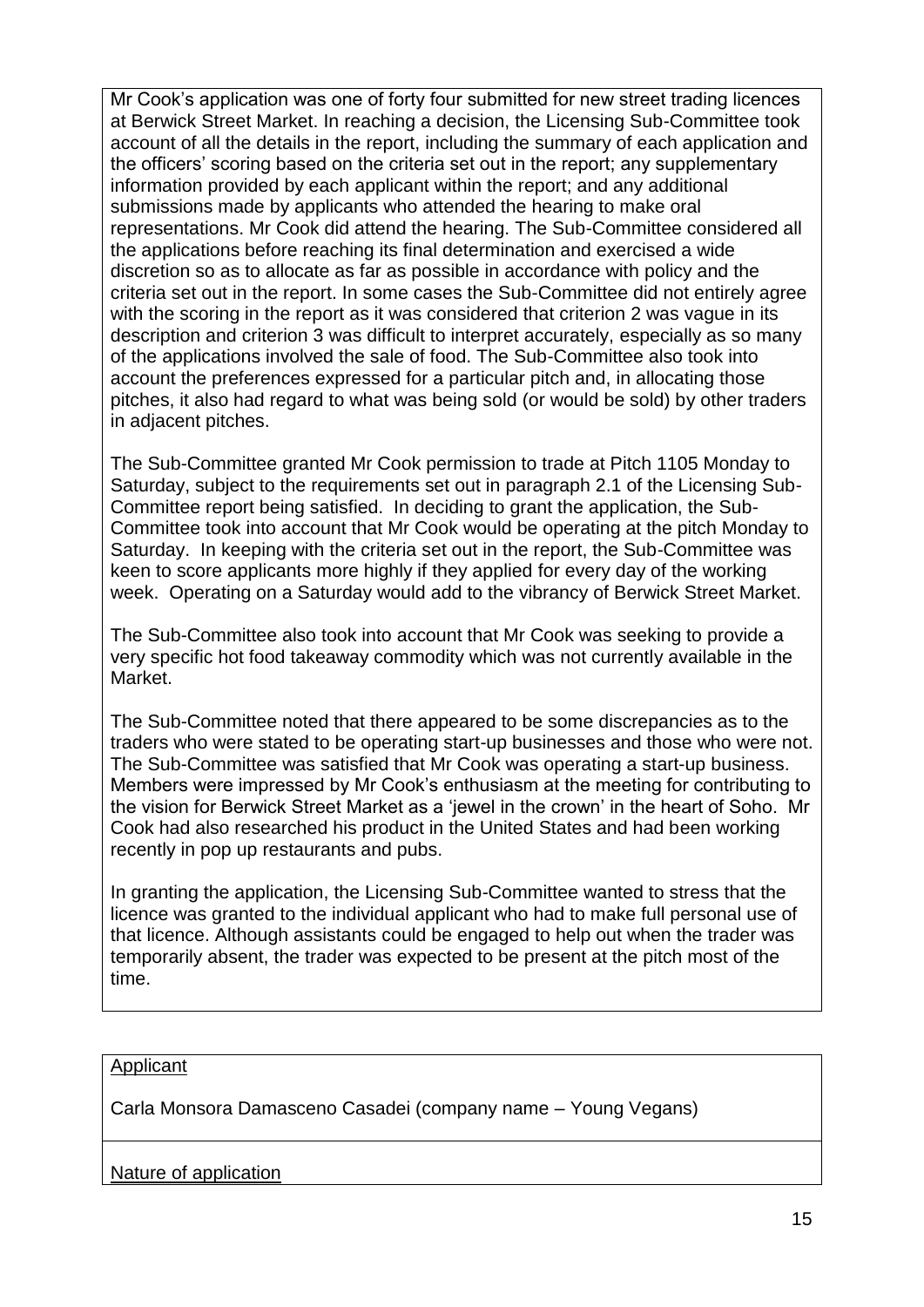Mr Cook's application was one of forty four submitted for new street trading licences at Berwick Street Market. In reaching a decision, the Licensing Sub-Committee took account of all the details in the report, including the summary of each application and the officers' scoring based on the criteria set out in the report; any supplementary information provided by each applicant within the report; and any additional submissions made by applicants who attended the hearing to make oral representations. Mr Cook did attend the hearing. The Sub-Committee considered all the applications before reaching its final determination and exercised a wide discretion so as to allocate as far as possible in accordance with policy and the criteria set out in the report. In some cases the Sub-Committee did not entirely agree with the scoring in the report as it was considered that criterion 2 was vague in its description and criterion 3 was difficult to interpret accurately, especially as so many of the applications involved the sale of food. The Sub-Committee also took into account the preferences expressed for a particular pitch and, in allocating those pitches, it also had regard to what was being sold (or would be sold) by other traders in adjacent pitches.

The Sub-Committee granted Mr Cook permission to trade at Pitch 1105 Monday to Saturday, subject to the requirements set out in paragraph 2.1 of the Licensing Sub-Committee report being satisfied. In deciding to grant the application, the Sub-Committee took into account that Mr Cook would be operating at the pitch Monday to Saturday. In keeping with the criteria set out in the report, the Sub-Committee was keen to score applicants more highly if they applied for every day of the working week. Operating on a Saturday would add to the vibrancy of Berwick Street Market.

The Sub-Committee also took into account that Mr Cook was seeking to provide a very specific hot food takeaway commodity which was not currently available in the Market.

The Sub-Committee noted that there appeared to be some discrepancies as to the traders who were stated to be operating start-up businesses and those who were not. The Sub-Committee was satisfied that Mr Cook was operating a start-up business. Members were impressed by Mr Cook's enthusiasm at the meeting for contributing to the vision for Berwick Street Market as a 'jewel in the crown' in the heart of Soho. Mr Cook had also researched his product in the United States and had been working recently in pop up restaurants and pubs.

In granting the application, the Licensing Sub-Committee wanted to stress that the licence was granted to the individual applicant who had to make full personal use of that licence. Although assistants could be engaged to help out when the trader was temporarily absent, the trader was expected to be present at the pitch most of the time.

<u>Applicant</u>

Carla Monsora Damasceno Casadei (company name – Young Vegans)

<u>Nature of application</u>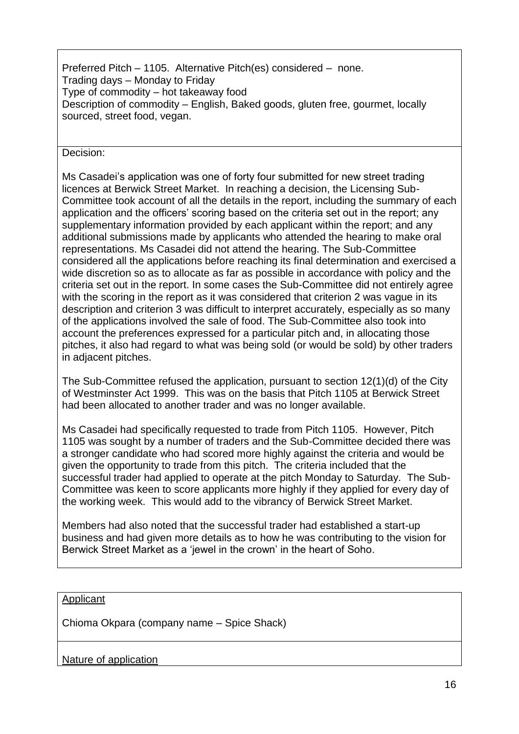Preferred Pitch – 1105. Alternative Pitch(es) considered – none.
Trading days – Monday to Friday
Type of commodity – hot takeaway food
Description of commodity – English, Baked goods, gluten free, gourmet, locally sourced, street food, vegan.

Decision:

Ms Casadei's application was one of forty four submitted for new street trading licences at Berwick Street Market. In reaching a decision, the Licensing Sub-Committee took account of all the details in the report, including the summary of each application and the officers' scoring based on the criteria set out in the report; any supplementary information provided by each applicant within the report; and any additional submissions made by applicants who attended the hearing to make oral representations. Ms Casadei did not attend the hearing. The Sub-Committee considered all the applications before reaching its final determination and exercised a wide discretion so as to allocate as far as possible in accordance with policy and the criteria set out in the report. In some cases the Sub-Committee did not entirely agree with the scoring in the report as it was considered that criterion 2 was vague in its description and criterion 3 was difficult to interpret accurately, especially as so many of the applications involved the sale of food. The Sub-Committee also took into account the preferences expressed for a particular pitch and, in allocating those pitches, it also had regard to what was being sold (or would be sold) by other traders in adjacent pitches.

The Sub-Committee refused the application, pursuant to section 12(1)(d) of the City of Westminster Act 1999. This was on the basis that Pitch 1105 at Berwick Street had been allocated to another trader and was no longer available.

Ms Casadei had specifically requested to trade from Pitch 1105. However, Pitch 1105 was sought by a number of traders and the Sub-Committee decided there was a stronger candidate who had scored more highly against the criteria and would be given the opportunity to trade from this pitch. The criteria included that the successful trader had applied to operate at the pitch Monday to Saturday. The Sub-Committee was keen to score applicants more highly if they applied for every day of the working week. This would add to the vibrancy of Berwick Street Market.

Members had also noted that the successful trader had established a start-up business and had given more details as to how he was contributing to the vision for Berwick Street Market as a 'jewel in the crown' in the heart of Soho.

Applicant

Chioma Okpara (company name – Spice Shack)

Nature of application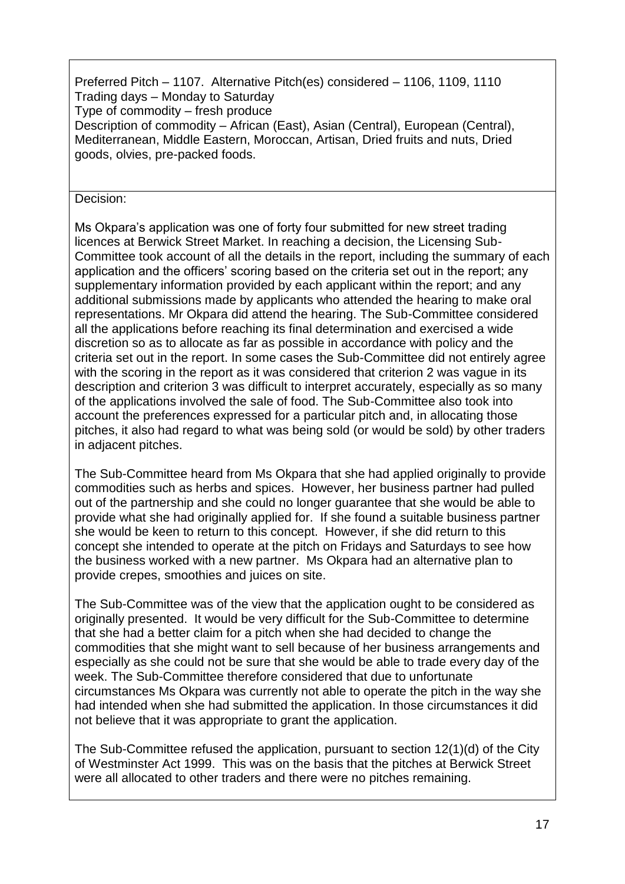Preferred Pitch – 1107. Alternative Pitch(es) considered – 1106, 1109, 1110
Trading days – Monday to Saturday
Type of commodity – fresh produce
Description of commodity – African (East), Asian (Central), European (Central), Mediterranean, Middle Eastern, Moroccan, Artisan, Dried fruits and nuts, Dried goods, olvies, pre-packed foods.

Decision:

Ms Okpara's application was one of forty four submitted for new street trading licences at Berwick Street Market. In reaching a decision, the Licensing Sub-Committee took account of all the details in the report, including the summary of each application and the officers' scoring based on the criteria set out in the report; any supplementary information provided by each applicant within the report; and any additional submissions made by applicants who attended the hearing to make oral representations. Mr Okpara did attend the hearing. The Sub-Committee considered all the applications before reaching its final determination and exercised a wide discretion so as to allocate as far as possible in accordance with policy and the criteria set out in the report. In some cases the Sub-Committee did not entirely agree with the scoring in the report as it was considered that criterion 2 was vague in its description and criterion 3 was difficult to interpret accurately, especially as so many of the applications involved the sale of food. The Sub-Committee also took into account the preferences expressed for a particular pitch and, in allocating those pitches, it also had regard to what was being sold (or would be sold) by other traders in adjacent pitches.

The Sub-Committee heard from Ms Okpara that she had applied originally to provide commodities such as herbs and spices. However, her business partner had pulled out of the partnership and she could no longer guarantee that she would be able to provide what she had originally applied for. If she found a suitable business partner she would be keen to return to this concept. However, if she did return to this concept she intended to operate at the pitch on Fridays and Saturdays to see how the business worked with a new partner. Ms Okpara had an alternative plan to provide crepes, smoothies and juices on site.

The Sub-Committee was of the view that the application ought to be considered as originally presented. It would be very difficult for the Sub-Committee to determine that she had a better claim for a pitch when she had decided to change the commodities that she might want to sell because of her business arrangements and especially as she could not be sure that she would be able to trade every day of the week. The Sub-Committee therefore considered that due to unfortunate circumstances Ms Okpara was currently not able to operate the pitch in the way she had intended when she had submitted the application. In those circumstances it did not believe that it was appropriate to grant the application.

The Sub-Committee refused the application, pursuant to section 12(1)(d) of the City of Westminster Act 1999. This was on the basis that the pitches at Berwick Street were all allocated to other traders and there were no pitches remaining.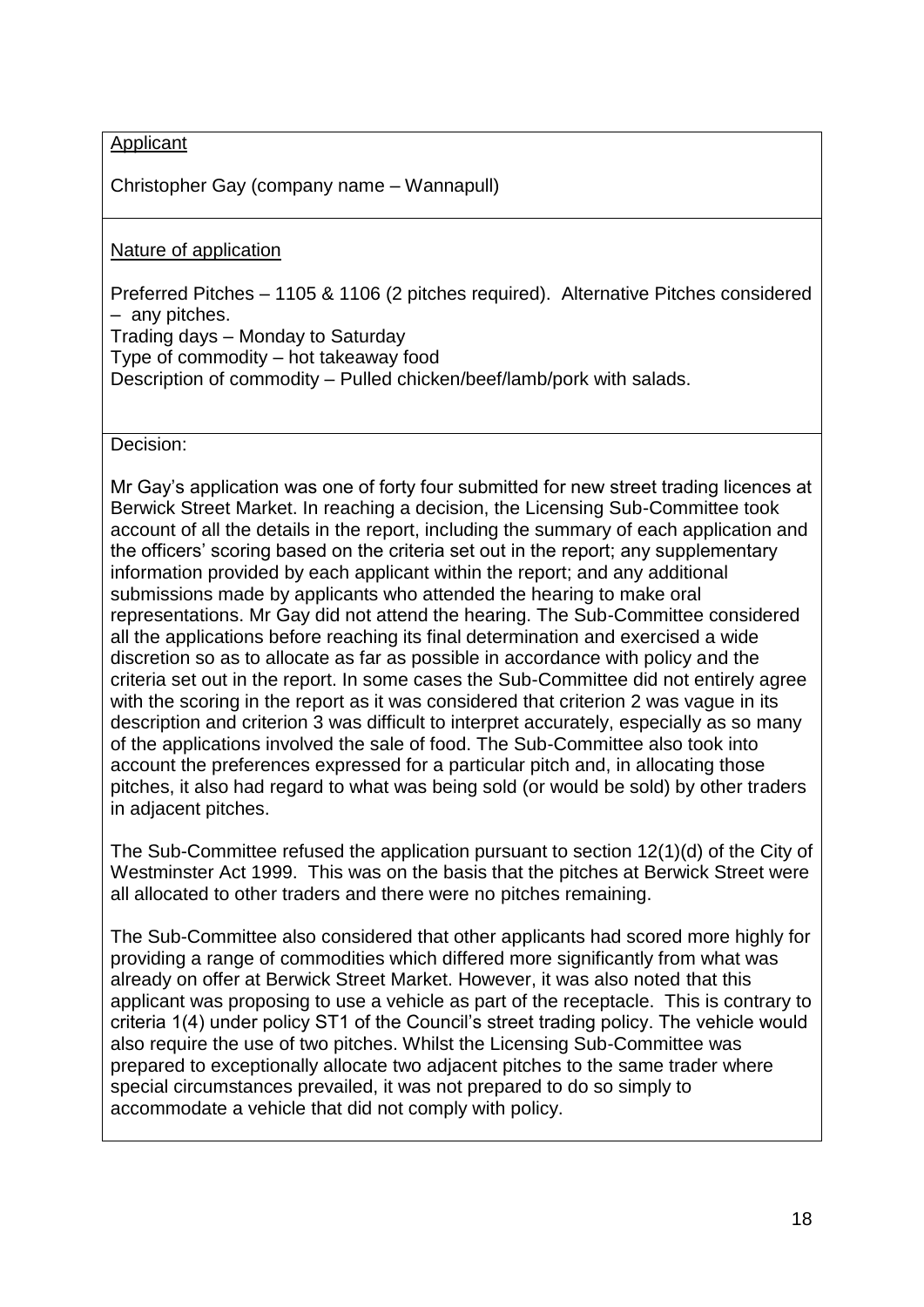Applicant

Christopher Gay (company name – Wannapull)

Nature of application

Preferred Pitches – 1105 & 1106 (2 pitches required). Alternative Pitches considered – any pitches.
Trading days – Monday to Saturday
Type of commodity – hot takeaway food
Description of commodity – Pulled chicken/beef/lamb/pork with salads.

Decision:

Mr Gay's application was one of forty four submitted for new street trading licences at Berwick Street Market. In reaching a decision, the Licensing Sub-Committee took account of all the details in the report, including the summary of each application and the officers' scoring based on the criteria set out in the report; any supplementary information provided by each applicant within the report; and any additional submissions made by applicants who attended the hearing to make oral representations. Mr Gay did not attend the hearing. The Sub-Committee considered all the applications before reaching its final determination and exercised a wide discretion so as to allocate as far as possible in accordance with policy and the criteria set out in the report. In some cases the Sub-Committee did not entirely agree with the scoring in the report as it was considered that criterion 2 was vague in its description and criterion 3 was difficult to interpret accurately, especially as so many of the applications involved the sale of food. The Sub-Committee also took into account the preferences expressed for a particular pitch and, in allocating those pitches, it also had regard to what was being sold (or would be sold) by other traders in adjacent pitches.

The Sub-Committee refused the application pursuant to section 12(1)(d) of the City of Westminster Act 1999. This was on the basis that the pitches at Berwick Street were all allocated to other traders and there were no pitches remaining.

The Sub-Committee also considered that other applicants had scored more highly for providing a range of commodities which differed more significantly from what was already on offer at Berwick Street Market. However, it was also noted that this applicant was proposing to use a vehicle as part of the receptacle. This is contrary to criteria 1(4) under policy ST1 of the Council's street trading policy. The vehicle would also require the use of two pitches. Whilst the Licensing Sub-Committee was prepared to exceptionally allocate two adjacent pitches to the same trader where special circumstances prevailed, it was not prepared to do so simply to accommodate a vehicle that did not comply with policy.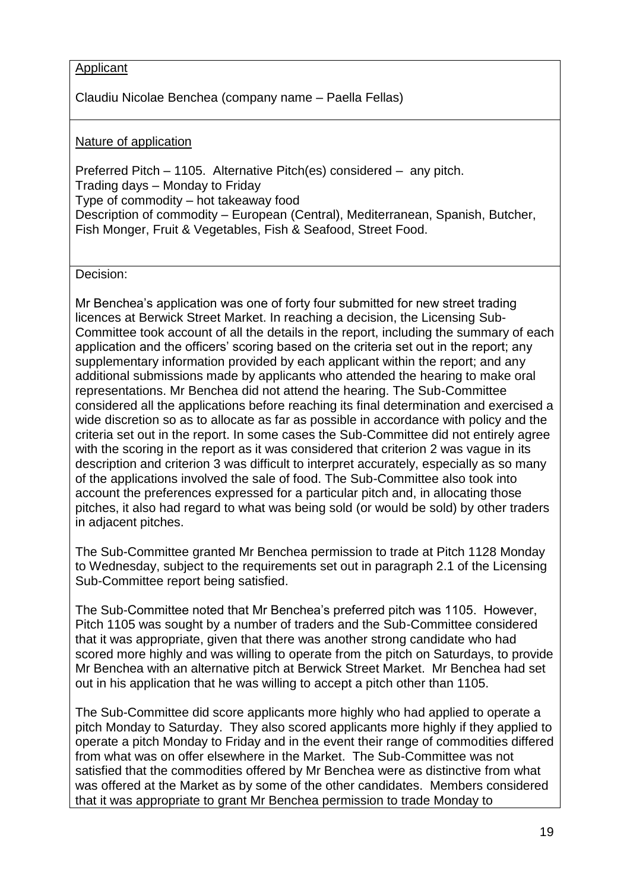Applicant

Claudiu Nicolae Benchea (company name – Paella Fellas)

Nature of application

Preferred Pitch – 1105. Alternative Pitch(es) considered – any pitch.
Trading days – Monday to Friday
Type of commodity – hot takeaway food
Description of commodity – European (Central), Mediterranean, Spanish, Butcher, Fish Monger, Fruit & Vegetables, Fish & Seafood, Street Food.

Decision:

Mr Benchea's application was one of forty four submitted for new street trading licences at Berwick Street Market. In reaching a decision, the Licensing Sub-Committee took account of all the details in the report, including the summary of each application and the officers' scoring based on the criteria set out in the report; any supplementary information provided by each applicant within the report; and any additional submissions made by applicants who attended the hearing to make oral representations. Mr Benchea did not attend the hearing. The Sub-Committee considered all the applications before reaching its final determination and exercised a wide discretion so as to allocate as far as possible in accordance with policy and the criteria set out in the report. In some cases the Sub-Committee did not entirely agree with the scoring in the report as it was considered that criterion 2 was vague in its description and criterion 3 was difficult to interpret accurately, especially as so many of the applications involved the sale of food. The Sub-Committee also took into account the preferences expressed for a particular pitch and, in allocating those pitches, it also had regard to what was being sold (or would be sold) by other traders in adjacent pitches.

The Sub-Committee granted Mr Benchea permission to trade at Pitch 1128 Monday to Wednesday, subject to the requirements set out in paragraph 2.1 of the Licensing Sub-Committee report being satisfied.

The Sub-Committee noted that Mr Benchea's preferred pitch was 1105. However, Pitch 1105 was sought by a number of traders and the Sub-Committee considered that it was appropriate, given that there was another strong candidate who had scored more highly and was willing to operate from the pitch on Saturdays, to provide Mr Benchea with an alternative pitch at Berwick Street Market. Mr Benchea had set out in his application that he was willing to accept a pitch other than 1105.

The Sub-Committee did score applicants more highly who had applied to operate a pitch Monday to Saturday. They also scored applicants more highly if they applied to operate a pitch Monday to Friday and in the event their range of commodities differed from what was on offer elsewhere in the Market. The Sub-Committee was not satisfied that the commodities offered by Mr Benchea were as distinctive from what was offered at the Market as by some of the other candidates. Members considered that it was appropriate to grant Mr Benchea permission to trade Monday to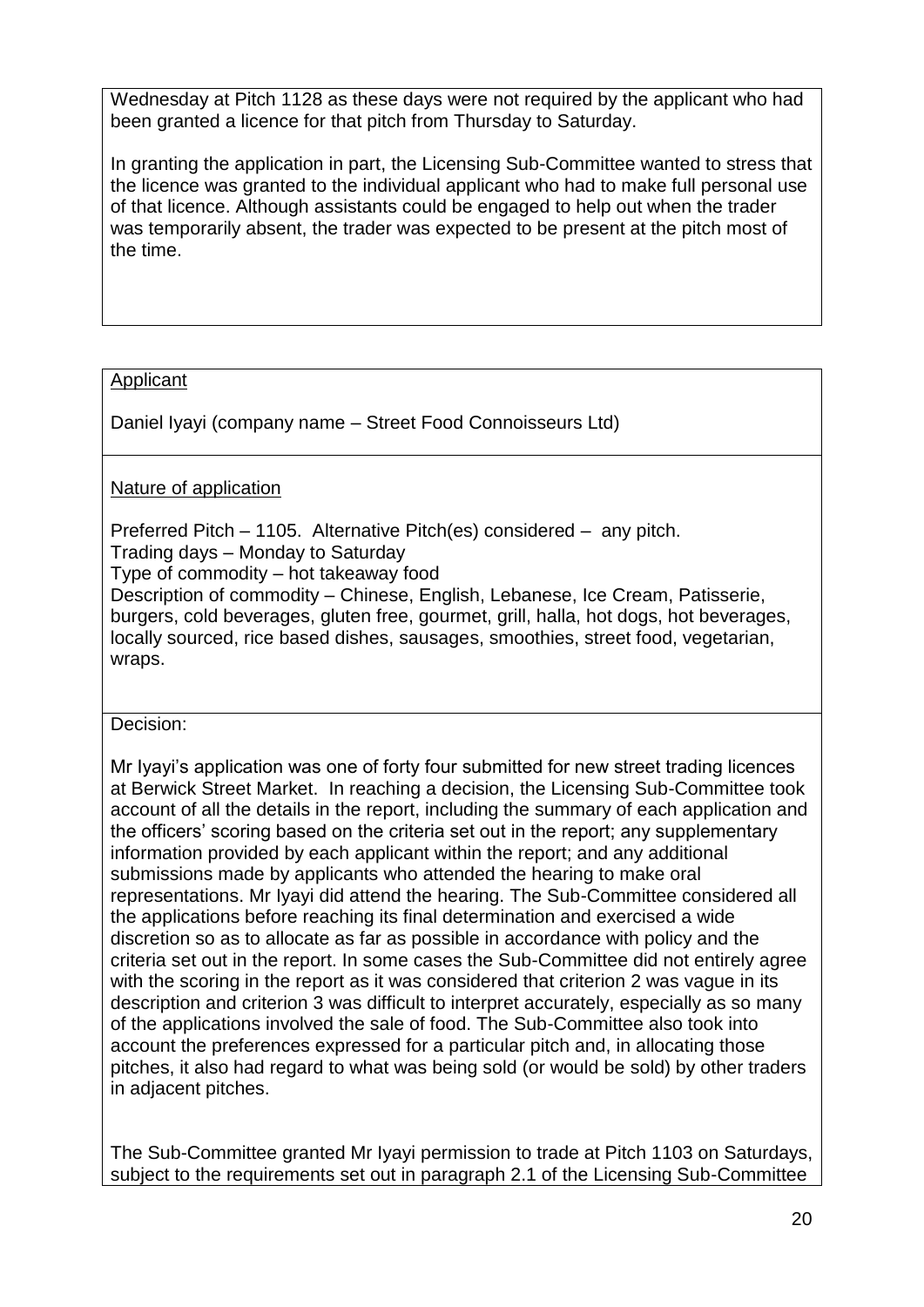Wednesday at Pitch 1128 as these days were not required by the applicant who had been granted a licence for that pitch from Thursday to Saturday.

In granting the application in part, the Licensing Sub-Committee wanted to stress that the licence was granted to the individual applicant who had to make full personal use of that licence. Although assistants could be engaged to help out when the trader was temporarily absent, the trader was expected to be present at the pitch most of the time.

Applicant

Daniel Iyayi (company name – Street Food Connoisseurs Ltd)

Nature of application

Preferred Pitch – 1105. Alternative Pitch(es) considered – any pitch.
Trading days – Monday to Saturday
Type of commodity – hot takeaway food
Description of commodity – Chinese, English, Lebanese, Ice Cream, Patisserie, burgers, cold beverages, gluten free, gourmet, grill, halla, hot dogs, hot beverages, locally sourced, rice based dishes, sausages, smoothies, street food, vegetarian, wraps.

Decision:

Mr Iyayi's application was one of forty four submitted for new street trading licences at Berwick Street Market. In reaching a decision, the Licensing Sub-Committee took account of all the details in the report, including the summary of each application and the officers' scoring based on the criteria set out in the report; any supplementary information provided by each applicant within the report; and any additional submissions made by applicants who attended the hearing to make oral representations. Mr Iyayi did attend the hearing. The Sub-Committee considered all the applications before reaching its final determination and exercised a wide discretion so as to allocate as far as possible in accordance with policy and the criteria set out in the report. In some cases the Sub-Committee did not entirely agree with the scoring in the report as it was considered that criterion 2 was vague in its description and criterion 3 was difficult to interpret accurately, especially as so many of the applications involved the sale of food. The Sub-Committee also took into account the preferences expressed for a particular pitch and, in allocating those pitches, it also had regard to what was being sold (or would be sold) by other traders in adjacent pitches.

The Sub-Committee granted Mr Iyayi permission to trade at Pitch 1103 on Saturdays, subject to the requirements set out in paragraph 2.1 of the Licensing Sub-Committee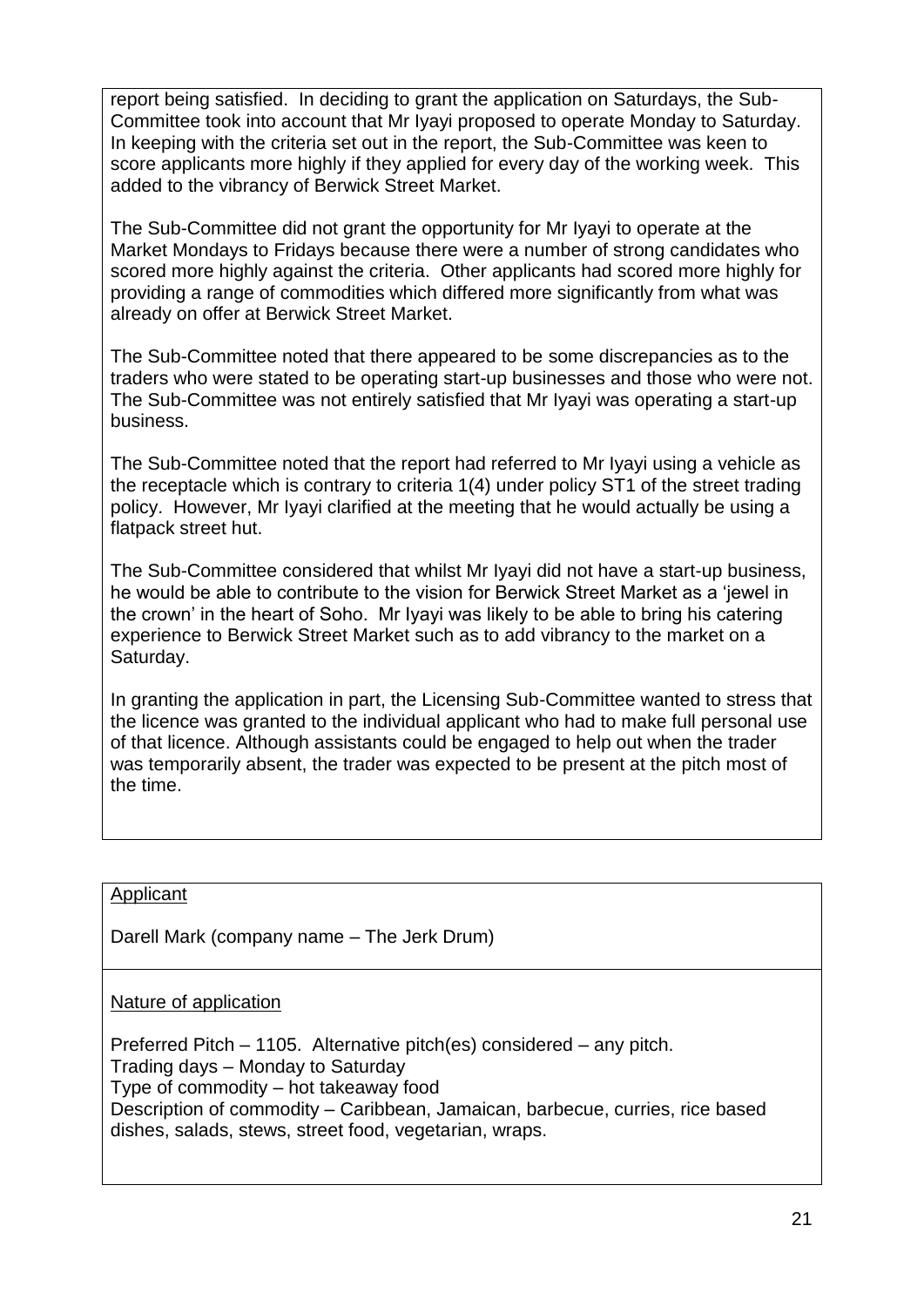report being satisfied. In deciding to grant the application on Saturdays, the Sub-Committee took into account that Mr Iyayi proposed to operate Monday to Saturday. In keeping with the criteria set out in the report, the Sub-Committee was keen to score applicants more highly if they applied for every day of the working week. This added to the vibrancy of Berwick Street Market.

The Sub-Committee did not grant the opportunity for Mr Iyayi to operate at the Market Mondays to Fridays because there were a number of strong candidates who scored more highly against the criteria. Other applicants had scored more highly for providing a range of commodities which differed more significantly from what was already on offer at Berwick Street Market.

The Sub-Committee noted that there appeared to be some discrepancies as to the traders who were stated to be operating start-up businesses and those who were not. The Sub-Committee was not entirely satisfied that Mr Iyayi was operating a start-up business.

The Sub-Committee noted that the report had referred to Mr Iyayi using a vehicle as the receptacle which is contrary to criteria 1(4) under policy ST1 of the street trading policy. However, Mr Iyayi clarified at the meeting that he would actually be using a flatpack street hut.

The Sub-Committee considered that whilst Mr Iyayi did not have a start-up business, he would be able to contribute to the vision for Berwick Street Market as a 'jewel in the crown' in the heart of Soho. Mr Iyayi was likely to be able to bring his catering experience to Berwick Street Market such as to add vibrancy to the market on a Saturday.

In granting the application in part, the Licensing Sub-Committee wanted to stress that the licence was granted to the individual applicant who had to make full personal use of that licence. Although assistants could be engaged to help out when the trader was temporarily absent, the trader was expected to be present at the pitch most of the time.

Applicant

Darell Mark (company name – The Jerk Drum)

Nature of application

Preferred Pitch – 1105. Alternative pitch(es) considered – any pitch.
Trading days – Monday to Saturday
Type of commodity – hot takeaway food
Description of commodity – Caribbean, Jamaican, barbecue, curries, rice based dishes, salads, stews, street food, vegetarian, wraps.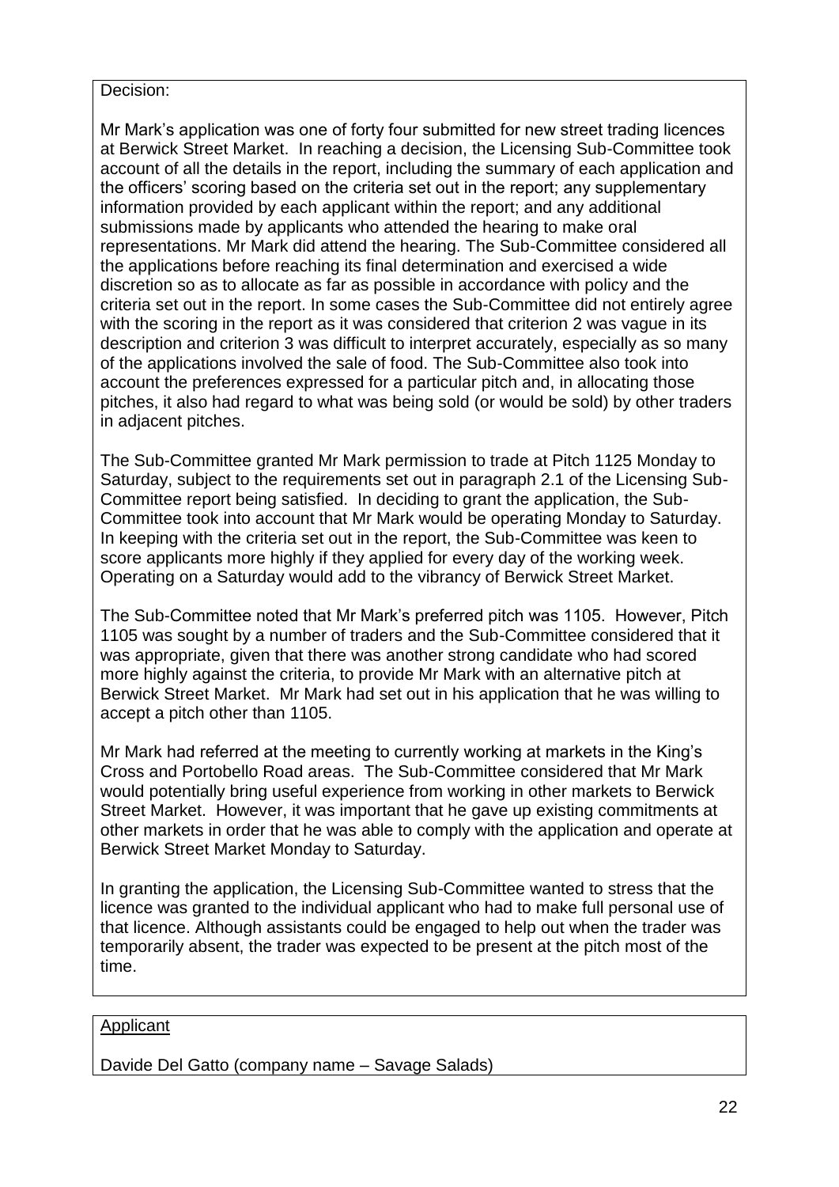Decision:

Mr Mark's application was one of forty four submitted for new street trading licences at Berwick Street Market. In reaching a decision, the Licensing Sub-Committee took account of all the details in the report, including the summary of each application and the officers' scoring based on the criteria set out in the report; any supplementary information provided by each applicant within the report; and any additional submissions made by applicants who attended the hearing to make oral representations. Mr Mark did attend the hearing. The Sub-Committee considered all the applications before reaching its final determination and exercised a wide discretion so as to allocate as far as possible in accordance with policy and the criteria set out in the report. In some cases the Sub-Committee did not entirely agree with the scoring in the report as it was considered that criterion 2 was vague in its description and criterion 3 was difficult to interpret accurately, especially as so many of the applications involved the sale of food. The Sub-Committee also took into account the preferences expressed for a particular pitch and, in allocating those pitches, it also had regard to what was being sold (or would be sold) by other traders in adjacent pitches.

The Sub-Committee granted Mr Mark permission to trade at Pitch 1125 Monday to Saturday, subject to the requirements set out in paragraph 2.1 of the Licensing Sub-Committee report being satisfied. In deciding to grant the application, the Sub-Committee took into account that Mr Mark would be operating Monday to Saturday. In keeping with the criteria set out in the report, the Sub-Committee was keen to score applicants more highly if they applied for every day of the working week. Operating on a Saturday would add to the vibrancy of Berwick Street Market.

The Sub-Committee noted that Mr Mark's preferred pitch was 1105. However, Pitch 1105 was sought by a number of traders and the Sub-Committee considered that it was appropriate, given that there was another strong candidate who had scored more highly against the criteria, to provide Mr Mark with an alternative pitch at Berwick Street Market. Mr Mark had set out in his application that he was willing to accept a pitch other than 1105.

Mr Mark had referred at the meeting to currently working at markets in the King's Cross and Portobello Road areas. The Sub-Committee considered that Mr Mark would potentially bring useful experience from working in other markets to Berwick Street Market. However, it was important that he gave up existing commitments at other markets in order that he was able to comply with the application and operate at Berwick Street Market Monday to Saturday.

In granting the application, the Licensing Sub-Committee wanted to stress that the licence was granted to the individual applicant who had to make full personal use of that licence. Although assistants could be engaged to help out when the trader was temporarily absent, the trader was expected to be present at the pitch most of the time.

Applicant

Davide Del Gatto (company name – Savage Salads)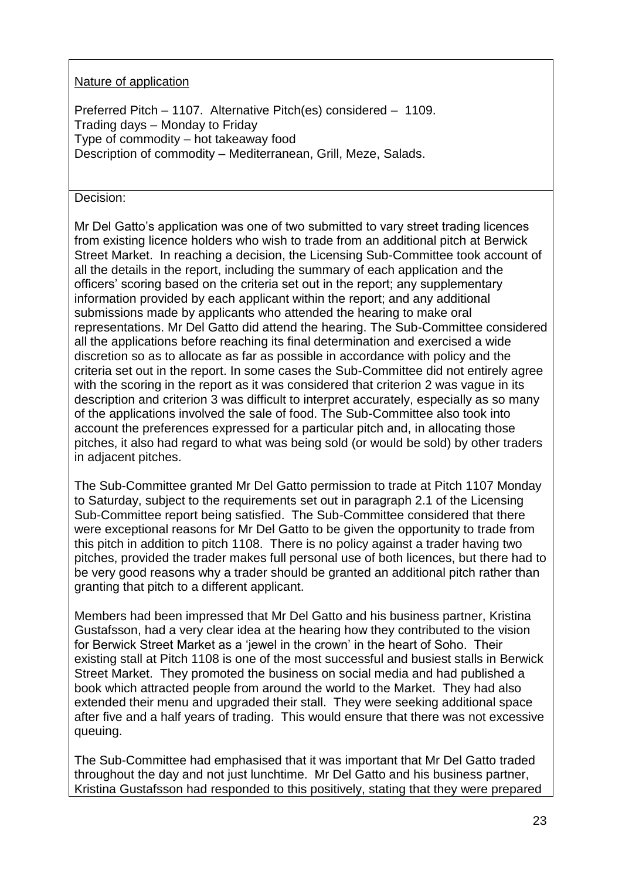Nature of application

Preferred Pitch – 1107. Alternative Pitch(es) considered – 1109.
Trading days – Monday to Friday
Type of commodity – hot takeaway food
Description of commodity – Mediterranean, Grill, Meze, Salads.

Decision:

Mr Del Gatto's application was one of two submitted to vary street trading licences from existing licence holders who wish to trade from an additional pitch at Berwick Street Market. In reaching a decision, the Licensing Sub-Committee took account of all the details in the report, including the summary of each application and the officers' scoring based on the criteria set out in the report; any supplementary information provided by each applicant within the report; and any additional submissions made by applicants who attended the hearing to make oral representations. Mr Del Gatto did attend the hearing. The Sub-Committee considered all the applications before reaching its final determination and exercised a wide discretion so as to allocate as far as possible in accordance with policy and the criteria set out in the report. In some cases the Sub-Committee did not entirely agree with the scoring in the report as it was considered that criterion 2 was vague in its description and criterion 3 was difficult to interpret accurately, especially as so many of the applications involved the sale of food. The Sub-Committee also took into account the preferences expressed for a particular pitch and, in allocating those pitches, it also had regard to what was being sold (or would be sold) by other traders in adjacent pitches.

The Sub-Committee granted Mr Del Gatto permission to trade at Pitch 1107 Monday to Saturday, subject to the requirements set out in paragraph 2.1 of the Licensing Sub-Committee report being satisfied. The Sub-Committee considered that there were exceptional reasons for Mr Del Gatto to be given the opportunity to trade from this pitch in addition to pitch 1108. There is no policy against a trader having two pitches, provided the trader makes full personal use of both licences, but there had to be very good reasons why a trader should be granted an additional pitch rather than granting that pitch to a different applicant.

Members had been impressed that Mr Del Gatto and his business partner, Kristina Gustafsson, had a very clear idea at the hearing how they contributed to the vision for Berwick Street Market as a 'jewel in the crown' in the heart of Soho. Their existing stall at Pitch 1108 is one of the most successful and busiest stalls in Berwick Street Market. They promoted the business on social media and had published a book which attracted people from around the world to the Market. They had also extended their menu and upgraded their stall. They were seeking additional space after five and a half years of trading. This would ensure that there was not excessive queuing.

The Sub-Committee had emphasised that it was important that Mr Del Gatto traded throughout the day and not just lunchtime. Mr Del Gatto and his business partner, Kristina Gustafsson had responded to this positively, stating that they were prepared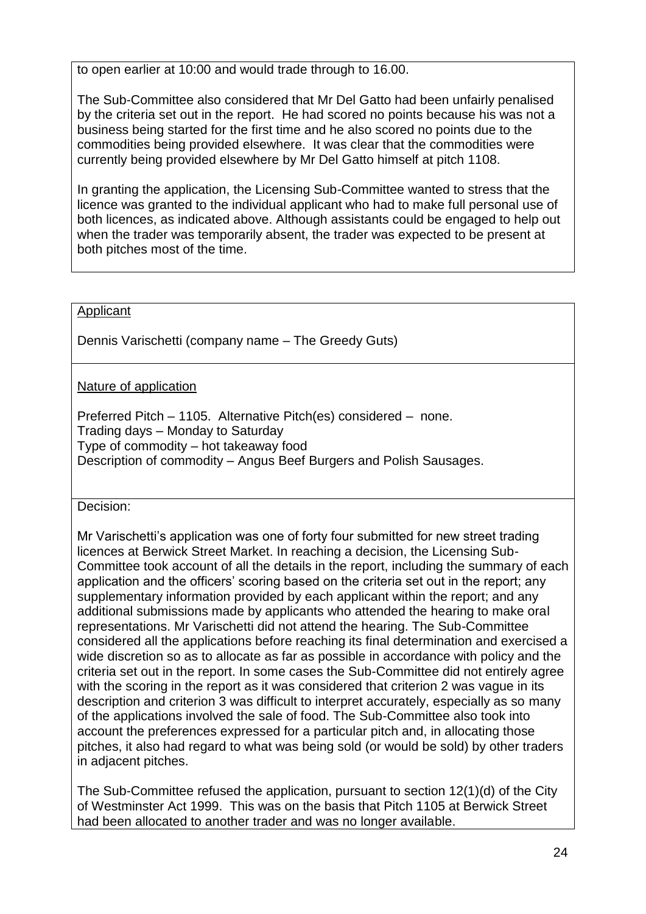to open earlier at 10:00 and would trade through to 16.00.

The Sub-Committee also considered that Mr Del Gatto had been unfairly penalised by the criteria set out in the report. He had scored no points because his was not a business being started for the first time and he also scored no points due to the commodities being provided elsewhere. It was clear that the commodities were currently being provided elsewhere by Mr Del Gatto himself at pitch 1108.

In granting the application, the Licensing Sub-Committee wanted to stress that the licence was granted to the individual applicant who had to make full personal use of both licences, as indicated above. Although assistants could be engaged to help out when the trader was temporarily absent, the trader was expected to be present at both pitches most of the time.

Applicant

Dennis Varischetti (company name – The Greedy Guts)

Nature of application

Preferred Pitch – 1105. Alternative Pitch(es) considered – none.
Trading days – Monday to Saturday
Type of commodity – hot takeaway food
Description of commodity – Angus Beef Burgers and Polish Sausages.

Decision:

Mr Varischetti's application was one of forty four submitted for new street trading licences at Berwick Street Market. In reaching a decision, the Licensing Sub-Committee took account of all the details in the report, including the summary of each application and the officers' scoring based on the criteria set out in the report; any supplementary information provided by each applicant within the report; and any additional submissions made by applicants who attended the hearing to make oral representations. Mr Varischetti did not attend the hearing. The Sub-Committee considered all the applications before reaching its final determination and exercised a wide discretion so as to allocate as far as possible in accordance with policy and the criteria set out in the report. In some cases the Sub-Committee did not entirely agree with the scoring in the report as it was considered that criterion 2 was vague in its description and criterion 3 was difficult to interpret accurately, especially as so many of the applications involved the sale of food. The Sub-Committee also took into account the preferences expressed for a particular pitch and, in allocating those pitches, it also had regard to what was being sold (or would be sold) by other traders in adjacent pitches.

The Sub-Committee refused the application, pursuant to section 12(1)(d) of the City of Westminster Act 1999. This was on the basis that Pitch 1105 at Berwick Street had been allocated to another trader and was no longer available.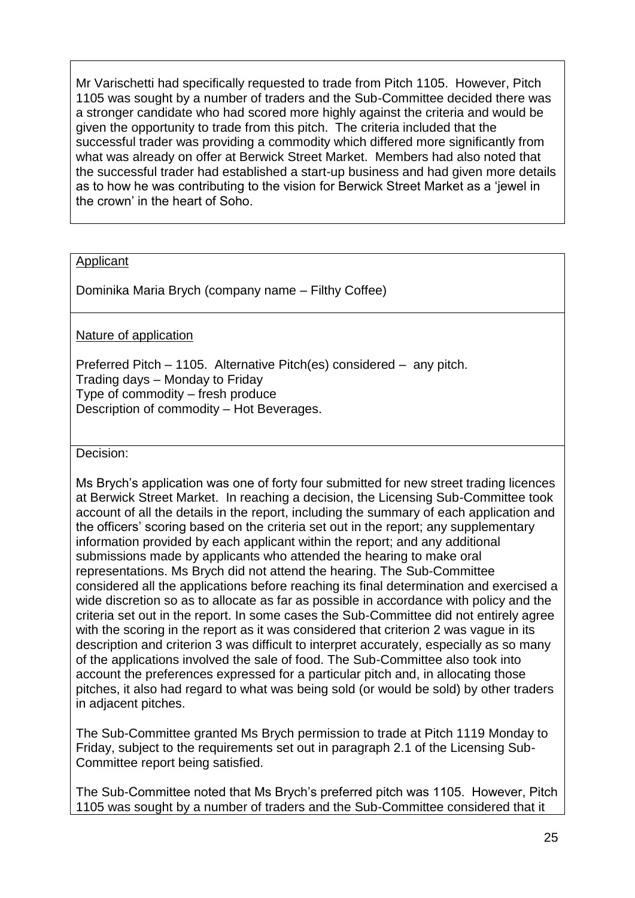Mr Varischetti had specifically requested to trade from Pitch 1105. However, Pitch 1105 was sought by a number of traders and the Sub-Committee decided there was a stronger candidate who had scored more highly against the criteria and would be given the opportunity to trade from this pitch. The criteria included that the successful trader was providing a commodity which differed more significantly from what was already on offer at Berwick Street Market. Members had also noted that the successful trader had established a start-up business and had given more details as to how he was contributing to the vision for Berwick Street Market as a 'jewel in the crown' in the heart of Soho.

Applicant

Dominika Maria Brych (company name – Filthy Coffee)

Nature of application

Preferred Pitch – 1105. Alternative Pitch(es) considered – any pitch.
Trading days – Monday to Friday
Type of commodity – fresh produce
Description of commodity – Hot Beverages.

Decision:

Ms Brych's application was one of forty four submitted for new street trading licences at Berwick Street Market. In reaching a decision, the Licensing Sub-Committee took account of all the details in the report, including the summary of each application and the officers' scoring based on the criteria set out in the report; any supplementary information provided by each applicant within the report; and any additional submissions made by applicants who attended the hearing to make oral representations. Ms Brych did not attend the hearing. The Sub-Committee considered all the applications before reaching its final determination and exercised a wide discretion so as to allocate as far as possible in accordance with policy and the criteria set out in the report. In some cases the Sub-Committee did not entirely agree with the scoring in the report as it was considered that criterion 2 was vague in its description and criterion 3 was difficult to interpret accurately, especially as so many of the applications involved the sale of food. The Sub-Committee also took into account the preferences expressed for a particular pitch and, in allocating those pitches, it also had regard to what was being sold (or would be sold) by other traders in adjacent pitches.

The Sub-Committee granted Ms Brych permission to trade at Pitch 1119 Monday to Friday, subject to the requirements set out in paragraph 2.1 of the Licensing Sub-Committee report being satisfied.

The Sub-Committee noted that Ms Brych's preferred pitch was 1105. However, Pitch 1105 was sought by a number of traders and the Sub-Committee considered that it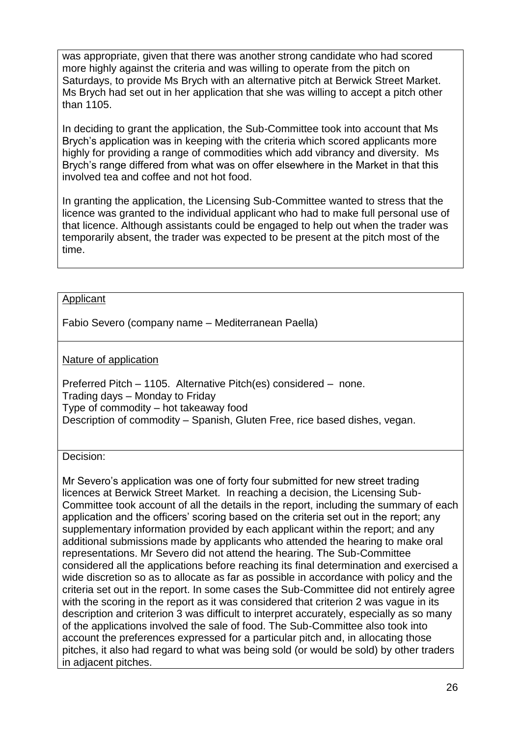was appropriate, given that there was another strong candidate who had scored more highly against the criteria and was willing to operate from the pitch on Saturdays, to provide Ms Brych with an alternative pitch at Berwick Street Market. Ms Brych had set out in her application that she was willing to accept a pitch other than 1105.

In deciding to grant the application, the Sub-Committee took into account that Ms Brych's application was in keeping with the criteria which scored applicants more highly for providing a range of commodities which add vibrancy and diversity. Ms Brych's range differed from what was on offer elsewhere in the Market in that this involved tea and coffee and not hot food.

In granting the application, the Licensing Sub-Committee wanted to stress that the licence was granted to the individual applicant who had to make full personal use of that licence. Although assistants could be engaged to help out when the trader was temporarily absent, the trader was expected to be present at the pitch most of the time.

<u>Applicant</u>

Fabio Severo (company name – Mediterranean Paella)

<u>Nature of application</u>

Preferred Pitch – 1105. Alternative Pitch(es) considered – none.
Trading days – Monday to Friday
Type of commodity – hot takeaway food
Description of commodity – Spanish, Gluten Free, rice based dishes, vegan.

Decision:

Mr Severo's application was one of forty four submitted for new street trading licences at Berwick Street Market. In reaching a decision, the Licensing Sub-Committee took account of all the details in the report, including the summary of each application and the officers' scoring based on the criteria set out in the report; any supplementary information provided by each applicant within the report; and any additional submissions made by applicants who attended the hearing to make oral representations. Mr Severo did not attend the hearing. The Sub-Committee considered all the applications before reaching its final determination and exercised a wide discretion so as to allocate as far as possible in accordance with policy and the criteria set out in the report. In some cases the Sub-Committee did not entirely agree with the scoring in the report as it was considered that criterion 2 was vague in its description and criterion 3 was difficult to interpret accurately, especially as so many of the applications involved the sale of food. The Sub-Committee also took into account the preferences expressed for a particular pitch and, in allocating those pitches, it also had regard to what was being sold (or would be sold) by other traders in adjacent pitches.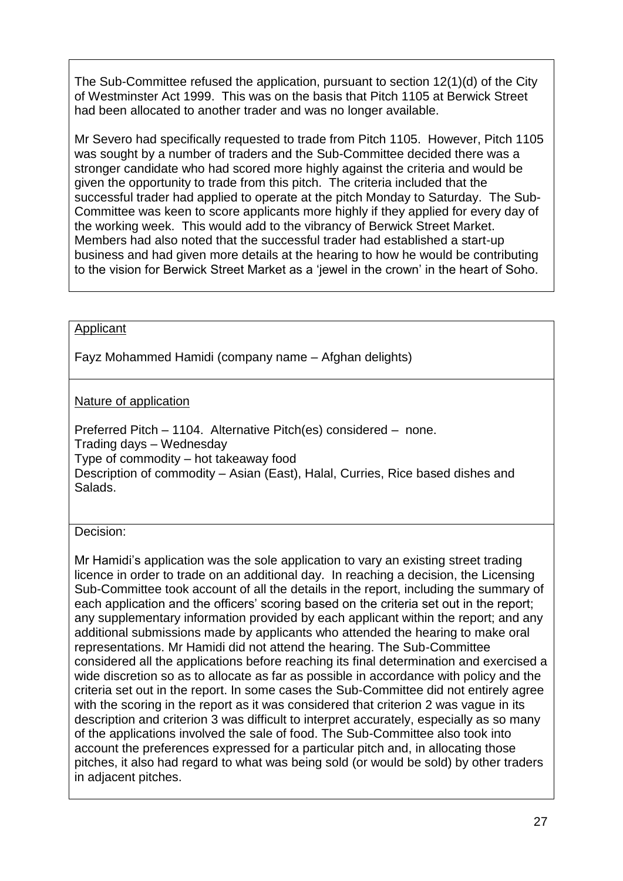The Sub-Committee refused the application, pursuant to section 12(1)(d) of the City of Westminster Act 1999. This was on the basis that Pitch 1105 at Berwick Street had been allocated to another trader and was no longer available.

Mr Severo had specifically requested to trade from Pitch 1105. However, Pitch 1105 was sought by a number of traders and the Sub-Committee decided there was a stronger candidate who had scored more highly against the criteria and would be given the opportunity to trade from this pitch. The criteria included that the successful trader had applied to operate at the pitch Monday to Saturday. The Sub-Committee was keen to score applicants more highly if they applied for every day of the working week. This would add to the vibrancy of Berwick Street Market. Members had also noted that the successful trader had established a start-up business and had given more details at the hearing to how he would be contributing to the vision for Berwick Street Market as a 'jewel in the crown' in the heart of Soho.

<u>Applicant</u>

Fayz Mohammed Hamidi (company name – Afghan delights)

<u>Nature of application</u>

Preferred Pitch – 1104. Alternative Pitch(es) considered – none.
Trading days – Wednesday
Type of commodity – hot takeaway food
Description of commodity – Asian (East), Halal, Curries, Rice based dishes and Salads.

Decision:

Mr Hamidi's application was the sole application to vary an existing street trading licence in order to trade on an additional day. In reaching a decision, the Licensing Sub-Committee took account of all the details in the report, including the summary of each application and the officers' scoring based on the criteria set out in the report; any supplementary information provided by each applicant within the report; and any additional submissions made by applicants who attended the hearing to make oral representations. Mr Hamidi did not attend the hearing. The Sub-Committee considered all the applications before reaching its final determination and exercised a wide discretion so as to allocate as far as possible in accordance with policy and the criteria set out in the report. In some cases the Sub-Committee did not entirely agree with the scoring in the report as it was considered that criterion 2 was vague in its description and criterion 3 was difficult to interpret accurately, especially as so many of the applications involved the sale of food. The Sub-Committee also took into account the preferences expressed for a particular pitch and, in allocating those pitches, it also had regard to what was being sold (or would be sold) by other traders in adjacent pitches.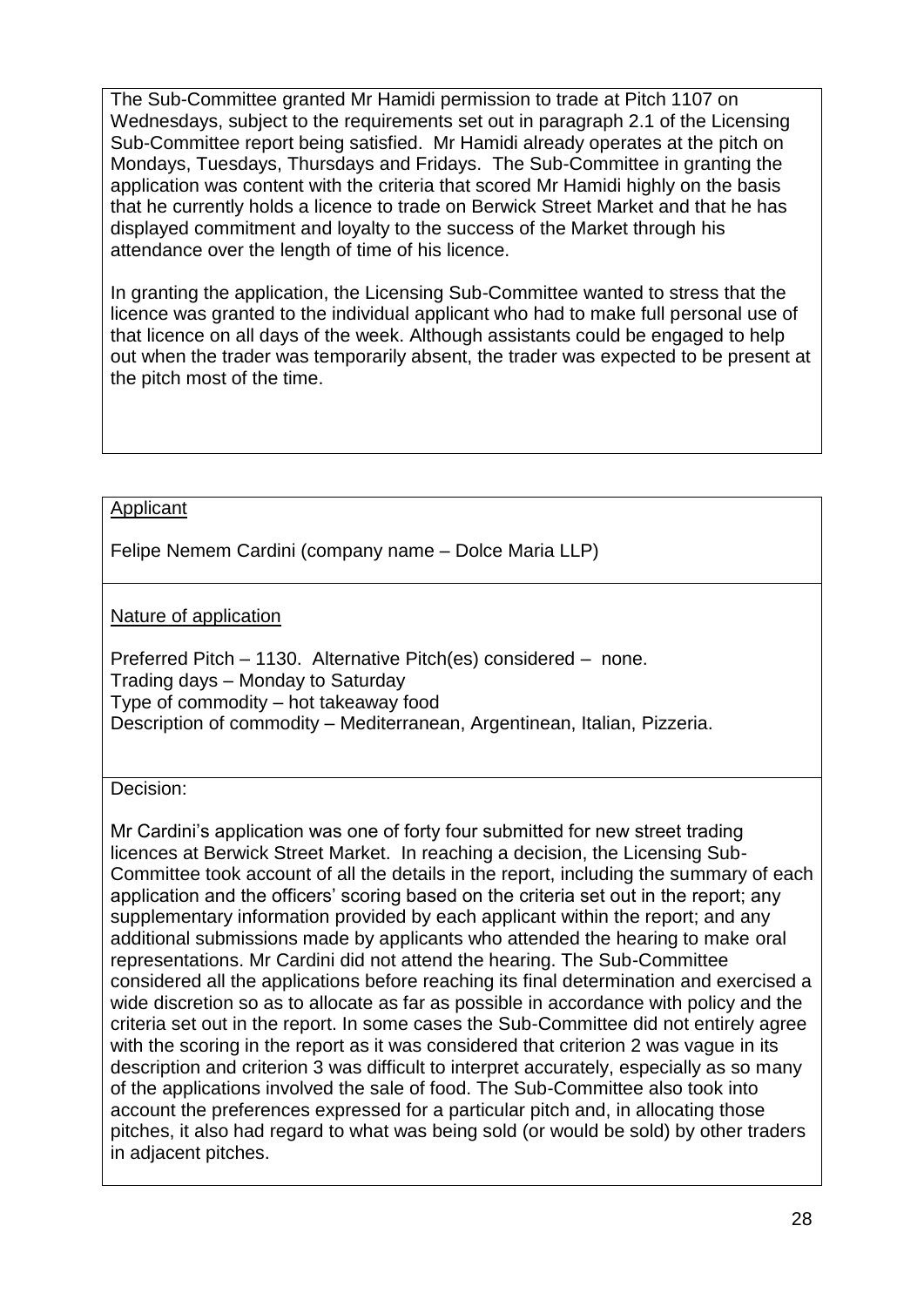The Sub-Committee granted Mr Hamidi permission to trade at Pitch 1107 on Wednesdays, subject to the requirements set out in paragraph 2.1 of the Licensing Sub-Committee report being satisfied. Mr Hamidi already operates at the pitch on Mondays, Tuesdays, Thursdays and Fridays. The Sub-Committee in granting the application was content with the criteria that scored Mr Hamidi highly on the basis that he currently holds a licence to trade on Berwick Street Market and that he has displayed commitment and loyalty to the success of the Market through his attendance over the length of time of his licence.

In granting the application, the Licensing Sub-Committee wanted to stress that the licence was granted to the individual applicant who had to make full personal use of that licence on all days of the week. Although assistants could be engaged to help out when the trader was temporarily absent, the trader was expected to be present at the pitch most of the time.

<u>Applicant</u>

Felipe Nemem Cardini (company name – Dolce Maria LLP)

<u>Nature of application</u>

Preferred Pitch – 1130. Alternative Pitch(es) considered – none.
Trading days – Monday to Saturday
Type of commodity – hot takeaway food
Description of commodity – Mediterranean, Argentinean, Italian, Pizzeria.

Decision:

Mr Cardini's application was one of forty four submitted for new street trading licences at Berwick Street Market. In reaching a decision, the Licensing Sub-Committee took account of all the details in the report, including the summary of each application and the officers' scoring based on the criteria set out in the report; any supplementary information provided by each applicant within the report; and any additional submissions made by applicants who attended the hearing to make oral representations. Mr Cardini did not attend the hearing. The Sub-Committee considered all the applications before reaching its final determination and exercised a wide discretion so as to allocate as far as possible in accordance with policy and the criteria set out in the report. In some cases the Sub-Committee did not entirely agree with the scoring in the report as it was considered that criterion 2 was vague in its description and criterion 3 was difficult to interpret accurately, especially as so many of the applications involved the sale of food. The Sub-Committee also took into account the preferences expressed for a particular pitch and, in allocating those pitches, it also had regard to what was being sold (or would be sold) by other traders in adjacent pitches.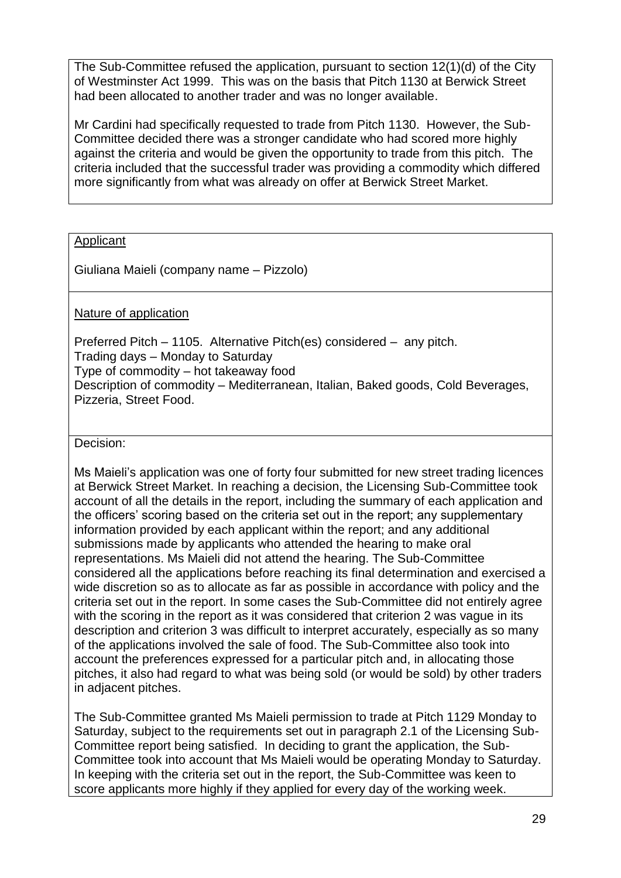The Sub-Committee refused the application, pursuant to section 12(1)(d) of the City of Westminster Act 1999. This was on the basis that Pitch 1130 at Berwick Street had been allocated to another trader and was no longer available.

Mr Cardini had specifically requested to trade from Pitch 1130. However, the Sub-Committee decided there was a stronger candidate who had scored more highly against the criteria and would be given the opportunity to trade from this pitch. The criteria included that the successful trader was providing a commodity which differed more significantly from what was already on offer at Berwick Street Market.

Applicant

Giuliana Maieli (company name – Pizzolo)

Nature of application

Preferred Pitch – 1105. Alternative Pitch(es) considered – any pitch.
Trading days – Monday to Saturday
Type of commodity – hot takeaway food
Description of commodity – Mediterranean, Italian, Baked goods, Cold Beverages, Pizzeria, Street Food.

Decision:

Ms Maieli's application was one of forty four submitted for new street trading licences at Berwick Street Market. In reaching a decision, the Licensing Sub-Committee took account of all the details in the report, including the summary of each application and the officers' scoring based on the criteria set out in the report; any supplementary information provided by each applicant within the report; and any additional submissions made by applicants who attended the hearing to make oral representations. Ms Maieli did not attend the hearing. The Sub-Committee considered all the applications before reaching its final determination and exercised a wide discretion so as to allocate as far as possible in accordance with policy and the criteria set out in the report. In some cases the Sub-Committee did not entirely agree with the scoring in the report as it was considered that criterion 2 was vague in its description and criterion 3 was difficult to interpret accurately, especially as so many of the applications involved the sale of food. The Sub-Committee also took into account the preferences expressed for a particular pitch and, in allocating those pitches, it also had regard to what was being sold (or would be sold) by other traders in adjacent pitches.

The Sub-Committee granted Ms Maieli permission to trade at Pitch 1129 Monday to Saturday, subject to the requirements set out in paragraph 2.1 of the Licensing Sub-Committee report being satisfied. In deciding to grant the application, the Sub-Committee took into account that Ms Maieli would be operating Monday to Saturday. In keeping with the criteria set out in the report, the Sub-Committee was keen to score applicants more highly if they applied for every day of the working week.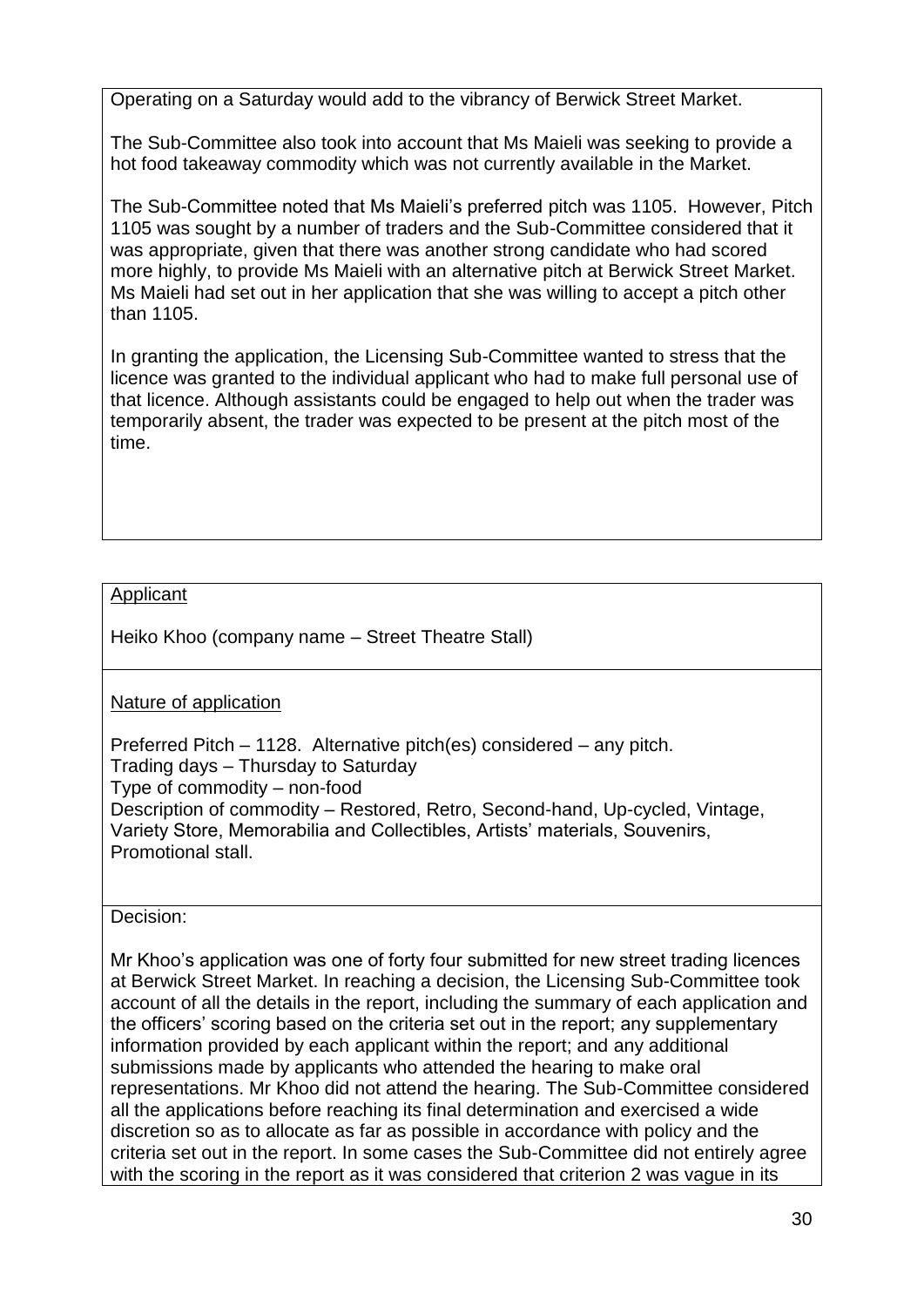Operating on a Saturday would add to the vibrancy of Berwick Street Market.

The Sub-Committee also took into account that Ms Maieli was seeking to provide a hot food takeaway commodity which was not currently available in the Market.

The Sub-Committee noted that Ms Maieli's preferred pitch was 1105. However, Pitch 1105 was sought by a number of traders and the Sub-Committee considered that it was appropriate, given that there was another strong candidate who had scored more highly, to provide Ms Maieli with an alternative pitch at Berwick Street Market. Ms Maieli had set out in her application that she was willing to accept a pitch other than 1105.

In granting the application, the Licensing Sub-Committee wanted to stress that the licence was granted to the individual applicant who had to make full personal use of that licence. Although assistants could be engaged to help out when the trader was temporarily absent, the trader was expected to be present at the pitch most of the time.

---

Applicant

Heiko Khoo (company name – Street Theatre Stall)

Nature of application

Preferred Pitch – 1128. Alternative pitch(es) considered – any pitch.
Trading days – Thursday to Saturday
Type of commodity – non-food
Description of commodity – Restored, Retro, Second-hand, Up-cycled, Vintage, Variety Store, Memorabilia and Collectibles, Artists' materials, Souvenirs, Promotional stall.

Decision:

Mr Khoo's application was one of forty four submitted for new street trading licences at Berwick Street Market. In reaching a decision, the Licensing Sub-Committee took account of all the details in the report, including the summary of each application and the officers' scoring based on the criteria set out in the report; any supplementary information provided by each applicant within the report; and any additional submissions made by applicants who attended the hearing to make oral representations. Mr Khoo did not attend the hearing. The Sub-Committee considered all the applications before reaching its final determination and exercised a wide discretion so as to allocate as far as possible in accordance with policy and the criteria set out in the report. In some cases the Sub-Committee did not entirely agree with the scoring in the report as it was considered that criterion 2 was vague in its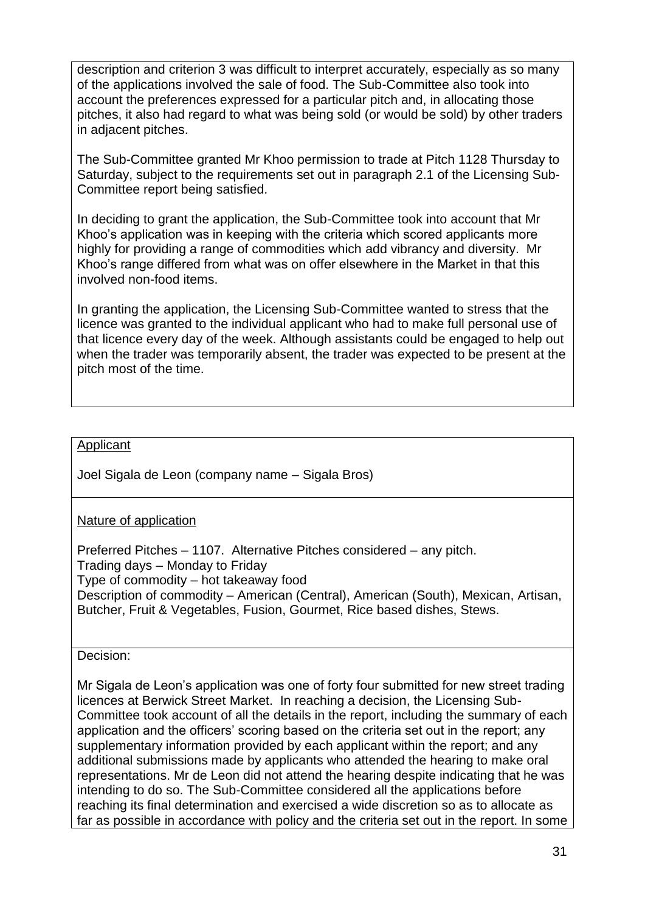description and criterion 3 was difficult to interpret accurately, especially as so many of the applications involved the sale of food. The Sub-Committee also took into account the preferences expressed for a particular pitch and, in allocating those pitches, it also had regard to what was being sold (or would be sold) by other traders in adjacent pitches.

The Sub-Committee granted Mr Khoo permission to trade at Pitch 1128 Thursday to Saturday, subject to the requirements set out in paragraph 2.1 of the Licensing Sub-Committee report being satisfied.

In deciding to grant the application, the Sub-Committee took into account that Mr Khoo's application was in keeping with the criteria which scored applicants more highly for providing a range of commodities which add vibrancy and diversity. Mr Khoo's range differed from what was on offer elsewhere in the Market in that this involved non-food items.

In granting the application, the Licensing Sub-Committee wanted to stress that the licence was granted to the individual applicant who had to make full personal use of that licence every day of the week. Although assistants could be engaged to help out when the trader was temporarily absent, the trader was expected to be present at the pitch most of the time.

---

Applicant

Joel Sigala de Leon (company name – Sigala Bros)

Nature of application

Preferred Pitches – 1107. Alternative Pitches considered – any pitch.
Trading days – Monday to Friday
Type of commodity – hot takeaway food
Description of commodity – American (Central), American (South), Mexican, Artisan, Butcher, Fruit & Vegetables, Fusion, Gourmet, Rice based dishes, Stews.

Decision:

Mr Sigala de Leon's application was one of forty four submitted for new street trading licences at Berwick Street Market. In reaching a decision, the Licensing Sub-Committee took account of all the details in the report, including the summary of each application and the officers' scoring based on the criteria set out in the report; any supplementary information provided by each applicant within the report; and any additional submissions made by applicants who attended the hearing to make oral representations. Mr de Leon did not attend the hearing despite indicating that he was intending to do so. The Sub-Committee considered all the applications before reaching its final determination and exercised a wide discretion so as to allocate as far as possible in accordance with policy and the criteria set out in the report. In some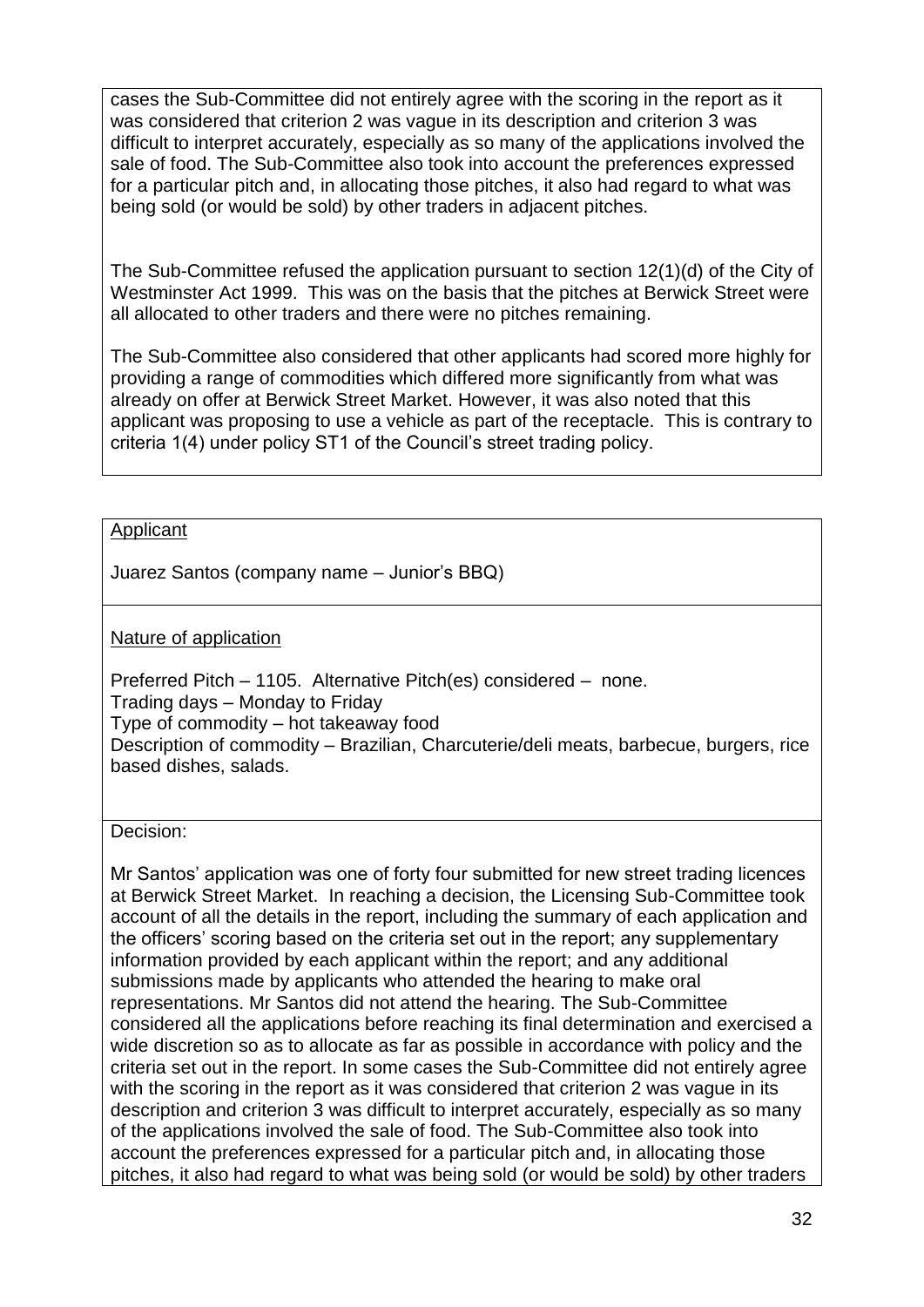cases the Sub-Committee did not entirely agree with the scoring in the report as it was considered that criterion 2 was vague in its description and criterion 3 was difficult to interpret accurately, especially as so many of the applications involved the sale of food. The Sub-Committee also took into account the preferences expressed for a particular pitch and, in allocating those pitches, it also had regard to what was being sold (or would be sold) by other traders in adjacent pitches.

The Sub-Committee refused the application pursuant to section 12(1)(d) of the City of Westminster Act 1999. This was on the basis that the pitches at Berwick Street were all allocated to other traders and there were no pitches remaining.

The Sub-Committee also considered that other applicants had scored more highly for providing a range of commodities which differed more significantly from what was already on offer at Berwick Street Market. However, it was also noted that this applicant was proposing to use a vehicle as part of the receptacle. This is contrary to criteria 1(4) under policy ST1 of the Council's street trading policy.

<u>Applicant</u>

Juarez Santos (company name – Junior's BBQ)

<u>Nature of application</u>

Preferred Pitch – 1105. Alternative Pitch(es) considered – none.
Trading days – Monday to Friday
Type of commodity – hot takeaway food
Description of commodity – Brazilian, Charcuterie/deli meats, barbecue, burgers, rice based dishes, salads.

Decision:

Mr Santos' application was one of forty four submitted for new street trading licences at Berwick Street Market. In reaching a decision, the Licensing Sub-Committee took account of all the details in the report, including the summary of each application and the officers' scoring based on the criteria set out in the report; any supplementary information provided by each applicant within the report; and any additional submissions made by applicants who attended the hearing to make oral representations. Mr Santos did not attend the hearing. The Sub-Committee considered all the applications before reaching its final determination and exercised a wide discretion so as to allocate as far as possible in accordance with policy and the criteria set out in the report. In some cases the Sub-Committee did not entirely agree with the scoring in the report as it was considered that criterion 2 was vague in its description and criterion 3 was difficult to interpret accurately, especially as so many of the applications involved the sale of food. The Sub-Committee also took into account the preferences expressed for a particular pitch and, in allocating those pitches, it also had regard to what was being sold (or would be sold) by other traders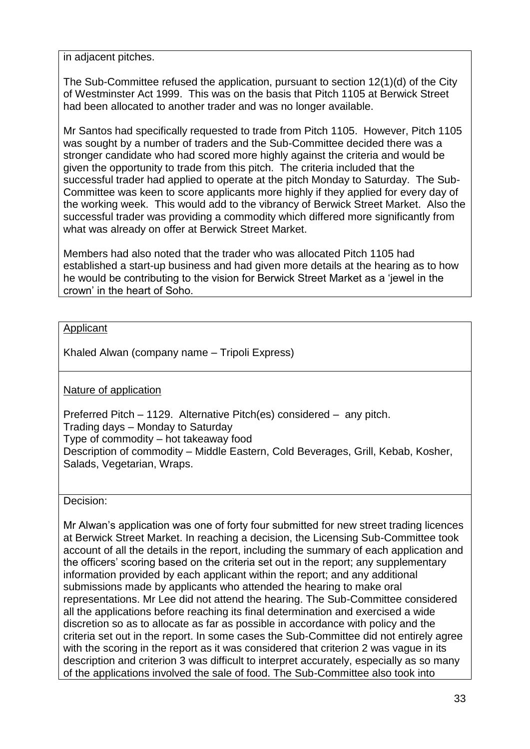in adjacent pitches.

The Sub-Committee refused the application, pursuant to section 12(1)(d) of the City of Westminster Act 1999. This was on the basis that Pitch 1105 at Berwick Street had been allocated to another trader and was no longer available.

Mr Santos had specifically requested to trade from Pitch 1105. However, Pitch 1105 was sought by a number of traders and the Sub-Committee decided there was a stronger candidate who had scored more highly against the criteria and would be given the opportunity to trade from this pitch. The criteria included that the successful trader had applied to operate at the pitch Monday to Saturday. The Sub-Committee was keen to score applicants more highly if they applied for every day of the working week. This would add to the vibrancy of Berwick Street Market. Also the successful trader was providing a commodity which differed more significantly from what was already on offer at Berwick Street Market.

Members had also noted that the trader who was allocated Pitch 1105 had established a start-up business and had given more details at the hearing as to how he would be contributing to the vision for Berwick Street Market as a 'jewel in the crown' in the heart of Soho.

Applicant

Khaled Alwan (company name – Tripoli Express)

Nature of application

Preferred Pitch – 1129. Alternative Pitch(es) considered – any pitch.
Trading days – Monday to Saturday
Type of commodity – hot takeaway food
Description of commodity – Middle Eastern, Cold Beverages, Grill, Kebab, Kosher, Salads, Vegetarian, Wraps.

Decision:

Mr Alwan's application was one of forty four submitted for new street trading licences at Berwick Street Market. In reaching a decision, the Licensing Sub-Committee took account of all the details in the report, including the summary of each application and the officers' scoring based on the criteria set out in the report; any supplementary information provided by each applicant within the report; and any additional submissions made by applicants who attended the hearing to make oral representations. Mr Lee did not attend the hearing. The Sub-Committee considered all the applications before reaching its final determination and exercised a wide discretion so as to allocate as far as possible in accordance with policy and the criteria set out in the report. In some cases the Sub-Committee did not entirely agree with the scoring in the report as it was considered that criterion 2 was vague in its description and criterion 3 was difficult to interpret accurately, especially as so many of the applications involved the sale of food. The Sub-Committee also took into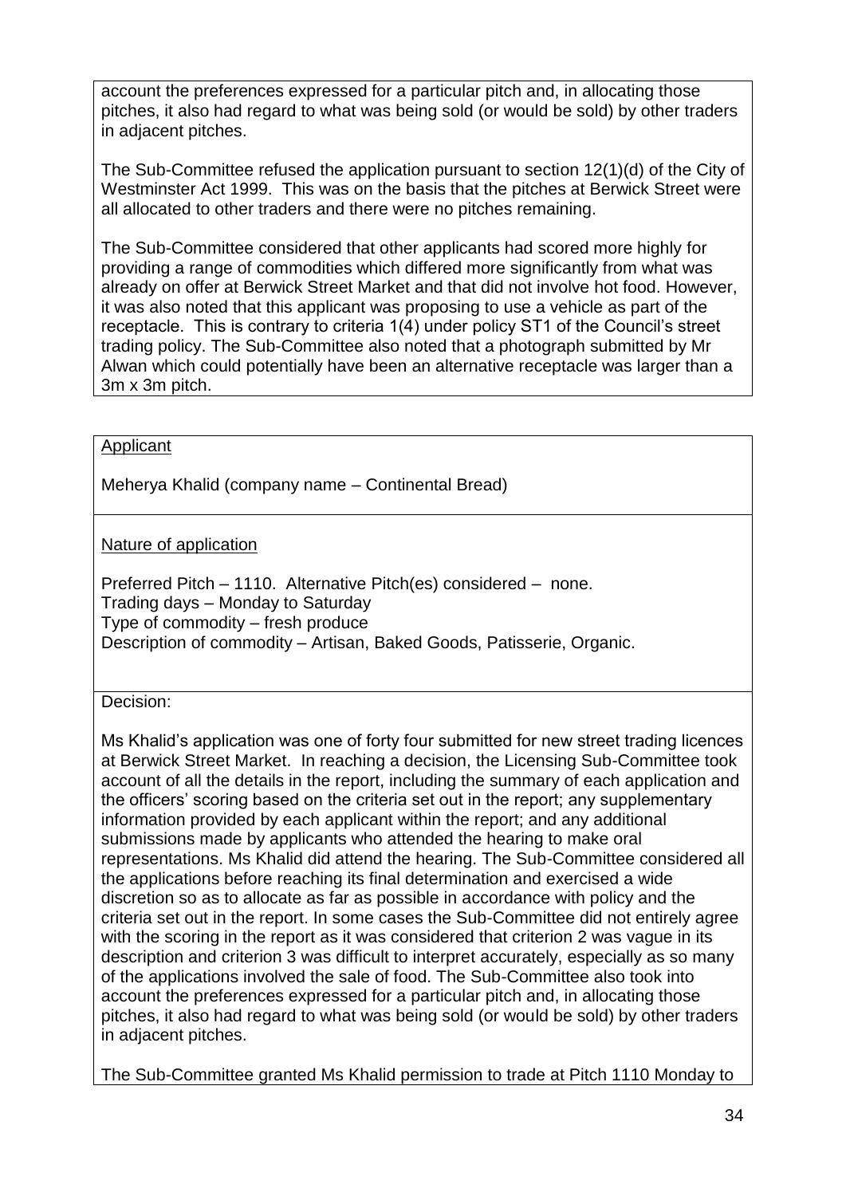account the preferences expressed for a particular pitch and, in allocating those pitches, it also had regard to what was being sold (or would be sold) by other traders in adjacent pitches.

The Sub-Committee refused the application pursuant to section 12(1)(d) of the City of Westminster Act 1999. This was on the basis that the pitches at Berwick Street were all allocated to other traders and there were no pitches remaining.

The Sub-Committee considered that other applicants had scored more highly for providing a range of commodities which differed more significantly from what was already on offer at Berwick Street Market and that did not involve hot food. However, it was also noted that this applicant was proposing to use a vehicle as part of the receptacle. This is contrary to criteria 1(4) under policy ST1 of the Council's street trading policy. The Sub-Committee also noted that a photograph submitted by Mr Alwan which could potentially have been an alternative receptacle was larger than a 3m x 3m pitch.

Applicant

Meherya Khalid (company name – Continental Bread)

Nature of application

Preferred Pitch – 1110. Alternative Pitch(es) considered – none.
Trading days – Monday to Saturday
Type of commodity – fresh produce
Description of commodity – Artisan, Baked Goods, Patisserie, Organic.

Decision:

Ms Khalid's application was one of forty four submitted for new street trading licences at Berwick Street Market. In reaching a decision, the Licensing Sub-Committee took account of all the details in the report, including the summary of each application and the officers' scoring based on the criteria set out in the report; any supplementary information provided by each applicant within the report; and any additional submissions made by applicants who attended the hearing to make oral representations. Ms Khalid did attend the hearing. The Sub-Committee considered all the applications before reaching its final determination and exercised a wide discretion so as to allocate as far as possible in accordance with policy and the criteria set out in the report. In some cases the Sub-Committee did not entirely agree with the scoring in the report as it was considered that criterion 2 was vague in its description and criterion 3 was difficult to interpret accurately, especially as so many of the applications involved the sale of food. The Sub-Committee also took into account the preferences expressed for a particular pitch and, in allocating those pitches, it also had regard to what was being sold (or would be sold) by other traders in adjacent pitches.

The Sub-Committee granted Ms Khalid permission to trade at Pitch 1110 Monday to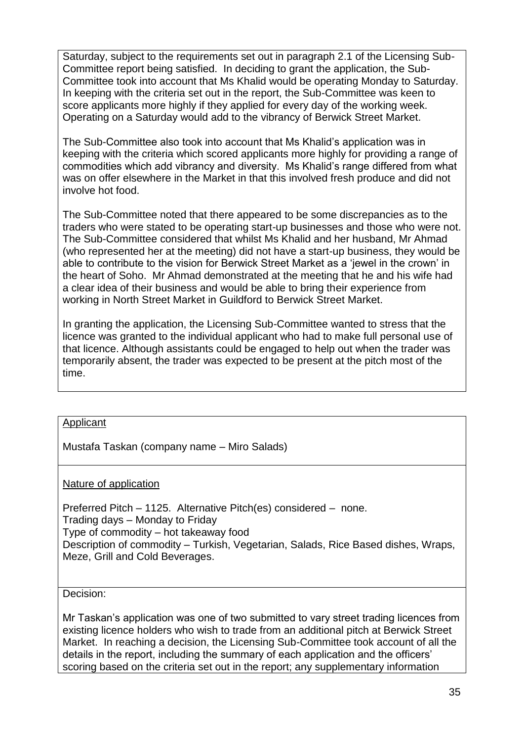Saturday, subject to the requirements set out in paragraph 2.1 of the Licensing Sub-Committee report being satisfied. In deciding to grant the application, the Sub-Committee took into account that Ms Khalid would be operating Monday to Saturday. In keeping with the criteria set out in the report, the Sub-Committee was keen to score applicants more highly if they applied for every day of the working week. Operating on a Saturday would add to the vibrancy of Berwick Street Market.

The Sub-Committee also took into account that Ms Khalid's application was in keeping with the criteria which scored applicants more highly for providing a range of commodities which add vibrancy and diversity. Ms Khalid's range differed from what was on offer elsewhere in the Market in that this involved fresh produce and did not involve hot food.

The Sub-Committee noted that there appeared to be some discrepancies as to the traders who were stated to be operating start-up businesses and those who were not. The Sub-Committee considered that whilst Ms Khalid and her husband, Mr Ahmad (who represented her at the meeting) did not have a start-up business, they would be able to contribute to the vision for Berwick Street Market as a 'jewel in the crown' in the heart of Soho. Mr Ahmad demonstrated at the meeting that he and his wife had a clear idea of their business and would be able to bring their experience from working in North Street Market in Guildford to Berwick Street Market.

In granting the application, the Licensing Sub-Committee wanted to stress that the licence was granted to the individual applicant who had to make full personal use of that licence. Although assistants could be engaged to help out when the trader was temporarily absent, the trader was expected to be present at the pitch most of the time.

<u>Applicant</u>

Mustafa Taskan (company name – Miro Salads)

<u>Nature of application</u>

Preferred Pitch – 1125. Alternative Pitch(es) considered – none.
Trading days – Monday to Friday
Type of commodity – hot takeaway food
Description of commodity – Turkish, Vegetarian, Salads, Rice Based dishes, Wraps, Meze, Grill and Cold Beverages.

Decision:

Mr Taskan's application was one of two submitted to vary street trading licences from existing licence holders who wish to trade from an additional pitch at Berwick Street Market. In reaching a decision, the Licensing Sub-Committee took account of all the details in the report, including the summary of each application and the officers' scoring based on the criteria set out in the report; any supplementary information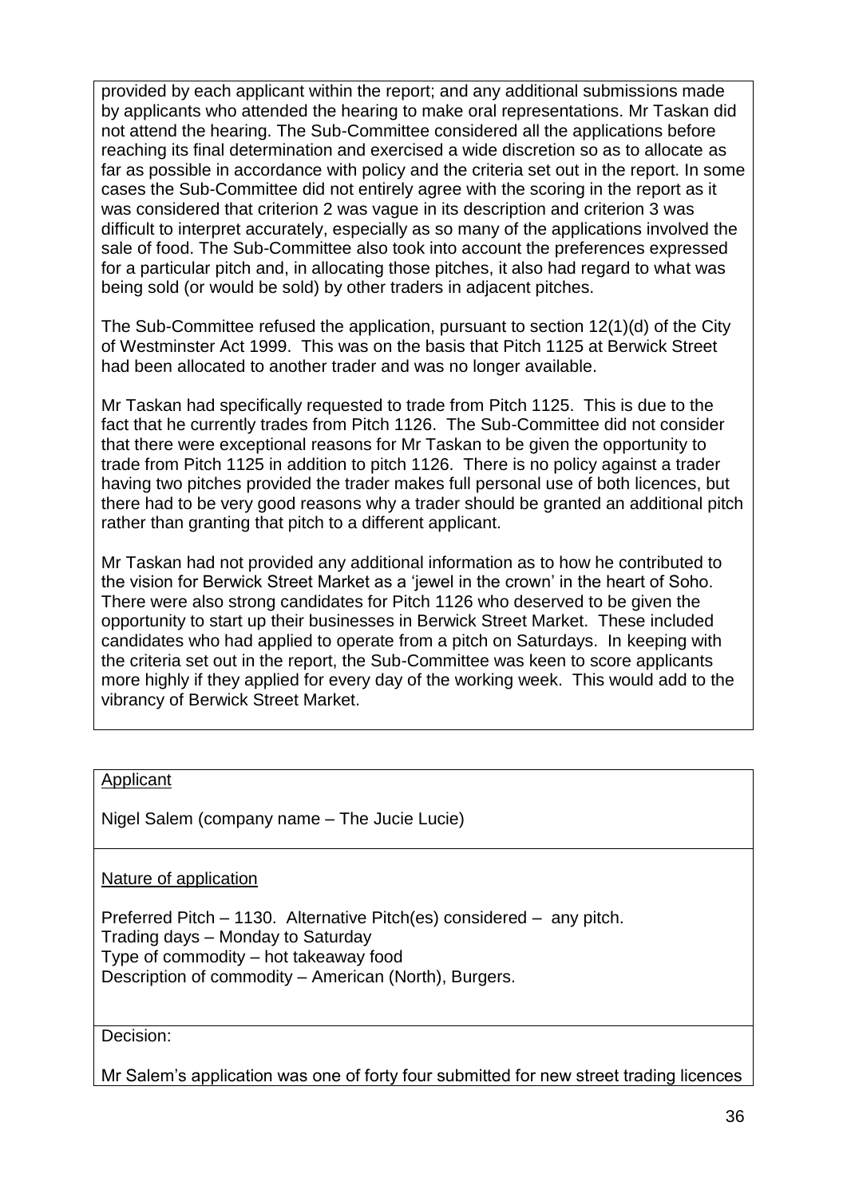provided by each applicant within the report; and any additional submissions made by applicants who attended the hearing to make oral representations. Mr Taskan did not attend the hearing. The Sub-Committee considered all the applications before reaching its final determination and exercised a wide discretion so as to allocate as far as possible in accordance with policy and the criteria set out in the report. In some cases the Sub-Committee did not entirely agree with the scoring in the report as it was considered that criterion 2 was vague in its description and criterion 3 was difficult to interpret accurately, especially as so many of the applications involved the sale of food. The Sub-Committee also took into account the preferences expressed for a particular pitch and, in allocating those pitches, it also had regard to what was being sold (or would be sold) by other traders in adjacent pitches.

The Sub-Committee refused the application, pursuant to section 12(1)(d) of the City of Westminster Act 1999. This was on the basis that Pitch 1125 at Berwick Street had been allocated to another trader and was no longer available.

Mr Taskan had specifically requested to trade from Pitch 1125. This is due to the fact that he currently trades from Pitch 1126. The Sub-Committee did not consider that there were exceptional reasons for Mr Taskan to be given the opportunity to trade from Pitch 1125 in addition to pitch 1126. There is no policy against a trader having two pitches provided the trader makes full personal use of both licences, but there had to be very good reasons why a trader should be granted an additional pitch rather than granting that pitch to a different applicant.

Mr Taskan had not provided any additional information as to how he contributed to the vision for Berwick Street Market as a 'jewel in the crown' in the heart of Soho. There were also strong candidates for Pitch 1126 who deserved to be given the opportunity to start up their businesses in Berwick Street Market. These included candidates who had applied to operate from a pitch on Saturdays. In keeping with the criteria set out in the report, the Sub-Committee was keen to score applicants more highly if they applied for every day of the working week. This would add to the vibrancy of Berwick Street Market.

Applicant

Nigel Salem (company name – The Jucie Lucie)

Nature of application

Preferred Pitch – 1130. Alternative Pitch(es) considered – any pitch.
Trading days – Monday to Saturday
Type of commodity – hot takeaway food
Description of commodity – American (North), Burgers.

Decision:

Mr Salem's application was one of forty four submitted for new street trading licences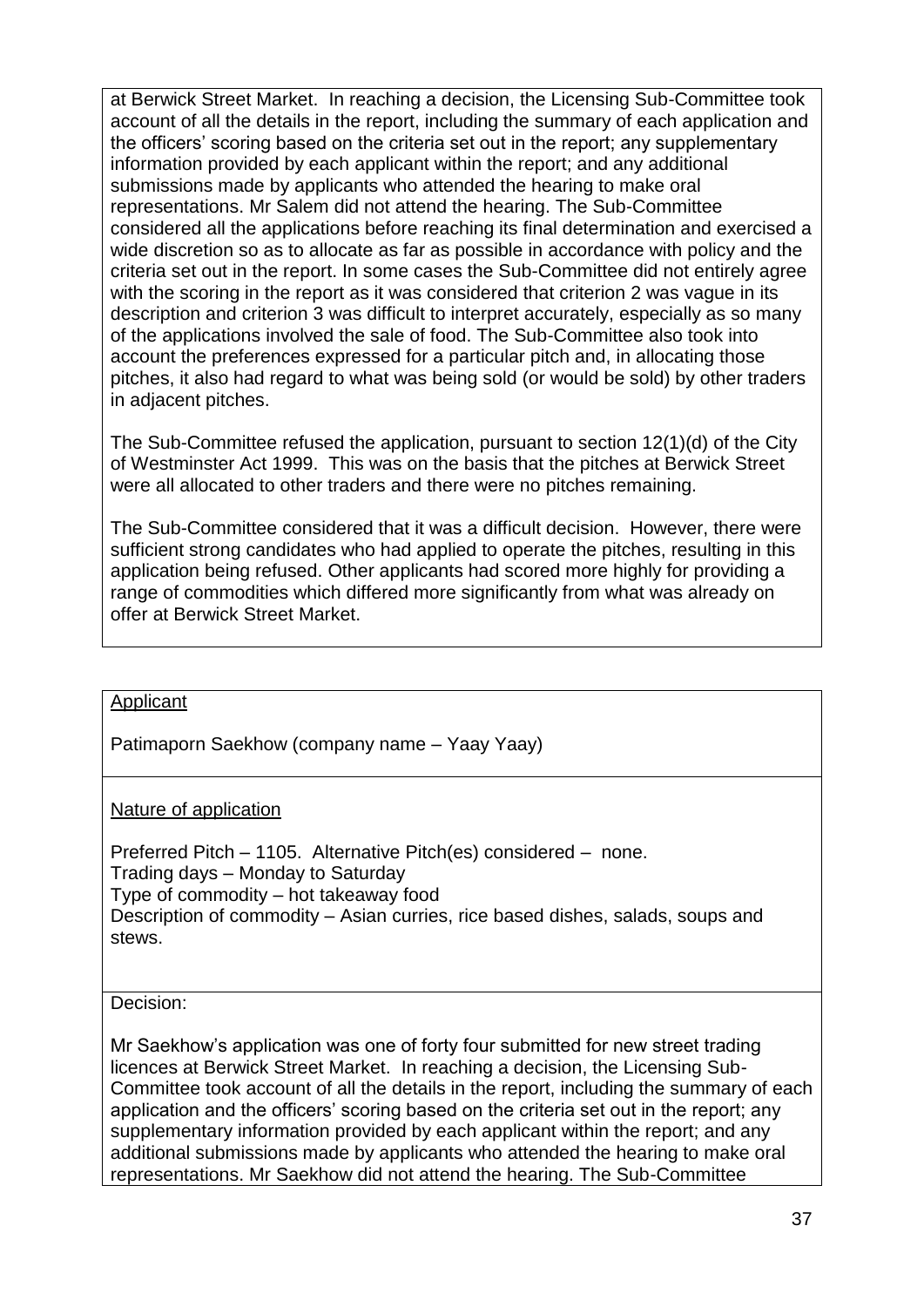at Berwick Street Market. In reaching a decision, the Licensing Sub-Committee took account of all the details in the report, including the summary of each application and the officers' scoring based on the criteria set out in the report; any supplementary information provided by each applicant within the report; and any additional submissions made by applicants who attended the hearing to make oral representations. Mr Salem did not attend the hearing. The Sub-Committee considered all the applications before reaching its final determination and exercised a wide discretion so as to allocate as far as possible in accordance with policy and the criteria set out in the report. In some cases the Sub-Committee did not entirely agree with the scoring in the report as it was considered that criterion 2 was vague in its description and criterion 3 was difficult to interpret accurately, especially as so many of the applications involved the sale of food. The Sub-Committee also took into account the preferences expressed for a particular pitch and, in allocating those pitches, it also had regard to what was being sold (or would be sold) by other traders in adjacent pitches.

The Sub-Committee refused the application, pursuant to section 12(1)(d) of the City of Westminster Act 1999. This was on the basis that the pitches at Berwick Street were all allocated to other traders and there were no pitches remaining.

The Sub-Committee considered that it was a difficult decision. However, there were sufficient strong candidates who had applied to operate the pitches, resulting in this application being refused. Other applicants had scored more highly for providing a range of commodities which differed more significantly from what was already on offer at Berwick Street Market.

Applicant

Patimaporn Saekhow (company name – Yaay Yaay)

Nature of application

Preferred Pitch – 1105. Alternative Pitch(es) considered – none.
Trading days – Monday to Saturday
Type of commodity – hot takeaway food
Description of commodity – Asian curries, rice based dishes, salads, soups and stews.

Decision:

Mr Saekhow's application was one of forty four submitted for new street trading licences at Berwick Street Market. In reaching a decision, the Licensing Sub-Committee took account of all the details in the report, including the summary of each application and the officers' scoring based on the criteria set out in the report; any supplementary information provided by each applicant within the report; and any additional submissions made by applicants who attended the hearing to make oral representations. Mr Saekhow did not attend the hearing. The Sub-Committee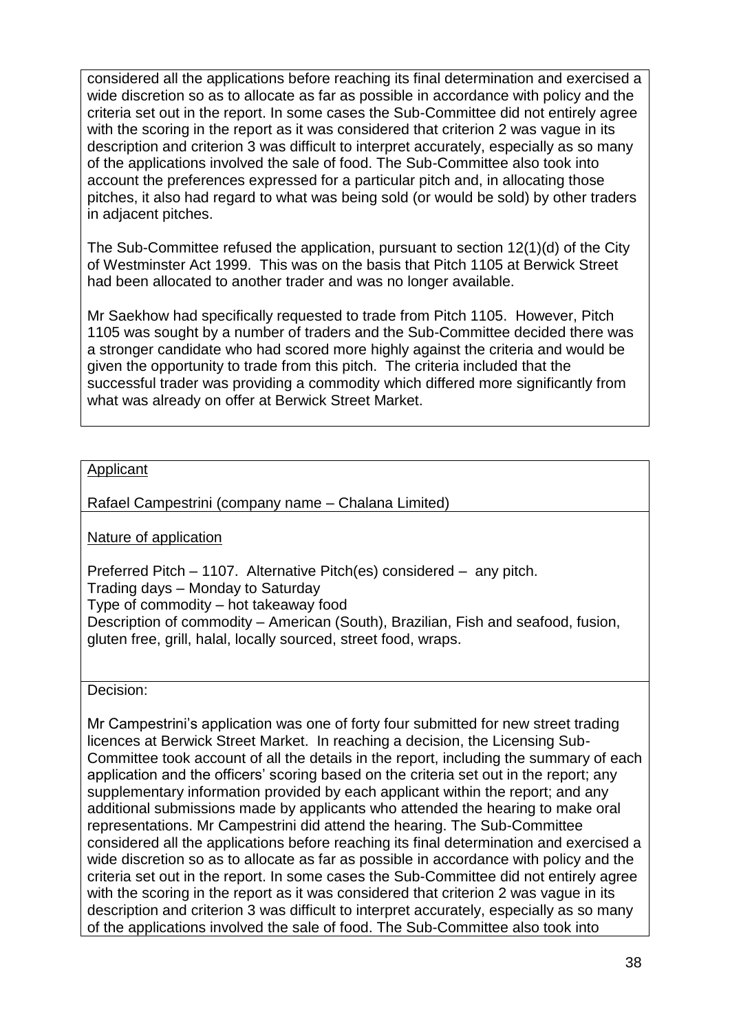considered all the applications before reaching its final determination and exercised a wide discretion so as to allocate as far as possible in accordance with policy and the criteria set out in the report. In some cases the Sub-Committee did not entirely agree with the scoring in the report as it was considered that criterion 2 was vague in its description and criterion 3 was difficult to interpret accurately, especially as so many of the applications involved the sale of food. The Sub-Committee also took into account the preferences expressed for a particular pitch and, in allocating those pitches, it also had regard to what was being sold (or would be sold) by other traders in adjacent pitches.

The Sub-Committee refused the application, pursuant to section 12(1)(d) of the City of Westminster Act 1999. This was on the basis that Pitch 1105 at Berwick Street had been allocated to another trader and was no longer available.

Mr Saekhow had specifically requested to trade from Pitch 1105. However, Pitch 1105 was sought by a number of traders and the Sub-Committee decided there was a stronger candidate who had scored more highly against the criteria and would be given the opportunity to trade from this pitch. The criteria included that the successful trader was providing a commodity which differed more significantly from what was already on offer at Berwick Street Market.

<u>Applicant</u>

Rafael Campestrini (company name – Chalana Limited)

<u>Nature of application</u>

Preferred Pitch – 1107. Alternative Pitch(es) considered – any pitch.
Trading days – Monday to Saturday
Type of commodity – hot takeaway food
Description of commodity – American (South), Brazilian, Fish and seafood, fusion, gluten free, grill, halal, locally sourced, street food, wraps.

Decision:

Mr Campestrini's application was one of forty four submitted for new street trading licences at Berwick Street Market. In reaching a decision, the Licensing Sub-Committee took account of all the details in the report, including the summary of each application and the officers' scoring based on the criteria set out in the report; any supplementary information provided by each applicant within the report; and any additional submissions made by applicants who attended the hearing to make oral representations. Mr Campestrini did attend the hearing. The Sub-Committee considered all the applications before reaching its final determination and exercised a wide discretion so as to allocate as far as possible in accordance with policy and the criteria set out in the report. In some cases the Sub-Committee did not entirely agree with the scoring in the report as it was considered that criterion 2 was vague in its description and criterion 3 was difficult to interpret accurately, especially as so many of the applications involved the sale of food. The Sub-Committee also took into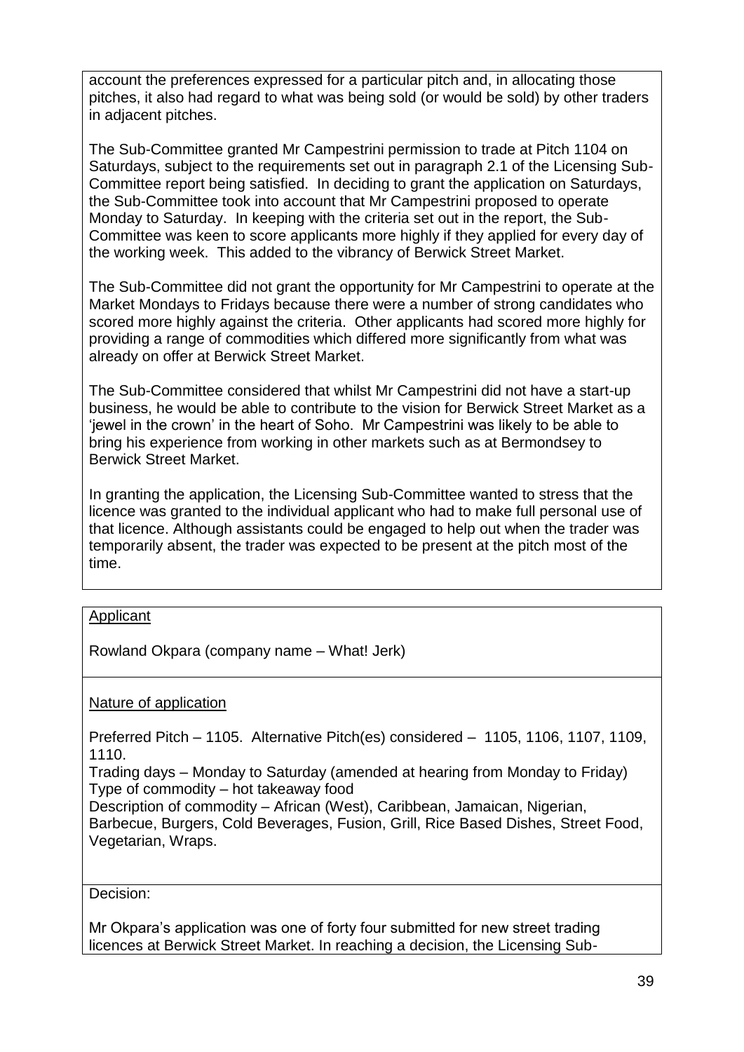account the preferences expressed for a particular pitch and, in allocating those pitches, it also had regard to what was being sold (or would be sold) by other traders in adjacent pitches.

The Sub-Committee granted Mr Campestrini permission to trade at Pitch 1104 on Saturdays, subject to the requirements set out in paragraph 2.1 of the Licensing Sub-Committee report being satisfied. In deciding to grant the application on Saturdays, the Sub-Committee took into account that Mr Campestrini proposed to operate Monday to Saturday. In keeping with the criteria set out in the report, the Sub-Committee was keen to score applicants more highly if they applied for every day of the working week. This added to the vibrancy of Berwick Street Market.

The Sub-Committee did not grant the opportunity for Mr Campestrini to operate at the Market Mondays to Fridays because there were a number of strong candidates who scored more highly against the criteria. Other applicants had scored more highly for providing a range of commodities which differed more significantly from what was already on offer at Berwick Street Market.

The Sub-Committee considered that whilst Mr Campestrini did not have a start-up business, he would be able to contribute to the vision for Berwick Street Market as a 'jewel in the crown' in the heart of Soho. Mr Campestrini was likely to be able to bring his experience from working in other markets such as at Bermondsey to Berwick Street Market.

In granting the application, the Licensing Sub-Committee wanted to stress that the licence was granted to the individual applicant who had to make full personal use of that licence. Although assistants could be engaged to help out when the trader was temporarily absent, the trader was expected to be present at the pitch most of the time.

<u>Applicant</u>

Rowland Okpara (company name – What! Jerk)

<u>Nature of application</u>

Preferred Pitch – 1105. Alternative Pitch(es) considered – 1105, 1106, 1107, 1109, 1110.
Trading days – Monday to Saturday (amended at hearing from Monday to Friday)
Type of commodity – hot takeaway food
Description of commodity – African (West), Caribbean, Jamaican, Nigerian, Barbecue, Burgers, Cold Beverages, Fusion, Grill, Rice Based Dishes, Street Food, Vegetarian, Wraps.

Decision:

Mr Okpara's application was one of forty four submitted for new street trading licences at Berwick Street Market. In reaching a decision, the Licensing Sub-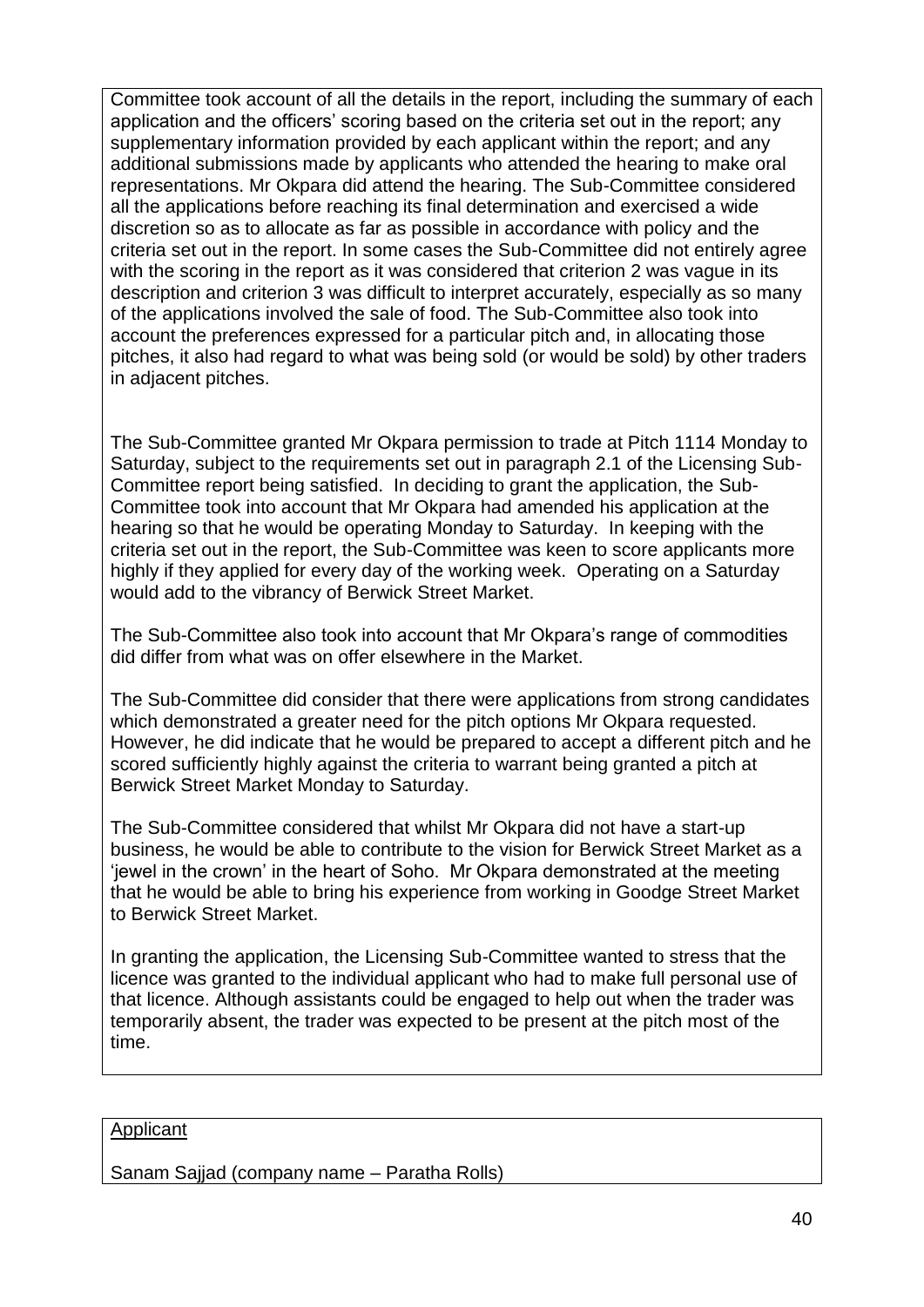Committee took account of all the details in the report, including the summary of each application and the officers' scoring based on the criteria set out in the report; any supplementary information provided by each applicant within the report; and any additional submissions made by applicants who attended the hearing to make oral representations. Mr Okpara did attend the hearing. The Sub-Committee considered all the applications before reaching its final determination and exercised a wide discretion so as to allocate as far as possible in accordance with policy and the criteria set out in the report. In some cases the Sub-Committee did not entirely agree with the scoring in the report as it was considered that criterion 2 was vague in its description and criterion 3 was difficult to interpret accurately, especially as so many of the applications involved the sale of food. The Sub-Committee also took into account the preferences expressed for a particular pitch and, in allocating those pitches, it also had regard to what was being sold (or would be sold) by other traders in adjacent pitches.

The Sub-Committee granted Mr Okpara permission to trade at Pitch 1114 Monday to Saturday, subject to the requirements set out in paragraph 2.1 of the Licensing Sub-Committee report being satisfied. In deciding to grant the application, the Sub-Committee took into account that Mr Okpara had amended his application at the hearing so that he would be operating Monday to Saturday. In keeping with the criteria set out in the report, the Sub-Committee was keen to score applicants more highly if they applied for every day of the working week. Operating on a Saturday would add to the vibrancy of Berwick Street Market.

The Sub-Committee also took into account that Mr Okpara's range of commodities did differ from what was on offer elsewhere in the Market.

The Sub-Committee did consider that there were applications from strong candidates which demonstrated a greater need for the pitch options Mr Okpara requested. However, he did indicate that he would be prepared to accept a different pitch and he scored sufficiently highly against the criteria to warrant being granted a pitch at Berwick Street Market Monday to Saturday.

The Sub-Committee considered that whilst Mr Okpara did not have a start-up business, he would be able to contribute to the vision for Berwick Street Market as a 'jewel in the crown' in the heart of Soho. Mr Okpara demonstrated at the meeting that he would be able to bring his experience from working in Goodge Street Market to Berwick Street Market.

In granting the application, the Licensing Sub-Committee wanted to stress that the licence was granted to the individual applicant who had to make full personal use of that licence. Although assistants could be engaged to help out when the trader was temporarily absent, the trader was expected to be present at the pitch most of the time.

<u>Applicant</u>

Sanam Sajjad (company name – Paratha Rolls)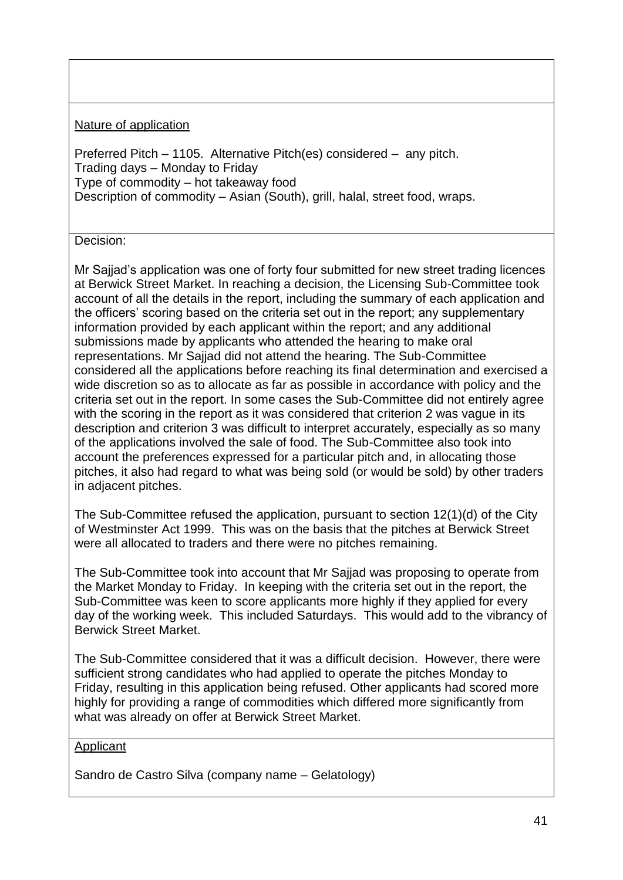Nature of application

Preferred Pitch – 1105. Alternative Pitch(es) considered – any pitch.
Trading days – Monday to Friday
Type of commodity – hot takeaway food
Description of commodity – Asian (South), grill, halal, street food, wraps.

Decision:

Mr Sajjad's application was one of forty four submitted for new street trading licences at Berwick Street Market. In reaching a decision, the Licensing Sub-Committee took account of all the details in the report, including the summary of each application and the officers' scoring based on the criteria set out in the report; any supplementary information provided by each applicant within the report; and any additional submissions made by applicants who attended the hearing to make oral representations. Mr Sajjad did not attend the hearing. The Sub-Committee considered all the applications before reaching its final determination and exercised a wide discretion so as to allocate as far as possible in accordance with policy and the criteria set out in the report. In some cases the Sub-Committee did not entirely agree with the scoring in the report as it was considered that criterion 2 was vague in its description and criterion 3 was difficult to interpret accurately, especially as so many of the applications involved the sale of food. The Sub-Committee also took into account the preferences expressed for a particular pitch and, in allocating those pitches, it also had regard to what was being sold (or would be sold) by other traders in adjacent pitches.

The Sub-Committee refused the application, pursuant to section 12(1)(d) of the City of Westminster Act 1999. This was on the basis that the pitches at Berwick Street were all allocated to traders and there were no pitches remaining.

The Sub-Committee took into account that Mr Sajjad was proposing to operate from the Market Monday to Friday. In keeping with the criteria set out in the report, the Sub-Committee was keen to score applicants more highly if they applied for every day of the working week. This included Saturdays. This would add to the vibrancy of Berwick Street Market.

The Sub-Committee considered that it was a difficult decision. However, there were sufficient strong candidates who had applied to operate the pitches Monday to Friday, resulting in this application being refused. Other applicants had scored more highly for providing a range of commodities which differed more significantly from what was already on offer at Berwick Street Market.

Applicant

Sandro de Castro Silva (company name – Gelatology)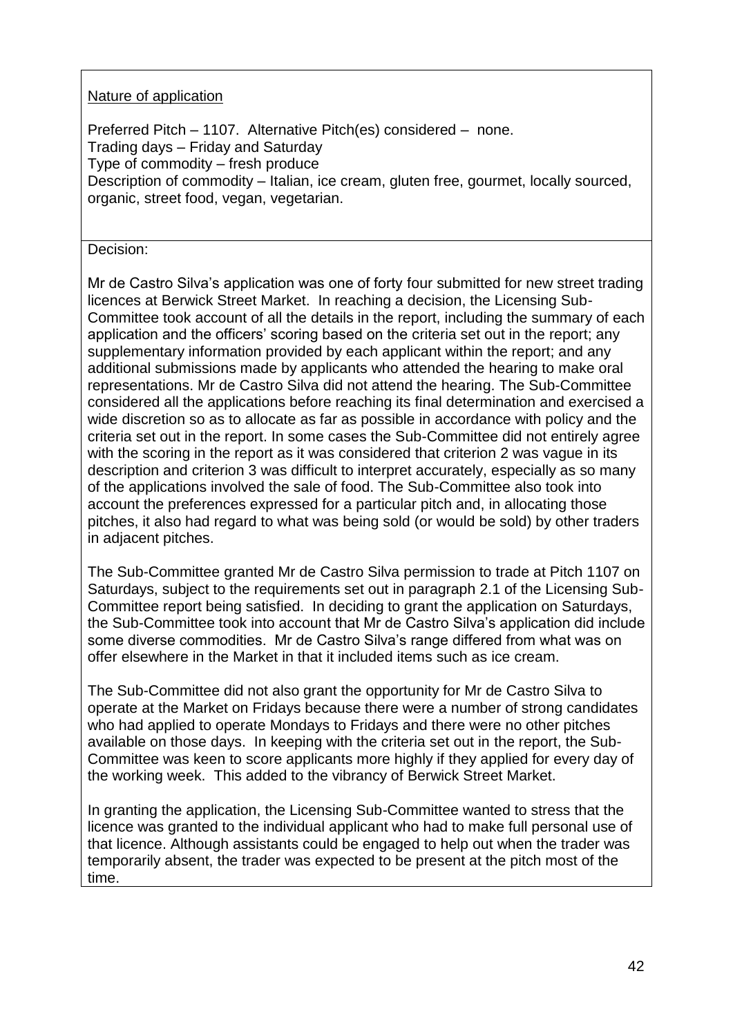Nature of application

Preferred Pitch – 1107. Alternative Pitch(es) considered – none.
Trading days – Friday and Saturday
Type of commodity – fresh produce
Description of commodity – Italian, ice cream, gluten free, gourmet, locally sourced, organic, street food, vegan, vegetarian.

Decision:

Mr de Castro Silva's application was one of forty four submitted for new street trading licences at Berwick Street Market. In reaching a decision, the Licensing Sub-Committee took account of all the details in the report, including the summary of each application and the officers' scoring based on the criteria set out in the report; any supplementary information provided by each applicant within the report; and any additional submissions made by applicants who attended the hearing to make oral representations. Mr de Castro Silva did not attend the hearing. The Sub-Committee considered all the applications before reaching its final determination and exercised a wide discretion so as to allocate as far as possible in accordance with policy and the criteria set out in the report. In some cases the Sub-Committee did not entirely agree with the scoring in the report as it was considered that criterion 2 was vague in its description and criterion 3 was difficult to interpret accurately, especially as so many of the applications involved the sale of food. The Sub-Committee also took into account the preferences expressed for a particular pitch and, in allocating those pitches, it also had regard to what was being sold (or would be sold) by other traders in adjacent pitches.

The Sub-Committee granted Mr de Castro Silva permission to trade at Pitch 1107 on Saturdays, subject to the requirements set out in paragraph 2.1 of the Licensing Sub-Committee report being satisfied. In deciding to grant the application on Saturdays, the Sub-Committee took into account that Mr de Castro Silva's application did include some diverse commodities. Mr de Castro Silva's range differed from what was on offer elsewhere in the Market in that it included items such as ice cream.

The Sub-Committee did not also grant the opportunity for Mr de Castro Silva to operate at the Market on Fridays because there were a number of strong candidates who had applied to operate Mondays to Fridays and there were no other pitches available on those days. In keeping with the criteria set out in the report, the Sub-Committee was keen to score applicants more highly if they applied for every day of the working week. This added to the vibrancy of Berwick Street Market.

In granting the application, the Licensing Sub-Committee wanted to stress that the licence was granted to the individual applicant who had to make full personal use of that licence. Although assistants could be engaged to help out when the trader was temporarily absent, the trader was expected to be present at the pitch most of the time.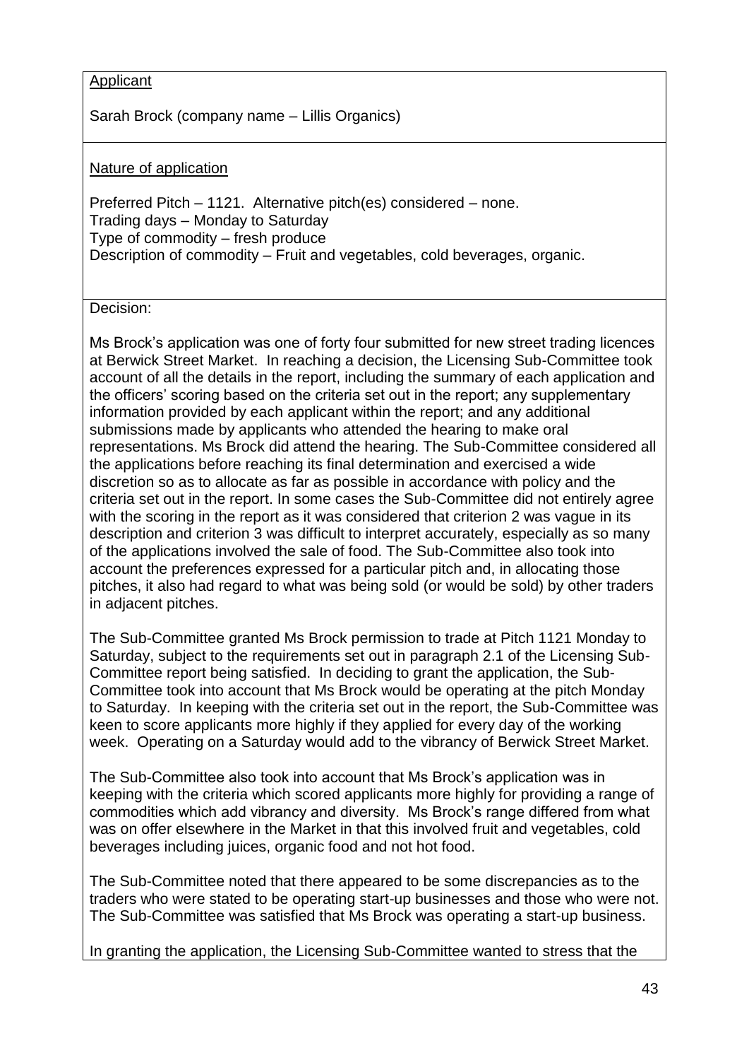Applicant

Sarah Brock (company name – Lillis Organics)

Nature of application

Preferred Pitch – 1121. Alternative pitch(es) considered – none.
Trading days – Monday to Saturday
Type of commodity – fresh produce
Description of commodity – Fruit and vegetables, cold beverages, organic.

Decision:

Ms Brock's application was one of forty four submitted for new street trading licences at Berwick Street Market. In reaching a decision, the Licensing Sub-Committee took account of all the details in the report, including the summary of each application and the officers' scoring based on the criteria set out in the report; any supplementary information provided by each applicant within the report; and any additional submissions made by applicants who attended the hearing to make oral representations. Ms Brock did attend the hearing. The Sub-Committee considered all the applications before reaching its final determination and exercised a wide discretion so as to allocate as far as possible in accordance with policy and the criteria set out in the report. In some cases the Sub-Committee did not entirely agree with the scoring in the report as it was considered that criterion 2 was vague in its description and criterion 3 was difficult to interpret accurately, especially as so many of the applications involved the sale of food. The Sub-Committee also took into account the preferences expressed for a particular pitch and, in allocating those pitches, it also had regard to what was being sold (or would be sold) by other traders in adjacent pitches.

The Sub-Committee granted Ms Brock permission to trade at Pitch 1121 Monday to Saturday, subject to the requirements set out in paragraph 2.1 of the Licensing Sub-Committee report being satisfied. In deciding to grant the application, the Sub-Committee took into account that Ms Brock would be operating at the pitch Monday to Saturday. In keeping with the criteria set out in the report, the Sub-Committee was keen to score applicants more highly if they applied for every day of the working week. Operating on a Saturday would add to the vibrancy of Berwick Street Market.

The Sub-Committee also took into account that Ms Brock's application was in keeping with the criteria which scored applicants more highly for providing a range of commodities which add vibrancy and diversity. Ms Brock's range differed from what was on offer elsewhere in the Market in that this involved fruit and vegetables, cold beverages including juices, organic food and not hot food.

The Sub-Committee noted that there appeared to be some discrepancies as to the traders who were stated to be operating start-up businesses and those who were not. The Sub-Committee was satisfied that Ms Brock was operating a start-up business.

In granting the application, the Licensing Sub-Committee wanted to stress that the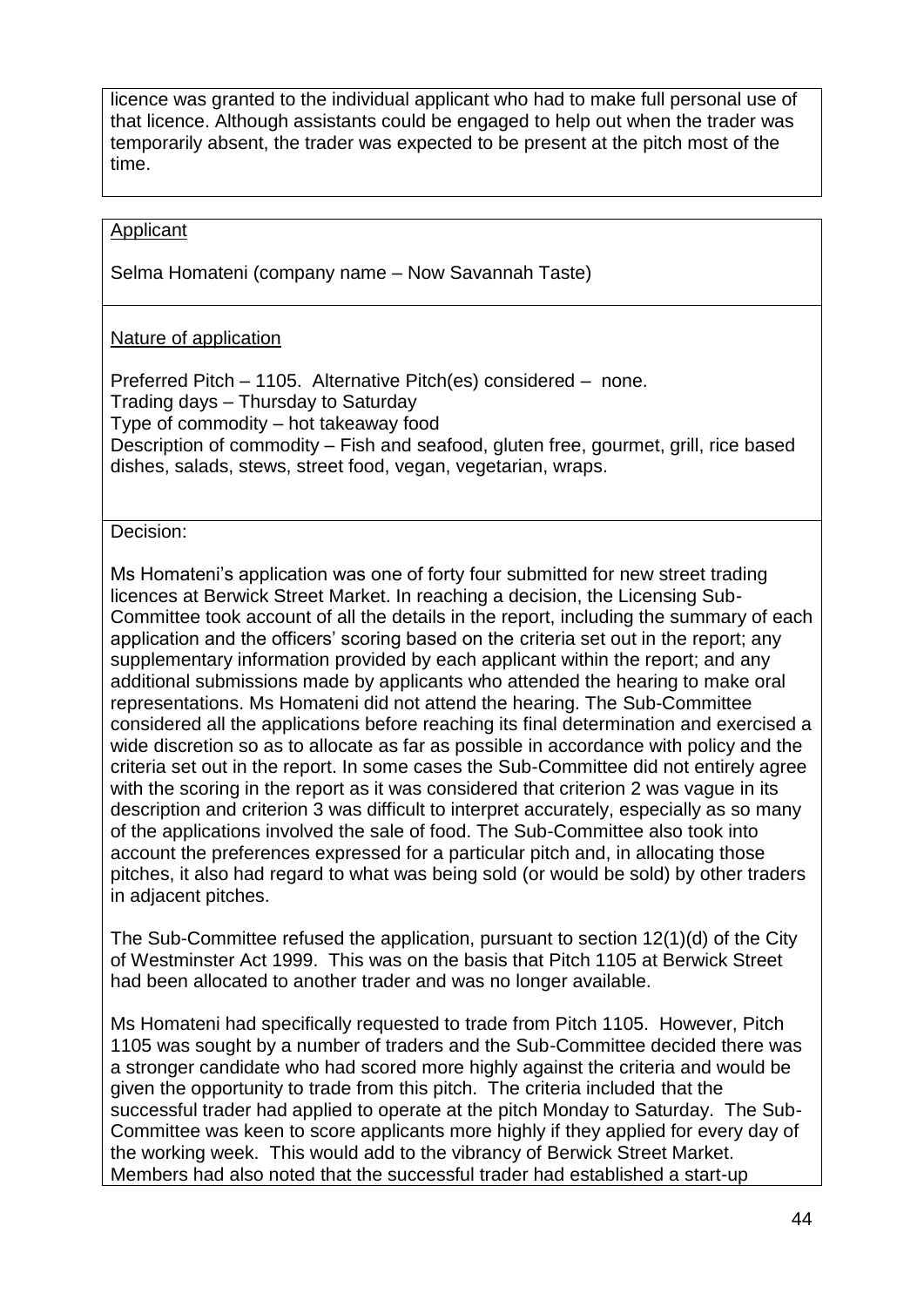licence was granted to the individual applicant who had to make full personal use of that licence. Although assistants could be engaged to help out when the trader was temporarily absent, the trader was expected to be present at the pitch most of the time.

Applicant

Selma Homateni (company name – Now Savannah Taste)

Nature of application

Preferred Pitch – 1105. Alternative Pitch(es) considered – none.
Trading days – Thursday to Saturday
Type of commodity – hot takeaway food
Description of commodity – Fish and seafood, gluten free, gourmet, grill, rice based dishes, salads, stews, street food, vegan, vegetarian, wraps.

Decision:

Ms Homateni's application was one of forty four submitted for new street trading licences at Berwick Street Market. In reaching a decision, the Licensing Sub-Committee took account of all the details in the report, including the summary of each application and the officers' scoring based on the criteria set out in the report; any supplementary information provided by each applicant within the report; and any additional submissions made by applicants who attended the hearing to make oral representations. Ms Homateni did not attend the hearing. The Sub-Committee considered all the applications before reaching its final determination and exercised a wide discretion so as to allocate as far as possible in accordance with policy and the criteria set out in the report. In some cases the Sub-Committee did not entirely agree with the scoring in the report as it was considered that criterion 2 was vague in its description and criterion 3 was difficult to interpret accurately, especially as so many of the applications involved the sale of food. The Sub-Committee also took into account the preferences expressed for a particular pitch and, in allocating those pitches, it also had regard to what was being sold (or would be sold) by other traders in adjacent pitches.

The Sub-Committee refused the application, pursuant to section 12(1)(d) of the City of Westminster Act 1999. This was on the basis that Pitch 1105 at Berwick Street had been allocated to another trader and was no longer available.

Ms Homateni had specifically requested to trade from Pitch 1105. However, Pitch 1105 was sought by a number of traders and the Sub-Committee decided there was a stronger candidate who had scored more highly against the criteria and would be given the opportunity to trade from this pitch. The criteria included that the successful trader had applied to operate at the pitch Monday to Saturday. The Sub-Committee was keen to score applicants more highly if they applied for every day of the working week. This would add to the vibrancy of Berwick Street Market. Members had also noted that the successful trader had established a start-up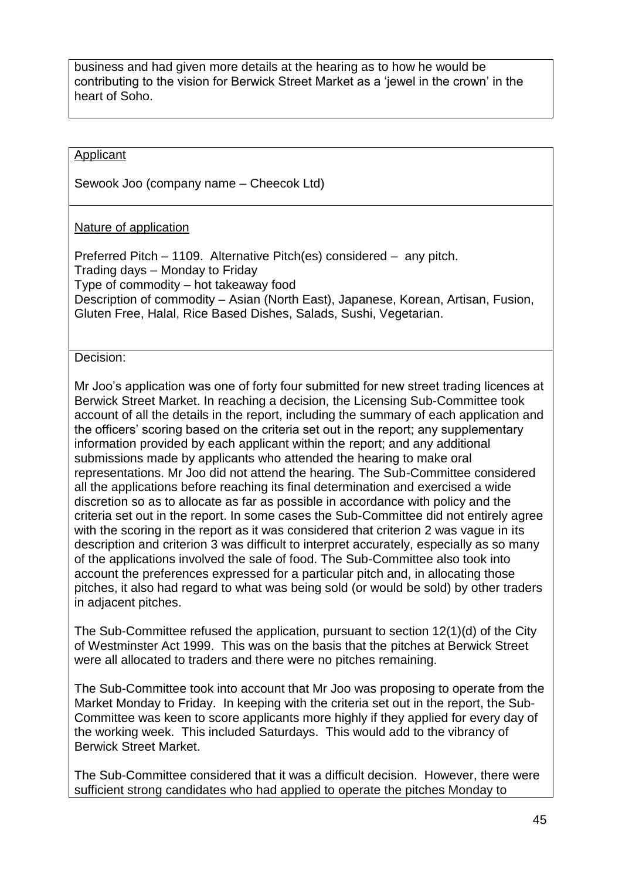business and had given more details at the hearing as to how he would be contributing to the vision for Berwick Street Market as a 'jewel in the crown' in the heart of Soho.

Applicant

Sewook Joo (company name – Cheecok Ltd)

Nature of application

Preferred Pitch – 1109. Alternative Pitch(es) considered – any pitch.
Trading days – Monday to Friday
Type of commodity – hot takeaway food
Description of commodity – Asian (North East), Japanese, Korean, Artisan, Fusion, Gluten Free, Halal, Rice Based Dishes, Salads, Sushi, Vegetarian.

Decision:

Mr Joo's application was one of forty four submitted for new street trading licences at Berwick Street Market. In reaching a decision, the Licensing Sub-Committee took account of all the details in the report, including the summary of each application and the officers' scoring based on the criteria set out in the report; any supplementary information provided by each applicant within the report; and any additional submissions made by applicants who attended the hearing to make oral representations. Mr Joo did not attend the hearing. The Sub-Committee considered all the applications before reaching its final determination and exercised a wide discretion so as to allocate as far as possible in accordance with policy and the criteria set out in the report. In some cases the Sub-Committee did not entirely agree with the scoring in the report as it was considered that criterion 2 was vague in its description and criterion 3 was difficult to interpret accurately, especially as so many of the applications involved the sale of food. The Sub-Committee also took into account the preferences expressed for a particular pitch and, in allocating those pitches, it also had regard to what was being sold (or would be sold) by other traders in adjacent pitches.

The Sub-Committee refused the application, pursuant to section 12(1)(d) of the City of Westminster Act 1999. This was on the basis that the pitches at Berwick Street were all allocated to traders and there were no pitches remaining.

The Sub-Committee took into account that Mr Joo was proposing to operate from the Market Monday to Friday. In keeping with the criteria set out in the report, the Sub-Committee was keen to score applicants more highly if they applied for every day of the working week. This included Saturdays. This would add to the vibrancy of Berwick Street Market.

The Sub-Committee considered that it was a difficult decision. However, there were sufficient strong candidates who had applied to operate the pitches Monday to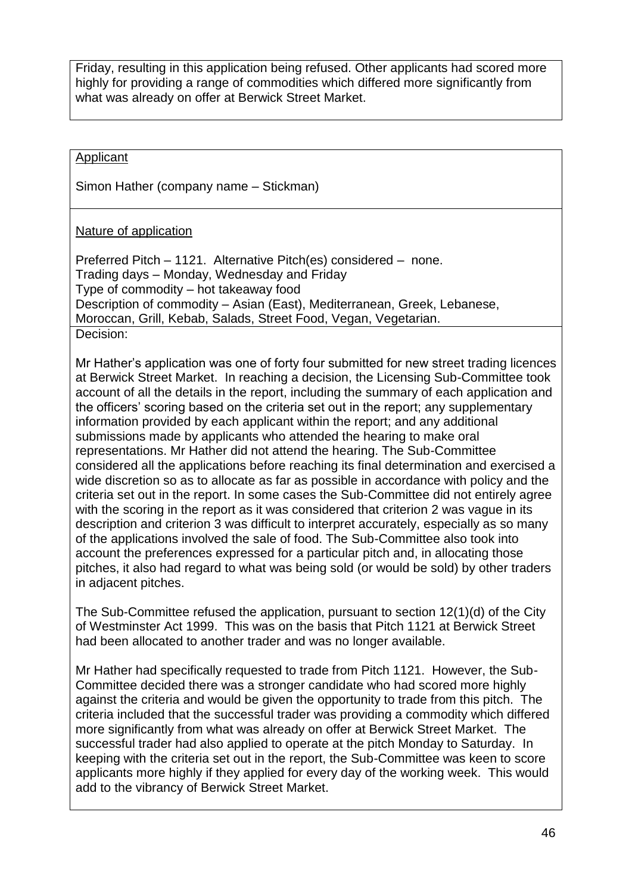Friday, resulting in this application being refused. Other applicants had scored more highly for providing a range of commodities which differed more significantly from what was already on offer at Berwick Street Market.

Applicant

Simon Hather (company name – Stickman)

Nature of application

Preferred Pitch – 1121. Alternative Pitch(es) considered – none.
Trading days – Monday, Wednesday and Friday
Type of commodity – hot takeaway food
Description of commodity – Asian (East), Mediterranean, Greek, Lebanese, Moroccan, Grill, Kebab, Salads, Street Food, Vegan, Vegetarian.

Decision:

Mr Hather's application was one of forty four submitted for new street trading licences at Berwick Street Market. In reaching a decision, the Licensing Sub-Committee took account of all the details in the report, including the summary of each application and the officers' scoring based on the criteria set out in the report; any supplementary information provided by each applicant within the report; and any additional submissions made by applicants who attended the hearing to make oral representations. Mr Hather did not attend the hearing. The Sub-Committee considered all the applications before reaching its final determination and exercised a wide discretion so as to allocate as far as possible in accordance with policy and the criteria set out in the report. In some cases the Sub-Committee did not entirely agree with the scoring in the report as it was considered that criterion 2 was vague in its description and criterion 3 was difficult to interpret accurately, especially as so many of the applications involved the sale of food. The Sub-Committee also took into account the preferences expressed for a particular pitch and, in allocating those pitches, it also had regard to what was being sold (or would be sold) by other traders in adjacent pitches.

The Sub-Committee refused the application, pursuant to section 12(1)(d) of the City of Westminster Act 1999. This was on the basis that Pitch 1121 at Berwick Street had been allocated to another trader and was no longer available.

Mr Hather had specifically requested to trade from Pitch 1121. However, the Sub-Committee decided there was a stronger candidate who had scored more highly against the criteria and would be given the opportunity to trade from this pitch. The criteria included that the successful trader was providing a commodity which differed more significantly from what was already on offer at Berwick Street Market. The successful trader had also applied to operate at the pitch Monday to Saturday. In keeping with the criteria set out in the report, the Sub-Committee was keen to score applicants more highly if they applied for every day of the working week. This would add to the vibrancy of Berwick Street Market.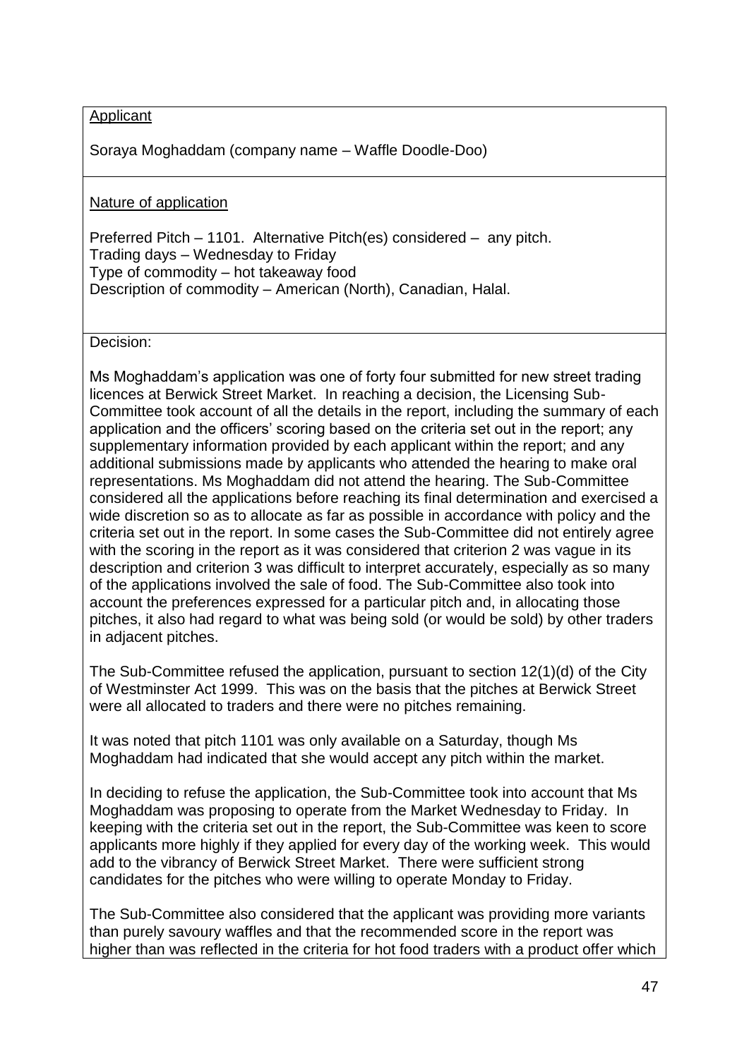<u>Applicant</u>

Soraya Moghaddam (company name – Waffle Doodle-Doo)

<u>Nature of application</u>

Preferred Pitch – 1101. Alternative Pitch(es) considered – any pitch.
Trading days – Wednesday to Friday
Type of commodity – hot takeaway food
Description of commodity – American (North), Canadian, Halal.

Decision:

Ms Moghaddam's application was one of forty four submitted for new street trading licences at Berwick Street Market. In reaching a decision, the Licensing Sub-Committee took account of all the details in the report, including the summary of each application and the officers' scoring based on the criteria set out in the report; any supplementary information provided by each applicant within the report; and any additional submissions made by applicants who attended the hearing to make oral representations. Ms Moghaddam did not attend the hearing. The Sub-Committee considered all the applications before reaching its final determination and exercised a wide discretion so as to allocate as far as possible in accordance with policy and the criteria set out in the report. In some cases the Sub-Committee did not entirely agree with the scoring in the report as it was considered that criterion 2 was vague in its description and criterion 3 was difficult to interpret accurately, especially as so many of the applications involved the sale of food. The Sub-Committee also took into account the preferences expressed for a particular pitch and, in allocating those pitches, it also had regard to what was being sold (or would be sold) by other traders in adjacent pitches.

The Sub-Committee refused the application, pursuant to section 12(1)(d) of the City of Westminster Act 1999. This was on the basis that the pitches at Berwick Street were all allocated to traders and there were no pitches remaining.

It was noted that pitch 1101 was only available on a Saturday, though Ms Moghaddam had indicated that she would accept any pitch within the market.

In deciding to refuse the application, the Sub-Committee took into account that Ms Moghaddam was proposing to operate from the Market Wednesday to Friday. In keeping with the criteria set out in the report, the Sub-Committee was keen to score applicants more highly if they applied for every day of the working week. This would add to the vibrancy of Berwick Street Market. There were sufficient strong candidates for the pitches who were willing to operate Monday to Friday.

The Sub-Committee also considered that the applicant was providing more variants than purely savoury waffles and that the recommended score in the report was higher than was reflected in the criteria for hot food traders with a product offer which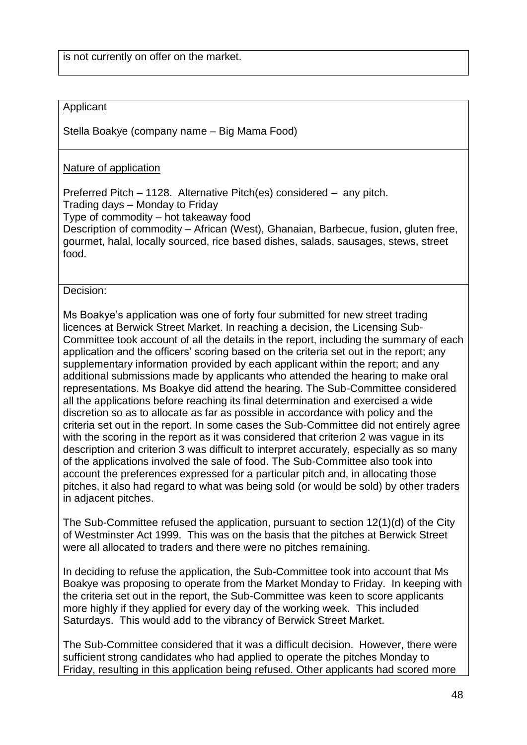is not currently on offer on the market.

<u>Applicant</u>

Stella Boakye (company name – Big Mama Food)

<u>Nature of application</u>

Preferred Pitch – 1128. Alternative Pitch(es) considered – any pitch.
Trading days – Monday to Friday
Type of commodity – hot takeaway food
Description of commodity – African (West), Ghanaian, Barbecue, fusion, gluten free, gourmet, halal, locally sourced, rice based dishes, salads, sausages, stews, street food.

Decision:

Ms Boakye's application was one of forty four submitted for new street trading licences at Berwick Street Market. In reaching a decision, the Licensing Sub-Committee took account of all the details in the report, including the summary of each application and the officers' scoring based on the criteria set out in the report; any supplementary information provided by each applicant within the report; and any additional submissions made by applicants who attended the hearing to make oral representations. Ms Boakye did attend the hearing. The Sub-Committee considered all the applications before reaching its final determination and exercised a wide discretion so as to allocate as far as possible in accordance with policy and the criteria set out in the report. In some cases the Sub-Committee did not entirely agree with the scoring in the report as it was considered that criterion 2 was vague in its description and criterion 3 was difficult to interpret accurately, especially as so many of the applications involved the sale of food. The Sub-Committee also took into account the preferences expressed for a particular pitch and, in allocating those pitches, it also had regard to what was being sold (or would be sold) by other traders in adjacent pitches.

The Sub-Committee refused the application, pursuant to section 12(1)(d) of the City of Westminster Act 1999. This was on the basis that the pitches at Berwick Street were all allocated to traders and there were no pitches remaining.

In deciding to refuse the application, the Sub-Committee took into account that Ms Boakye was proposing to operate from the Market Monday to Friday. In keeping with the criteria set out in the report, the Sub-Committee was keen to score applicants more highly if they applied for every day of the working week. This included Saturdays. This would add to the vibrancy of Berwick Street Market.

The Sub-Committee considered that it was a difficult decision. However, there were sufficient strong candidates who had applied to operate the pitches Monday to Friday, resulting in this application being refused. Other applicants had scored more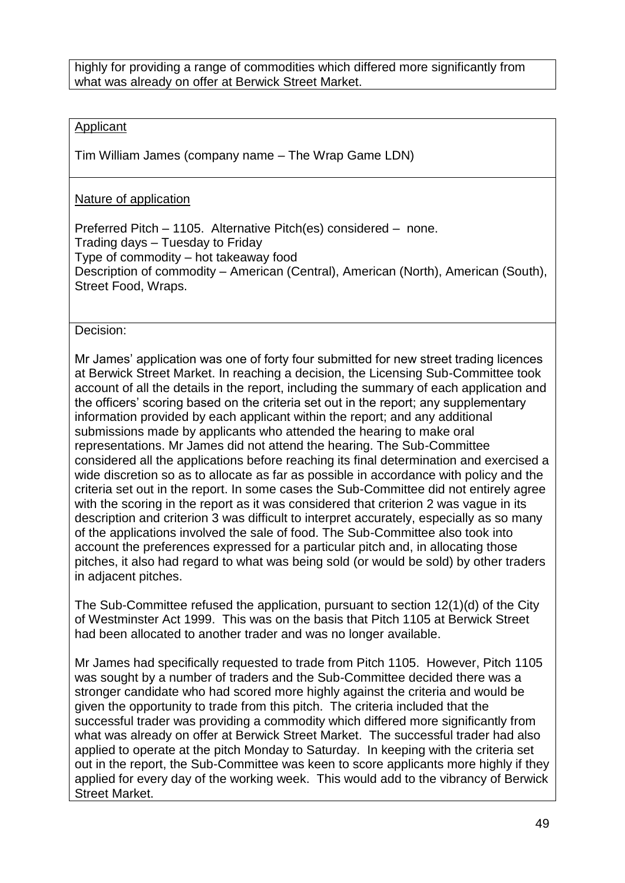highly for providing a range of commodities which differed more significantly from what was already on offer at Berwick Street Market.

Applicant

Tim William James (company name – The Wrap Game LDN)

Nature of application

Preferred Pitch – 1105. Alternative Pitch(es) considered – none.
Trading days – Tuesday to Friday
Type of commodity – hot takeaway food
Description of commodity – American (Central), American (North), American (South), Street Food, Wraps.

Decision:

Mr James' application was one of forty four submitted for new street trading licences at Berwick Street Market. In reaching a decision, the Licensing Sub-Committee took account of all the details in the report, including the summary of each application and the officers' scoring based on the criteria set out in the report; any supplementary information provided by each applicant within the report; and any additional submissions made by applicants who attended the hearing to make oral representations. Mr James did not attend the hearing. The Sub-Committee considered all the applications before reaching its final determination and exercised a wide discretion so as to allocate as far as possible in accordance with policy and the criteria set out in the report. In some cases the Sub-Committee did not entirely agree with the scoring in the report as it was considered that criterion 2 was vague in its description and criterion 3 was difficult to interpret accurately, especially as so many of the applications involved the sale of food. The Sub-Committee also took into account the preferences expressed for a particular pitch and, in allocating those pitches, it also had regard to what was being sold (or would be sold) by other traders in adjacent pitches.

The Sub-Committee refused the application, pursuant to section 12(1)(d) of the City of Westminster Act 1999. This was on the basis that Pitch 1105 at Berwick Street had been allocated to another trader and was no longer available.

Mr James had specifically requested to trade from Pitch 1105. However, Pitch 1105 was sought by a number of traders and the Sub-Committee decided there was a stronger candidate who had scored more highly against the criteria and would be given the opportunity to trade from this pitch. The criteria included that the successful trader was providing a commodity which differed more significantly from what was already on offer at Berwick Street Market. The successful trader had also applied to operate at the pitch Monday to Saturday. In keeping with the criteria set out in the report, the Sub-Committee was keen to score applicants more highly if they applied for every day of the working week. This would add to the vibrancy of Berwick Street Market.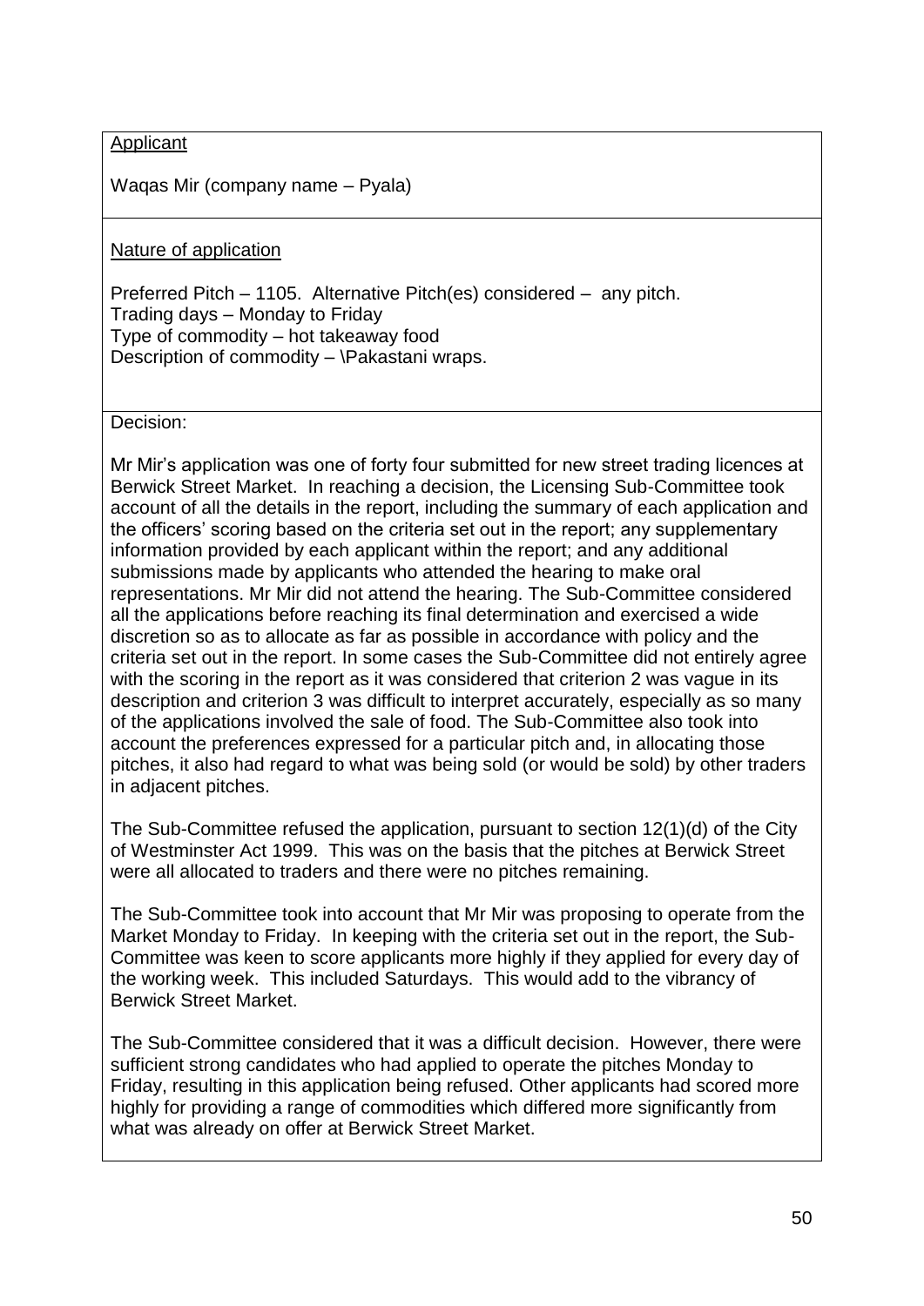Applicant

Waqas Mir (company name – Pyala)

Nature of application

Preferred Pitch – 1105. Alternative Pitch(es) considered – any pitch.
Trading days – Monday to Friday
Type of commodity – hot takeaway food
Description of commodity – \Pakastani wraps.

Decision:

Mr Mir's application was one of forty four submitted for new street trading licences at Berwick Street Market. In reaching a decision, the Licensing Sub-Committee took account of all the details in the report, including the summary of each application and the officers' scoring based on the criteria set out in the report; any supplementary information provided by each applicant within the report; and any additional submissions made by applicants who attended the hearing to make oral representations. Mr Mir did not attend the hearing. The Sub-Committee considered all the applications before reaching its final determination and exercised a wide discretion so as to allocate as far as possible in accordance with policy and the criteria set out in the report. In some cases the Sub-Committee did not entirely agree with the scoring in the report as it was considered that criterion 2 was vague in its description and criterion 3 was difficult to interpret accurately, especially as so many of the applications involved the sale of food. The Sub-Committee also took into account the preferences expressed for a particular pitch and, in allocating those pitches, it also had regard to what was being sold (or would be sold) by other traders in adjacent pitches.

The Sub-Committee refused the application, pursuant to section 12(1)(d) of the City of Westminster Act 1999. This was on the basis that the pitches at Berwick Street were all allocated to traders and there were no pitches remaining.

The Sub-Committee took into account that Mr Mir was proposing to operate from the Market Monday to Friday. In keeping with the criteria set out in the report, the Sub-Committee was keen to score applicants more highly if they applied for every day of the working week. This included Saturdays. This would add to the vibrancy of Berwick Street Market.

The Sub-Committee considered that it was a difficult decision. However, there were sufficient strong candidates who had applied to operate the pitches Monday to Friday, resulting in this application being refused. Other applicants had scored more highly for providing a range of commodities which differed more significantly from what was already on offer at Berwick Street Market.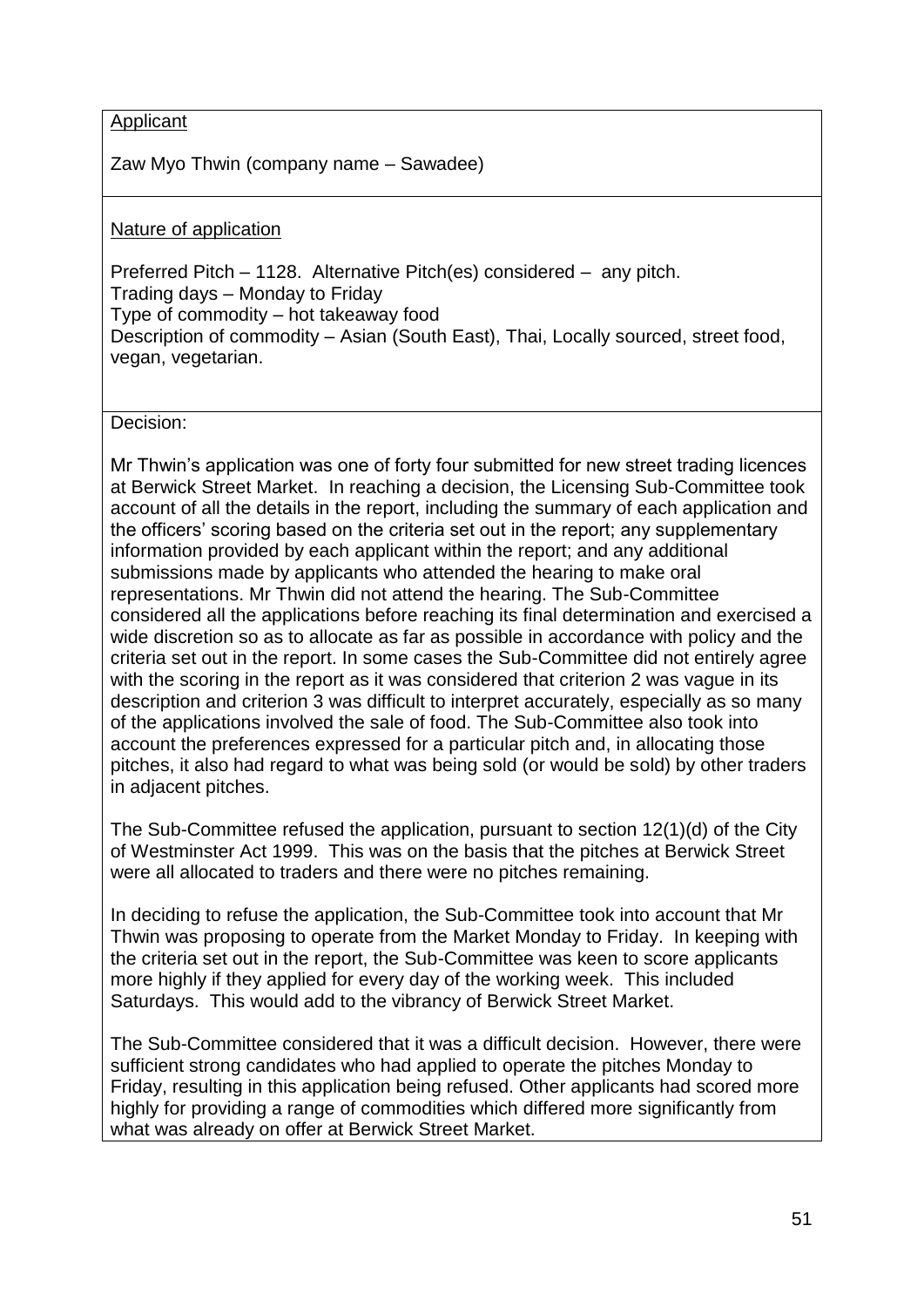<u>Applicant</u>

Zaw Myo Thwin (company name – Sawadee)

<u>Nature of application</u>

Preferred Pitch – 1128. Alternative Pitch(es) considered – any pitch.
Trading days – Monday to Friday
Type of commodity – hot takeaway food
Description of commodity – Asian (South East), Thai, Locally sourced, street food, vegan, vegetarian.

Decision:

Mr Thwin's application was one of forty four submitted for new street trading licences at Berwick Street Market. In reaching a decision, the Licensing Sub-Committee took account of all the details in the report, including the summary of each application and the officers' scoring based on the criteria set out in the report; any supplementary information provided by each applicant within the report; and any additional submissions made by applicants who attended the hearing to make oral representations. Mr Thwin did not attend the hearing. The Sub-Committee considered all the applications before reaching its final determination and exercised a wide discretion so as to allocate as far as possible in accordance with policy and the criteria set out in the report. In some cases the Sub-Committee did not entirely agree with the scoring in the report as it was considered that criterion 2 was vague in its description and criterion 3 was difficult to interpret accurately, especially as so many of the applications involved the sale of food. The Sub-Committee also took into account the preferences expressed for a particular pitch and, in allocating those pitches, it also had regard to what was being sold (or would be sold) by other traders in adjacent pitches.

The Sub-Committee refused the application, pursuant to section 12(1)(d) of the City of Westminster Act 1999. This was on the basis that the pitches at Berwick Street were all allocated to traders and there were no pitches remaining.

In deciding to refuse the application, the Sub-Committee took into account that Mr Thwin was proposing to operate from the Market Monday to Friday. In keeping with the criteria set out in the report, the Sub-Committee was keen to score applicants more highly if they applied for every day of the working week. This included Saturdays. This would add to the vibrancy of Berwick Street Market.

The Sub-Committee considered that it was a difficult decision. However, there were sufficient strong candidates who had applied to operate the pitches Monday to Friday, resulting in this application being refused. Other applicants had scored more highly for providing a range of commodities which differed more significantly from what was already on offer at Berwick Street Market.